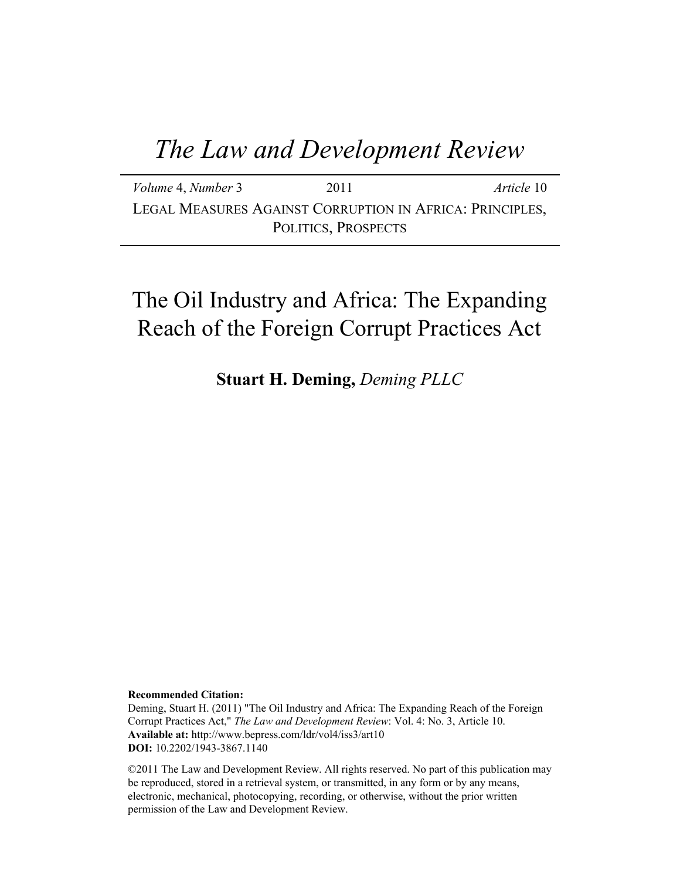# *The Law and Development Review*

*Volume* 4, *Number* 3 | 2011 | *Article* 10

LEGAL MEASURES AGAINST CORRUPTION IN AFRICA: PRINCIPLES, POLITICS, PROSPECTS

## The Oil Industry and Africa: The Expanding Reach of the Foreign Corrupt Practices Act

**Stuart H. Deming,** *Deming PLLC*

**Recommended Citation:**
Deming, Stuart H. (2011) "The Oil Industry and Africa: The Expanding Reach of the Foreign Corrupt Practices Act," *The Law and Development Review*: Vol. 4: No. 3, Article 10.
**Available at:** http://www.bepress.com/ldr/vol4/iss3/art10
**DOI:** 10.2202/1943-3867.1140

©2011 The Law and Development Review. All rights reserved. No part of this publication may be reproduced, stored in a retrieval system, or transmitted, in any form or by any means, electronic, mechanical, photocopying, recording, or otherwise, without the prior written permission of the Law and Development Review.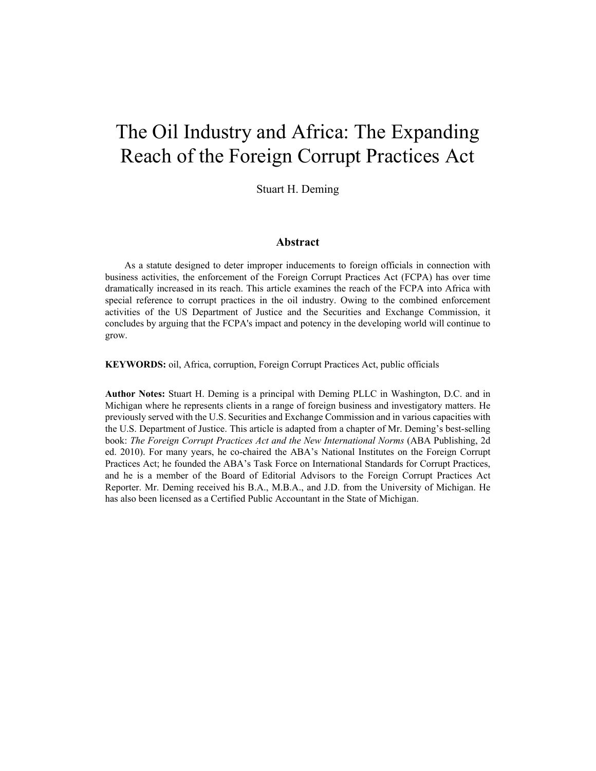# The Oil Industry and Africa: The Expanding Reach of the Foreign Corrupt Practices Act

Stuart H. Deming

## Abstract

As a statute designed to deter improper inducements to foreign officials in connection with business activities, the enforcement of the Foreign Corrupt Practices Act (FCPA) has over time dramatically increased in its reach. This article examines the reach of the FCPA into Africa with special reference to corrupt practices in the oil industry. Owing to the combined enforcement activities of the US Department of Justice and the Securities and Exchange Commission, it concludes by arguing that the FCPA's impact and potency in the developing world will continue to grow.

**KEYWORDS:** oil, Africa, corruption, Foreign Corrupt Practices Act, public officials

**Author Notes:** Stuart H. Deming is a principal with Deming PLLC in Washington, D.C. and in Michigan where he represents clients in a range of foreign business and investigatory matters. He previously served with the U.S. Securities and Exchange Commission and in various capacities with the U.S. Department of Justice. This article is adapted from a chapter of Mr. Deming's best-selling book: *The Foreign Corrupt Practices Act and the New International Norms* (ABA Publishing, 2d ed. 2010). For many years, he co-chaired the ABA's National Institutes on the Foreign Corrupt Practices Act; he founded the ABA's Task Force on International Standards for Corrupt Practices, and he is a member of the Board of Editorial Advisors to the Foreign Corrupt Practices Act Reporter. Mr. Deming received his B.A., M.B.A., and J.D. from the University of Michigan. He has also been licensed as a Certified Public Accountant in the State of Michigan.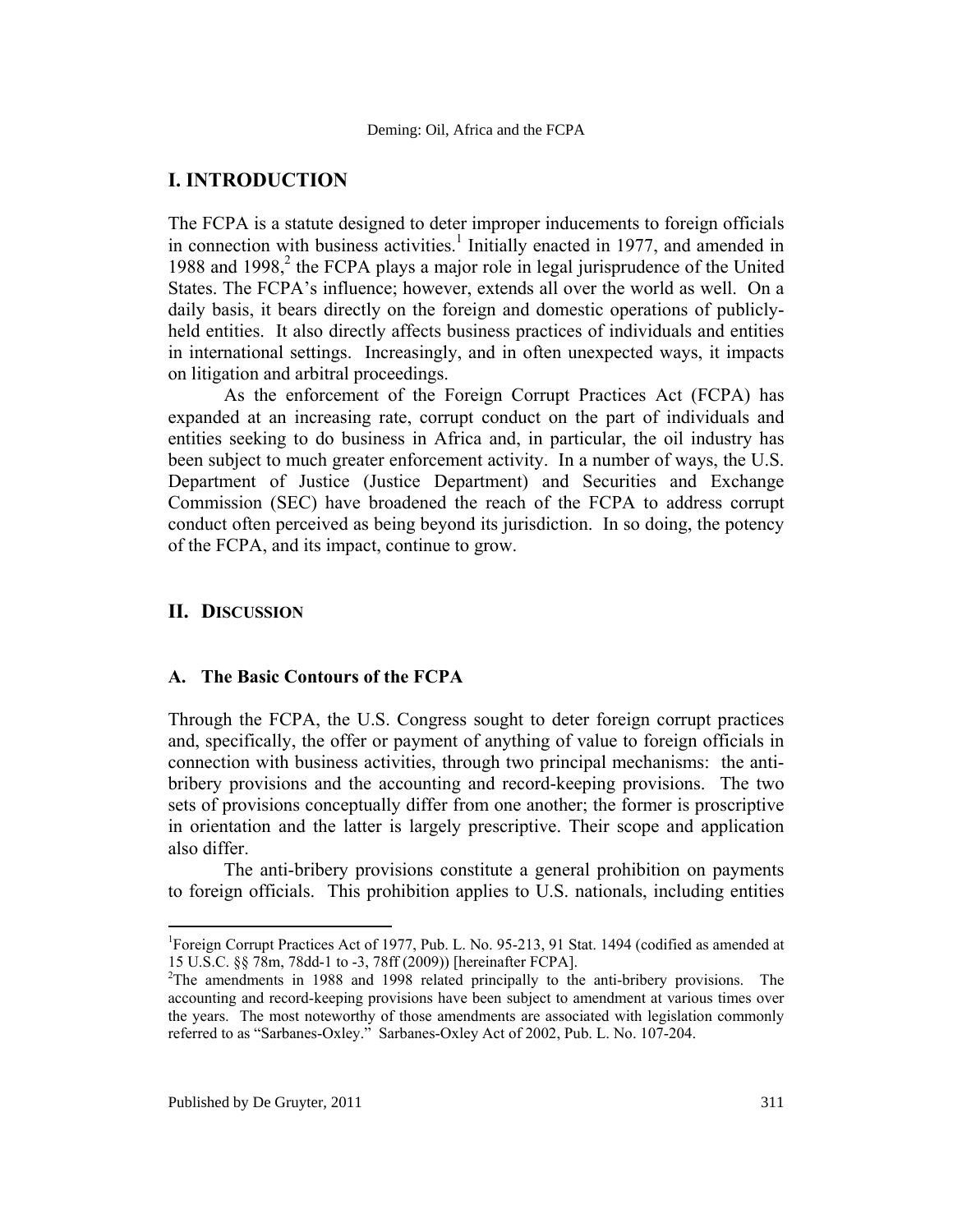## I. INTRODUCTION

The FCPA is a statute designed to deter improper inducements to foreign officials in connection with business activities.[1] Initially enacted in 1977, and amended in 1988 and 1998,[2] the FCPA plays a major role in legal jurisprudence of the United States. The FCPA's influence; however, extends all over the world as well. On a daily basis, it bears directly on the foreign and domestic operations of publicly-held entities. It also directly affects business practices of individuals and entities in international settings. Increasingly, and in often unexpected ways, it impacts on litigation and arbitral proceedings.

As the enforcement of the Foreign Corrupt Practices Act (FCPA) has expanded at an increasing rate, corrupt conduct on the part of individuals and entities seeking to do business in Africa and, in particular, the oil industry has been subject to much greater enforcement activity. In a number of ways, the U.S. Department of Justice (Justice Department) and Securities and Exchange Commission (SEC) have broadened the reach of the FCPA to address corrupt conduct often perceived as being beyond its jurisdiction. In so doing, the potency of the FCPA, and its impact, continue to grow.

## II. DISCUSSION

### A. The Basic Contours of the FCPA

Through the FCPA, the U.S. Congress sought to deter foreign corrupt practices and, specifically, the offer or payment of anything of value to foreign officials in connection with business activities, through two principal mechanisms: the anti-bribery provisions and the accounting and record-keeping provisions. The two sets of provisions conceptually differ from one another; the former is proscriptive in orientation and the latter is largely prescriptive. Their scope and application also differ.

The anti-bribery provisions constitute a general prohibition on payments to foreign officials. This prohibition applies to U.S. nationals, including entities

---

[1] Foreign Corrupt Practices Act of 1977, Pub. L. No. 95-213, 91 Stat. 1494 (codified as amended at 15 U.S.C. §§ 78m, 78dd-1 to -3, 78ff (2009)) [hereinafter FCPA].

[2] The amendments in 1988 and 1998 related principally to the anti-bribery provisions. The accounting and record-keeping provisions have been subject to amendment at various times over the years. The most noteworthy of those amendments are associated with legislation commonly referred to as "Sarbanes-Oxley." Sarbanes-Oxley Act of 2002, Pub. L. No. 107-204.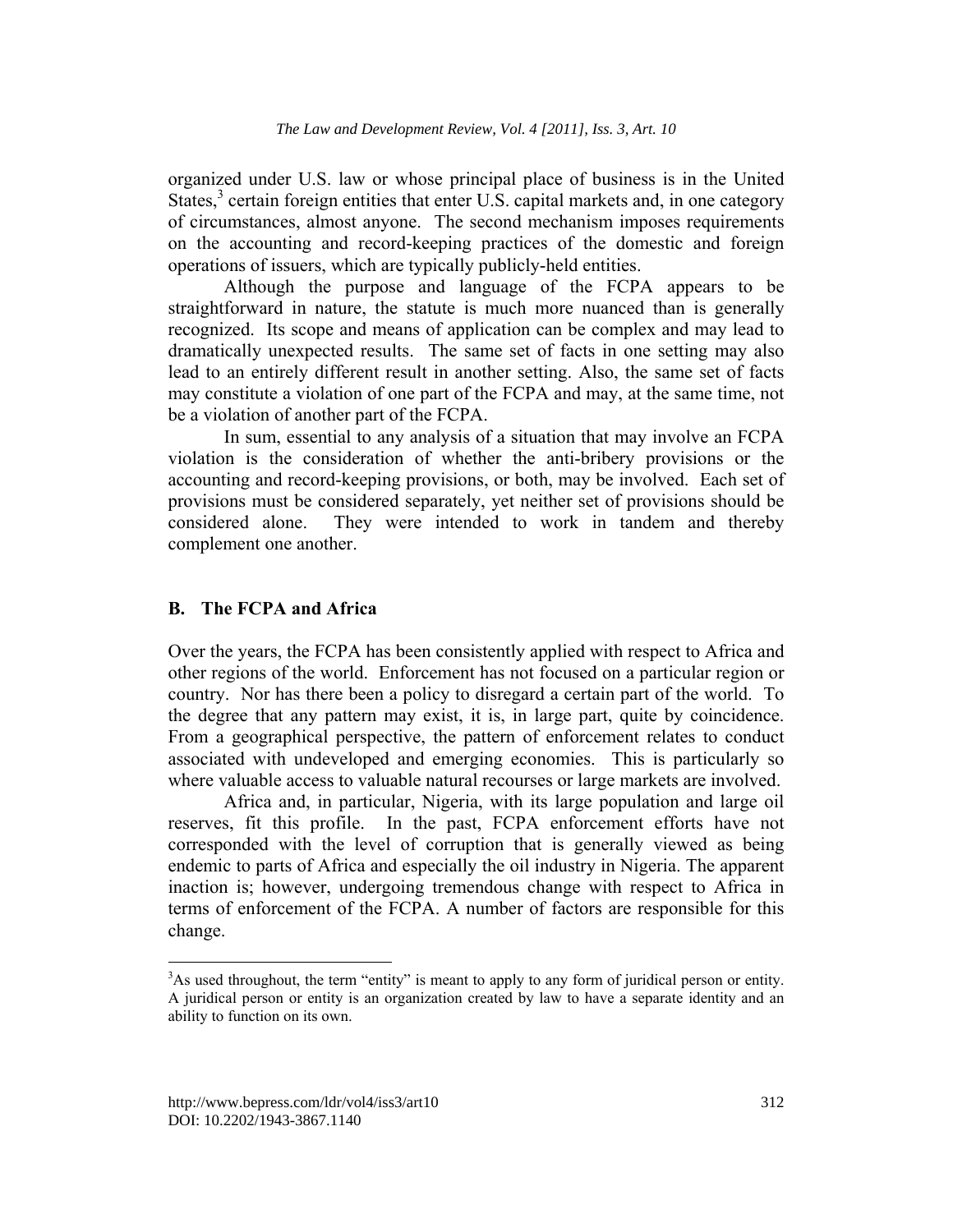organized under U.S. law or whose principal place of business is in the United States,[3] certain foreign entities that enter U.S. capital markets and, in one category of circumstances, almost anyone. The second mechanism imposes requirements on the accounting and record-keeping practices of the domestic and foreign operations of issuers, which are typically publicly-held entities.

Although the purpose and language of the FCPA appears to be straightforward in nature, the statute is much more nuanced than is generally recognized. Its scope and means of application can be complex and may lead to dramatically unexpected results. The same set of facts in one setting may also lead to an entirely different result in another setting. Also, the same set of facts may constitute a violation of one part of the FCPA and may, at the same time, not be a violation of another part of the FCPA.

In sum, essential to any analysis of a situation that may involve an FCPA violation is the consideration of whether the anti-bribery provisions or the accounting and record-keeping provisions, or both, may be involved. Each set of provisions must be considered separately, yet neither set of provisions should be considered alone. They were intended to work in tandem and thereby complement one another.

## B. The FCPA and Africa

Over the years, the FCPA has been consistently applied with respect to Africa and other regions of the world. Enforcement has not focused on a particular region or country. Nor has there been a policy to disregard a certain part of the world. To the degree that any pattern may exist, it is, in large part, quite by coincidence. From a geographical perspective, the pattern of enforcement relates to conduct associated with undeveloped and emerging economies. This is particularly so where valuable access to valuable natural recourses or large markets are involved.

Africa and, in particular, Nigeria, with its large population and large oil reserves, fit this profile. In the past, FCPA enforcement efforts have not corresponded with the level of corruption that is generally viewed as being endemic to parts of Africa and especially the oil industry in Nigeria. The apparent inaction is; however, undergoing tremendous change with respect to Africa in terms of enforcement of the FCPA. A number of factors are responsible for this change.

---

[3]As used throughout, the term "entity" is meant to apply to any form of juridical person or entity. A juridical person or entity is an organization created by law to have a separate identity and an ability to function on its own.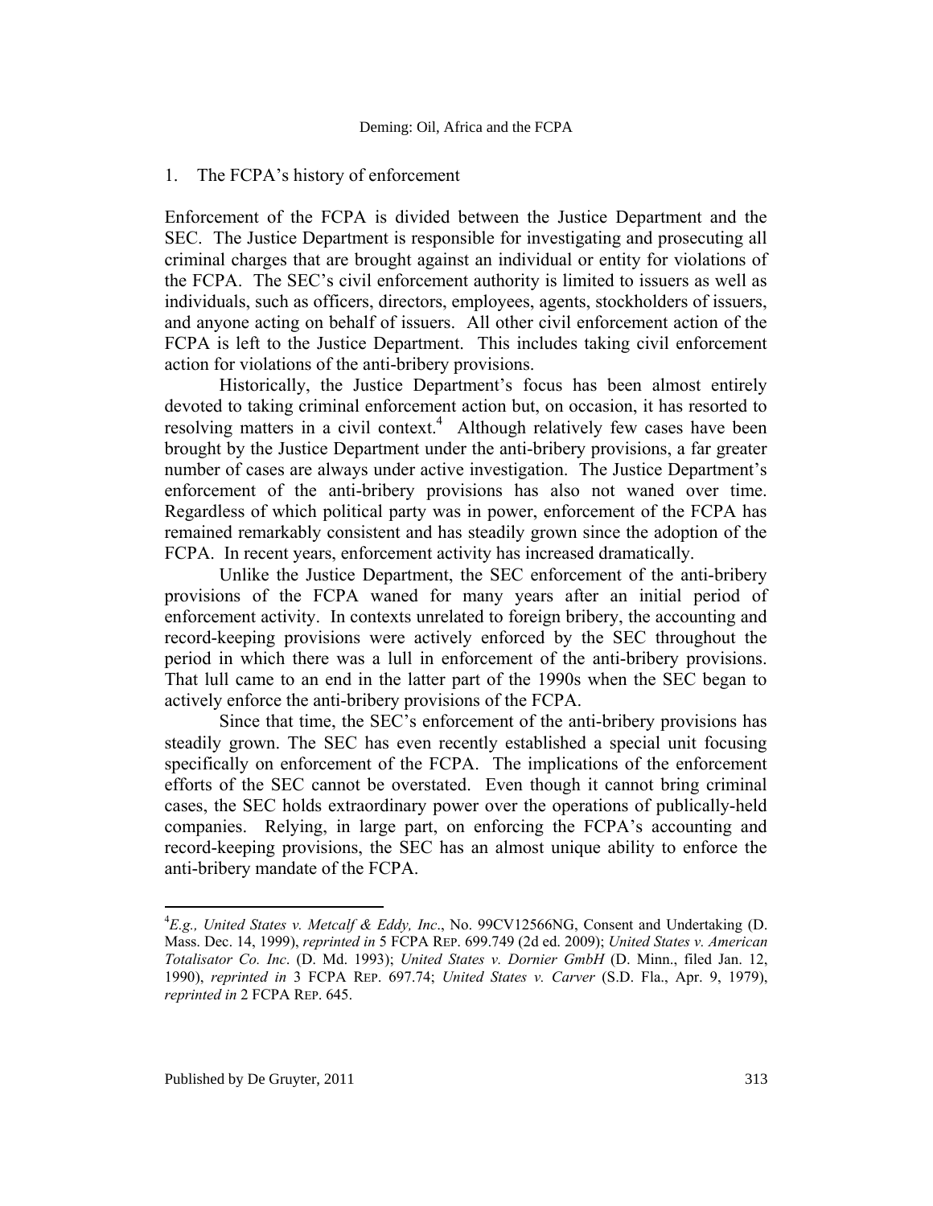### 1. The FCPA's history of enforcement

Enforcement of the FCPA is divided between the Justice Department and the SEC. The Justice Department is responsible for investigating and prosecuting all criminal charges that are brought against an individual or entity for violations of the FCPA. The SEC's civil enforcement authority is limited to issuers as well as individuals, such as officers, directors, employees, agents, stockholders of issuers, and anyone acting on behalf of issuers. All other civil enforcement action of the FCPA is left to the Justice Department. This includes taking civil enforcement action for violations of the anti-bribery provisions.

Historically, the Justice Department's focus has been almost entirely devoted to taking criminal enforcement action but, on occasion, it has resorted to resolving matters in a civil context.[4] Although relatively few cases have been brought by the Justice Department under the anti-bribery provisions, a far greater number of cases are always under active investigation. The Justice Department's enforcement of the anti-bribery provisions has also not waned over time. Regardless of which political party was in power, enforcement of the FCPA has remained remarkably consistent and has steadily grown since the adoption of the FCPA. In recent years, enforcement activity has increased dramatically.

Unlike the Justice Department, the SEC enforcement of the anti-bribery provisions of the FCPA waned for many years after an initial period of enforcement activity. In contexts unrelated to foreign bribery, the accounting and record-keeping provisions were actively enforced by the SEC throughout the period in which there was a lull in enforcement of the anti-bribery provisions. That lull came to an end in the latter part of the 1990s when the SEC began to actively enforce the anti-bribery provisions of the FCPA.

Since that time, the SEC's enforcement of the anti-bribery provisions has steadily grown. The SEC has even recently established a special unit focusing specifically on enforcement of the FCPA. The implications of the enforcement efforts of the SEC cannot be overstated. Even though it cannot bring criminal cases, the SEC holds extraordinary power over the operations of publically-held companies. Relying, in large part, on enforcing the FCPA's accounting and record-keeping provisions, the SEC has an almost unique ability to enforce the anti-bribery mandate of the FCPA.

---

[4] *E.g., United States v. Metcalf & Eddy, Inc*., No. 99CV12566NG, Consent and Undertaking (D. Mass. Dec. 14, 1999), *reprinted in* 5 FCPA REP. 699.749 (2d ed. 2009); *United States v. American Totalisator Co. Inc*. (D. Md. 1993); *United States v. Dornier GmbH* (D. Minn., filed Jan. 12, 1990), *reprinted in* 3 FCPA REP. 697.74; *United States v. Carver* (S.D. Fla., Apr. 9, 1979), *reprinted in* 2 FCPA REP. 645.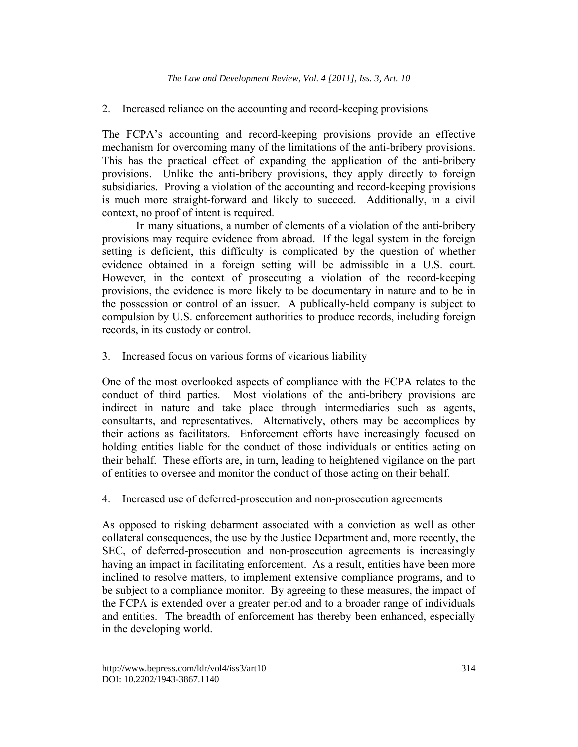### 2. Increased reliance on the accounting and record-keeping provisions

The FCPA's accounting and record-keeping provisions provide an effective mechanism for overcoming many of the limitations of the anti-bribery provisions. This has the practical effect of expanding the application of the anti-bribery provisions. Unlike the anti-bribery provisions, they apply directly to foreign subsidiaries. Proving a violation of the accounting and record-keeping provisions is much more straight-forward and likely to succeed. Additionally, in a civil context, no proof of intent is required.

In many situations, a number of elements of a violation of the anti-bribery provisions may require evidence from abroad. If the legal system in the foreign setting is deficient, this difficulty is complicated by the question of whether evidence obtained in a foreign setting will be admissible in a U.S. court. However, in the context of prosecuting a violation of the record-keeping provisions, the evidence is more likely to be documentary in nature and to be in the possession or control of an issuer. A publically-held company is subject to compulsion by U.S. enforcement authorities to produce records, including foreign records, in its custody or control.

### 3. Increased focus on various forms of vicarious liability

One of the most overlooked aspects of compliance with the FCPA relates to the conduct of third parties. Most violations of the anti-bribery provisions are indirect in nature and take place through intermediaries such as agents, consultants, and representatives. Alternatively, others may be accomplices by their actions as facilitators. Enforcement efforts have increasingly focused on holding entities liable for the conduct of those individuals or entities acting on their behalf. These efforts are, in turn, leading to heightened vigilance on the part of entities to oversee and monitor the conduct of those acting on their behalf.

### 4. Increased use of deferred-prosecution and non-prosecution agreements

As opposed to risking debarment associated with a conviction as well as other collateral consequences, the use by the Justice Department and, more recently, the SEC, of deferred-prosecution and non-prosecution agreements is increasingly having an impact in facilitating enforcement. As a result, entities have been more inclined to resolve matters, to implement extensive compliance programs, and to be subject to a compliance monitor. By agreeing to these measures, the impact of the FCPA is extended over a greater period and to a broader range of individuals and entities. The breadth of enforcement has thereby been enhanced, especially in the developing world.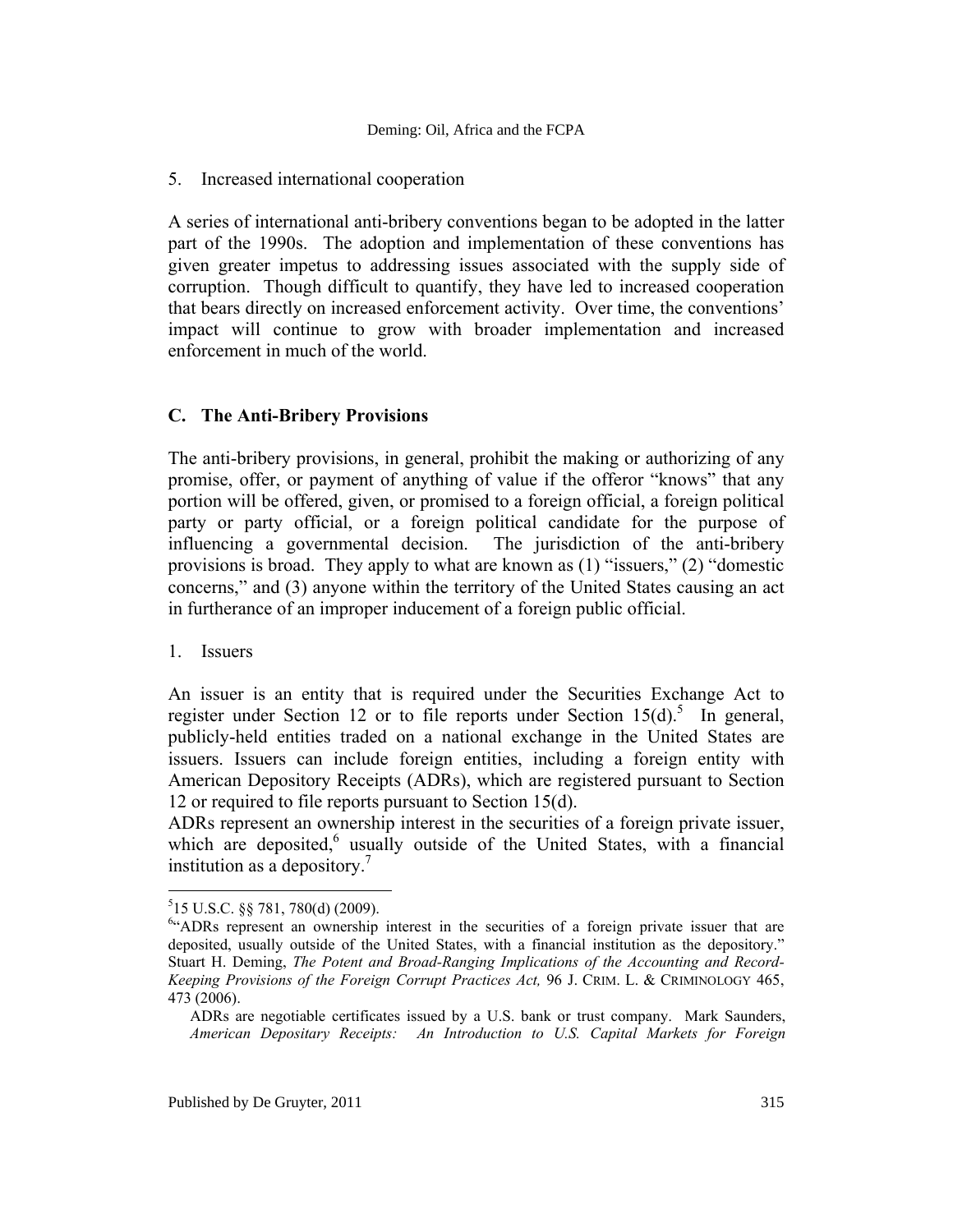5. Increased international cooperation

A series of international anti-bribery conventions began to be adopted in the latter part of the 1990s. The adoption and implementation of these conventions has given greater impetus to addressing issues associated with the supply side of corruption. Though difficult to quantify, they have led to increased cooperation that bears directly on increased enforcement activity. Over time, the conventions' impact will continue to grow with broader implementation and increased enforcement in much of the world.

## C. The Anti-Bribery Provisions

The anti-bribery provisions, in general, prohibit the making or authorizing of any promise, offer, or payment of anything of value if the offeror "knows" that any portion will be offered, given, or promised to a foreign official, a foreign political party or party official, or a foreign political candidate for the purpose of influencing a governmental decision. The jurisdiction of the anti-bribery provisions is broad. They apply to what are known as (1) "issuers," (2) "domestic concerns," and (3) anyone within the territory of the United States causing an act in furtherance of an improper inducement of a foreign public official.

1. Issuers

An issuer is an entity that is required under the Securities Exchange Act to register under Section 12 or to file reports under Section 15(d).[5] In general, publicly-held entities traded on a national exchange in the United States are issuers. Issuers can include foreign entities, including a foreign entity with American Depository Receipts (ADRs), which are registered pursuant to Section 12 or required to file reports pursuant to Section 15(d).

ADRs represent an ownership interest in the securities of a foreign private issuer, which are deposited,[6] usually outside of the United States, with a financial institution as a depository.[7]

---

[5] 15 U.S.C. §§ 78l, 78o(d) (2009).

[6] "ADRs represent an ownership interest in the securities of a foreign private issuer that are deposited, usually outside of the United States, with a financial institution as the depository." Stuart H. Deming, *The Potent and Broad-Ranging Implications of the Accounting and Record-Keeping Provisions of the Foreign Corrupt Practices Act,* 96 J. CRIM. L. & CRIMINOLOGY 465, 473 (2006).

ADRs are negotiable certificates issued by a U.S. bank or trust company. Mark Saunders, *American Depositary Receipts: An Introduction to U.S. Capital Markets for Foreign*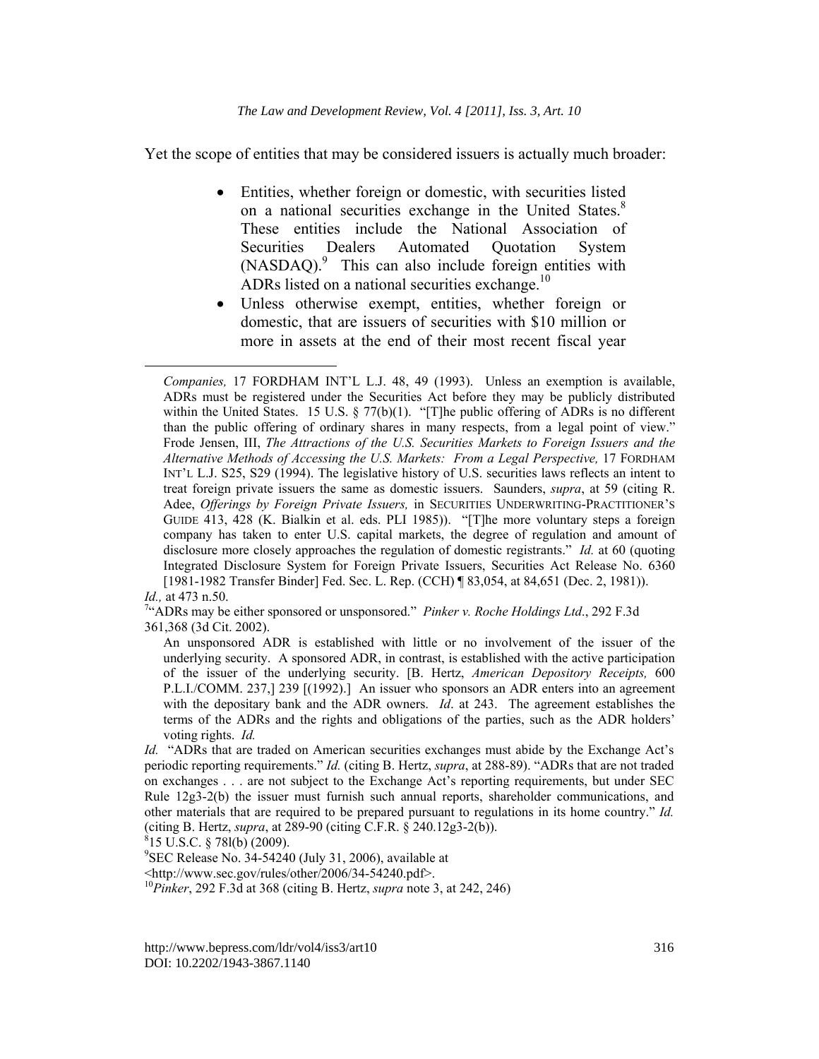Yet the scope of entities that may be considered issuers is actually much broader:

- Entities, whether foreign or domestic, with securities listed on a national securities exchange in the United States.[8] These entities include the National Association of Securities Dealers Automated Quotation System (NASDAQ).[9] This can also include foreign entities with ADRs listed on a national securities exchange.[10]
- Unless otherwise exempt, entities, whether foreign or domestic, that are issuers of securities with $10 million or more in assets at the end of their most recent fiscal year

---

*Companies,* 17 FORDHAM INT'L L.J. 48, 49 (1993). Unless an exemption is available, ADRs must be registered under the Securities Act before they may be publicly distributed within the United States. 15 U.S. § 77(b)(1). "[T]he public offering of ADRs is no different than the public offering of ordinary shares in many respects, from a legal point of view." Frode Jensen, III, *The Attractions of the U.S. Securities Markets to Foreign Issuers and the Alternative Methods of Accessing the U.S. Markets: From a Legal Perspective,* 17 FORDHAM INT'L L.J. S25, S29 (1994). The legislative history of U.S. securities laws reflects an intent to treat foreign private issuers the same as domestic issuers. Saunders, *supra*, at 59 (citing R. Adee, *Offerings by Foreign Private Issuers,* in SECURITIES UNDERWRITING-PRACTITIONER'S GUIDE 413, 428 (K. Bialkin et al. eds. PLI 1985)). "[T]he more voluntary steps a foreign company has taken to enter U.S. capital markets, the degree of regulation and amount of disclosure more closely approaches the regulation of domestic registrants." *Id.* at 60 (quoting Integrated Disclosure System for Foreign Private Issuers, Securities Act Release No. 6360 [1981-1982 Transfer Binder] Fed. Sec. L. Rep. (CCH) ¶ 83,054, at 84,651 (Dec. 2, 1981)).

*Id.,* at 473 n.50.

[7] "ADRs may be either sponsored or unsponsored." *Pinker v. Roche Holdings Ltd.*, 292 F.3d 361,368 (3d Cit. 2002).

> An unsponsored ADR is established with little or no involvement of the issuer of the underlying security. A sponsored ADR, in contrast, is established with the active participation of the issuer of the underlying security. [B. Hertz, *American Depository Receipts,* 600 P.L.I./COMM. 237,] 239 [(1992).] An issuer who sponsors an ADR enters into an agreement with the depositary bank and the ADR owners. *Id*. at 243. The agreement establishes the terms of the ADRs and the rights and obligations of the parties, such as the ADR holders' voting rights. *Id.*

*Id.* "ADRs that are traded on American securities exchanges must abide by the Exchange Act's periodic reporting requirements." *Id.* (citing B. Hertz, *supra*, at 288-89). "ADRs that are not traded on exchanges . . . are not subject to the Exchange Act's reporting requirements, but under SEC Rule 12g3-2(b) the issuer must furnish such annual reports, shareholder communications, and other materials that are required to be prepared pursuant to regulations in its home country." *Id.* (citing B. Hertz, *supra*, at 289-90 (citing C.F.R. § 240.12g3-2(b)).

[8] 15 U.S.C. § 78l(b) (2009).

[9] SEC Release No. 34-54240 (July 31, 2006), available at <http://www.sec.gov/rules/other/2006/34-54240.pdf>.

[10] *Pinker*, 292 F.3d at 368 (citing B. Hertz, *supra* note 3, at 242, 246)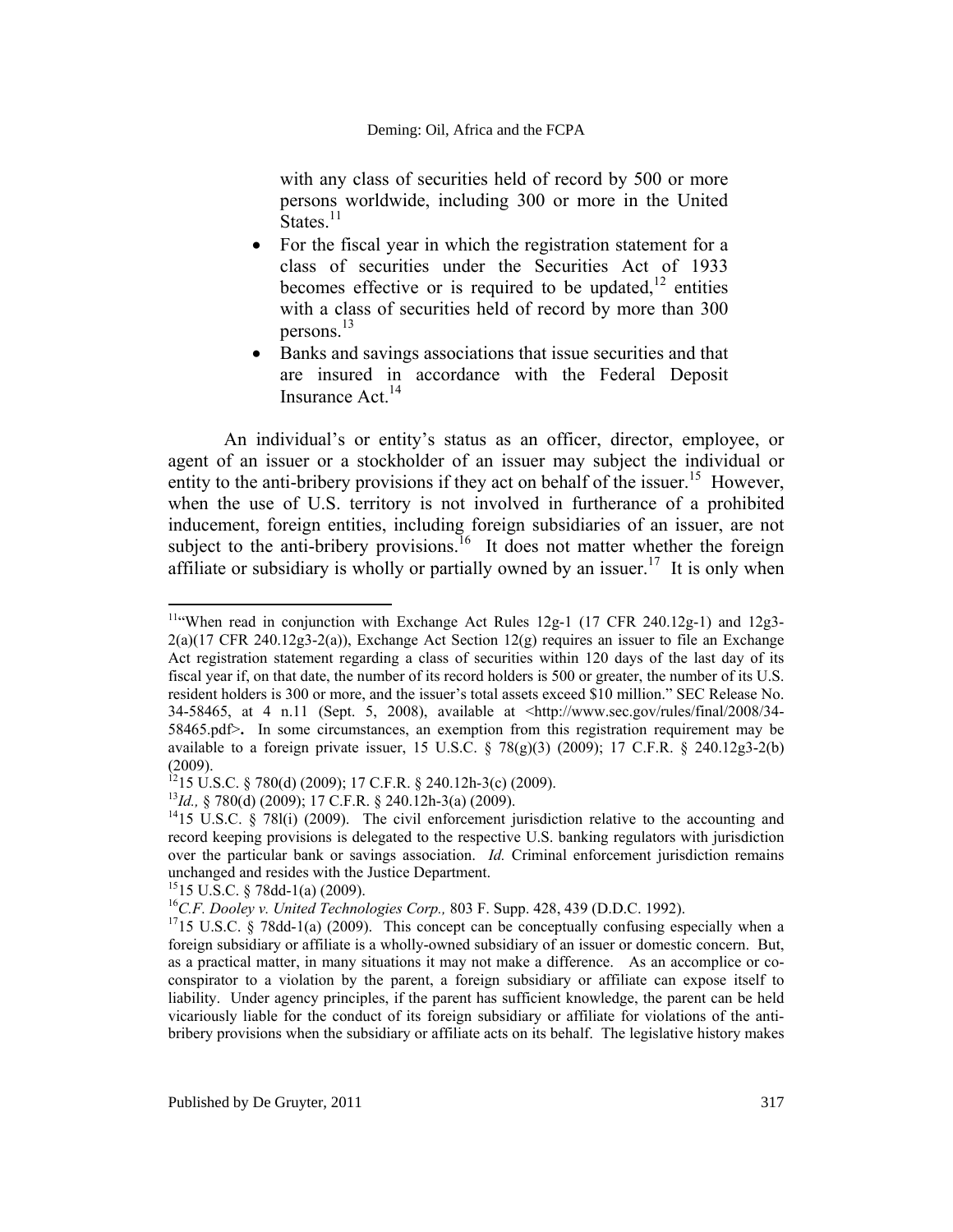with any class of securities held of record by 500 or more persons worldwide, including 300 or more in the United States.[11]

- For the fiscal year in which the registration statement for a class of securities under the Securities Act of 1933 becomes effective or is required to be updated,[12] entities with a class of securities held of record by more than 300 persons.[13]
- Banks and savings associations that issue securities and that are insured in accordance with the Federal Deposit Insurance Act.[14]

An individual's or entity's status as an officer, director, employee, or agent of an issuer or a stockholder of an issuer may subject the individual or entity to the anti-bribery provisions if they act on behalf of the issuer.[15] However, when the use of U.S. territory is not involved in furtherance of a prohibited inducement, foreign entities, including foreign subsidiaries of an issuer, are not subject to the anti-bribery provisions.[16] It does not matter whether the foreign affiliate or subsidiary is wholly or partially owned by an issuer.[17] It is only when

---

[11] "When read in conjunction with Exchange Act Rules 12g-1 (17 CFR 240.12g-1) and 12g3-2(a)(17 CFR 240.12g3-2(a)), Exchange Act Section 12(g) requires an issuer to file an Exchange Act registration statement regarding a class of securities within 120 days of the last day of its fiscal year if, on that date, the number of its record holders is 500 or greater, the number of its U.S. resident holders is 300 or more, and the issuer's total assets exceed $10 million." SEC Release No. 34-58465, at 4 n.11 (Sept. 5, 2008), available at <http://www.sec.gov/rules/final/2008/34-58465.pdf>**.** In some circumstances, an exemption from this registration requirement may be available to a foreign private issuer, 15 U.S.C. § 78(g)(3) (2009); 17 C.F.R. § 240.12g3-2(b) (2009).

[12] 15 U.S.C. § 78o(d) (2009); 17 C.F.R. § 240.12h-3(c) (2009).

[13] *Id.,* § 78o(d) (2009); 17 C.F.R. § 240.12h-3(a) (2009).

[14] 15 U.S.C. § 78l(i) (2009). The civil enforcement jurisdiction relative to the accounting and record keeping provisions is delegated to the respective U.S. banking regulators with jurisdiction over the particular bank or savings association. *Id.* Criminal enforcement jurisdiction remains unchanged and resides with the Justice Department.

[15] 15 U.S.C. § 78dd-1(a) (2009).

[16] *C.F. Dooley v. United Technologies Corp.,* 803 F. Supp. 428, 439 (D.D.C. 1992).

[17] 15 U.S.C. § 78dd-1(a) (2009). This concept can be conceptually confusing especially when a foreign subsidiary or affiliate is a wholly-owned subsidiary of an issuer or domestic concern. But, as a practical matter, in many situations it may not make a difference. As an accomplice or co-conspirator to a violation by the parent, a foreign subsidiary or affiliate can expose itself to liability. Under agency principles, if the parent has sufficient knowledge, the parent can be held vicariously liable for the conduct of its foreign subsidiary or affiliate for violations of the anti-bribery provisions when the subsidiary or affiliate acts on its behalf. The legislative history makes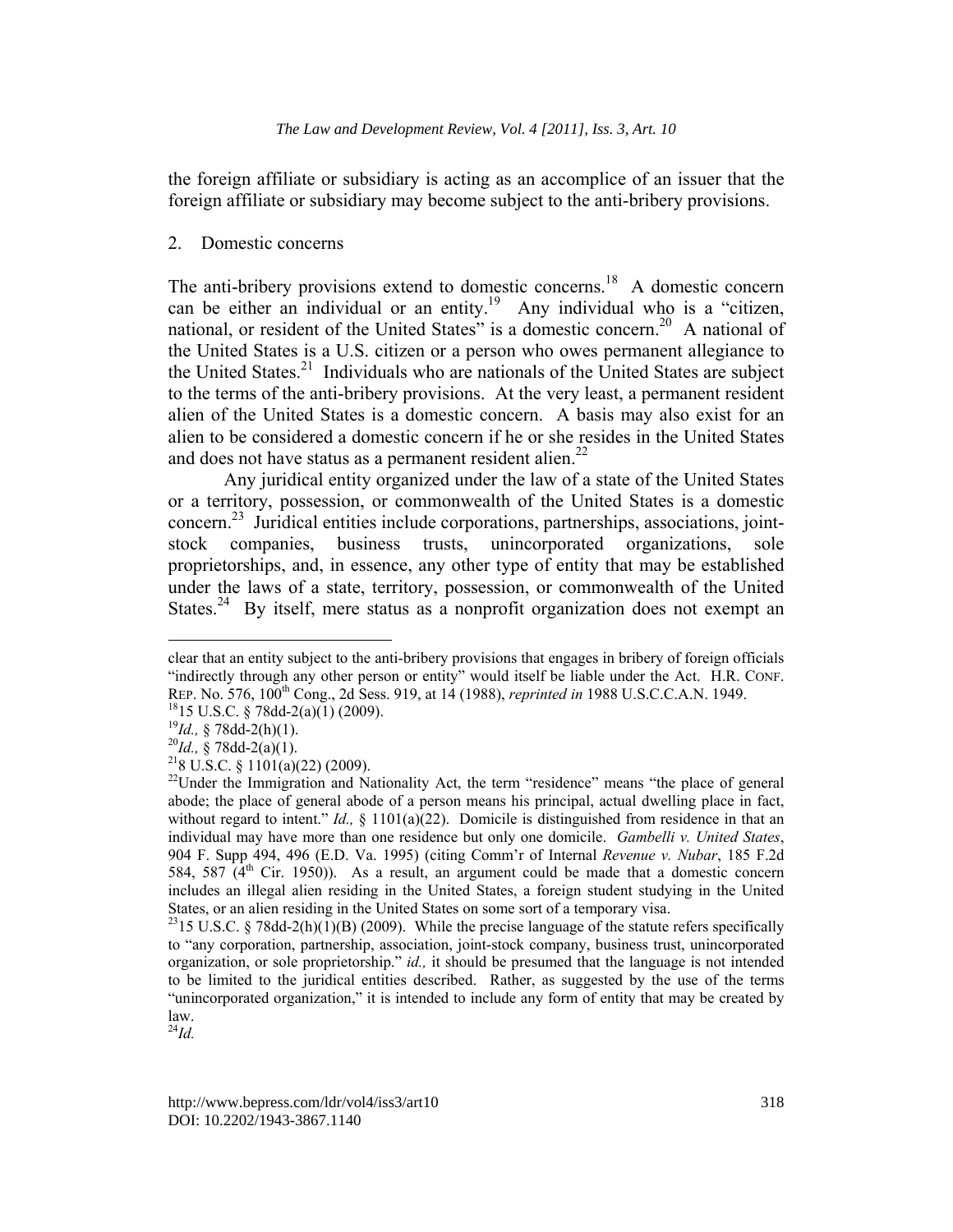the foreign affiliate or subsidiary is acting as an accomplice of an issuer that the foreign affiliate or subsidiary may become subject to the anti-bribery provisions.

2. Domestic concerns

The anti-bribery provisions extend to domestic concerns.[18] A domestic concern can be either an individual or an entity.[19] Any individual who is a "citizen, national, or resident of the United States" is a domestic concern.[20] A national of the United States is a U.S. citizen or a person who owes permanent allegiance to the United States.[21] Individuals who are nationals of the United States are subject to the terms of the anti-bribery provisions. At the very least, a permanent resident alien of the United States is a domestic concern. A basis may also exist for an alien to be considered a domestic concern if he or she resides in the United States and does not have status as a permanent resident alien.[22]

Any juridical entity organized under the law of a state of the United States or a territory, possession, or commonwealth of the United States is a domestic concern.[23] Juridical entities include corporations, partnerships, associations, joint-stock companies, business trusts, unincorporated organizations, sole proprietorships, and, in essence, any other type of entity that may be established under the laws of a state, territory, possession, or commonwealth of the United States.[24] By itself, mere status as a nonprofit organization does not exempt an

---

clear that an entity subject to the anti-bribery provisions that engages in bribery of foreign officials "indirectly through any other person or entity" would itself be liable under the Act. H.R. CONF. REP. No. 576, 100th Cong., 2d Sess. 919, at 14 (1988), *reprinted in* 1988 U.S.C.C.A.N. 1949.

[18] 15 U.S.C. § 78dd-2(a)(1) (2009).

[19] *Id.,* § 78dd-2(h)(1).

[20] *Id.,* § 78dd-2(a)(1).

[21] 8 U.S.C. § 1101(a)(22) (2009).

[22] Under the Immigration and Nationality Act, the term "residence" means "the place of general abode; the place of general abode of a person means his principal, actual dwelling place in fact, without regard to intent." *Id.,* § 1101(a)(22). Domicile is distinguished from residence in that an individual may have more than one residence but only one domicile. *Gambelli v. United States*, 904 F. Supp 494, 496 (E.D. Va. 1995) (citing Comm'r of Internal *Revenue v. Nubar*, 185 F.2d 584, 587 (4th Cir. 1950)). As a result, an argument could be made that a domestic concern includes an illegal alien residing in the United States, a foreign student studying in the United States, or an alien residing in the United States on some sort of a temporary visa.

[23] 15 U.S.C. § 78dd-2(h)(1)(B) (2009). While the precise language of the statute refers specifically to "any corporation, partnership, association, joint-stock company, business trust, unincorporated organization, or sole proprietorship." *id.,* it should be presumed that the language is not intended to be limited to the juridical entities described. Rather, as suggested by the use of the terms "unincorporated organization," it is intended to include any form of entity that may be created by law.

[24] *Id.*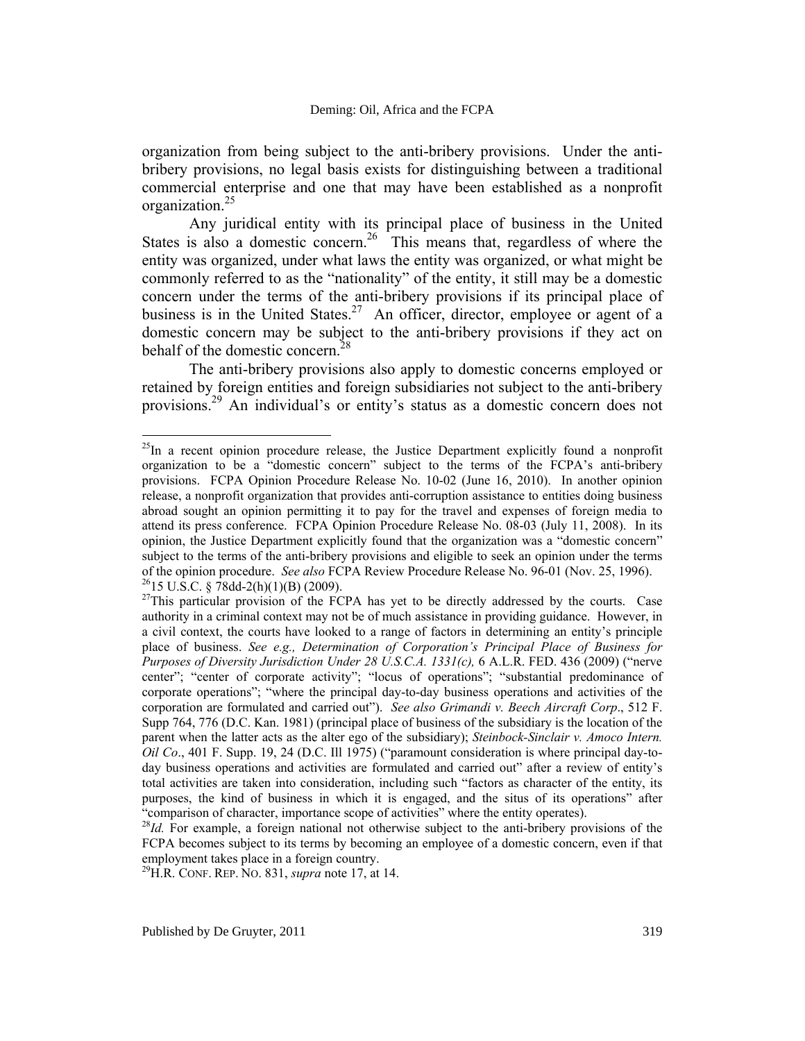organization from being subject to the anti-bribery provisions. Under the anti-bribery provisions, no legal basis exists for distinguishing between a traditional commercial enterprise and one that may have been established as a nonprofit organization.[25]

Any juridical entity with its principal place of business in the United States is also a domestic concern.[26] This means that, regardless of where the entity was organized, under what laws the entity was organized, or what might be commonly referred to as the "nationality" of the entity, it still may be a domestic concern under the terms of the anti-bribery provisions if its principal place of business is in the United States.[27] An officer, director, employee or agent of a domestic concern may be subject to the anti-bribery provisions if they act on behalf of the domestic concern.[28]

The anti-bribery provisions also apply to domestic concerns employed or retained by foreign entities and foreign subsidiaries not subject to the anti-bribery provisions.[29] An individual's or entity's status as a domestic concern does not

---

[25] In a recent opinion procedure release, the Justice Department explicitly found a nonprofit organization to be a "domestic concern" subject to the terms of the FCPA's anti-bribery provisions. FCPA Opinion Procedure Release No. 10-02 (June 16, 2010). In another opinion release, a nonprofit organization that provides anti-corruption assistance to entities doing business abroad sought an opinion permitting it to pay for the travel and expenses of foreign media to attend its press conference. FCPA Opinion Procedure Release No. 08-03 (July 11, 2008). In its opinion, the Justice Department explicitly found that the organization was a "domestic concern" subject to the terms of the anti-bribery provisions and eligible to seek an opinion under the terms of the opinion procedure. *See also* FCPA Review Procedure Release No. 96-01 (Nov. 25, 1996).

[26] 15 U.S.C. § 78dd-2(h)(1)(B) (2009).

[27] This particular provision of the FCPA has yet to be directly addressed by the courts. Case authority in a criminal context may not be of much assistance in providing guidance. However, in a civil context, the courts have looked to a range of factors in determining an entity's principle place of business. *See e.g., Determination of Corporation's Principal Place of Business for Purposes of Diversity Jurisdiction Under 28 U.S.C.A. 1331(c),* 6 A.L.R. FED. 436 (2009) ("nerve center"; "center of corporate activity"; "locus of operations"; "substantial predominance of corporate operations"; "where the principal day-to-day business operations and activities of the corporation are formulated and carried out"). *See also Grimandi v. Beech Aircraft Corp*., 512 F. Supp 764, 776 (D.C. Kan. 1981) (principal place of business of the subsidiary is the location of the parent when the latter acts as the alter ego of the subsidiary); *Steinbock-Sinclair v. Amoco Intern. Oil Co*., 401 F. Supp. 19, 24 (D.C. Ill 1975) ("paramount consideration is where principal day-to-day business operations and activities are formulated and carried out" after a review of entity's total activities are taken into consideration, including such "factors as character of the entity, its purposes, the kind of business in which it is engaged, and the situs of its operations" after "comparison of character, importance scope of activities" where the entity operates).

[28] *Id.* For example, a foreign national not otherwise subject to the anti-bribery provisions of the FCPA becomes subject to its terms by becoming an employee of a domestic concern, even if that employment takes place in a foreign country.

[29] H.R. CONF. REP. NO. 831, *supra* note 17, at 14.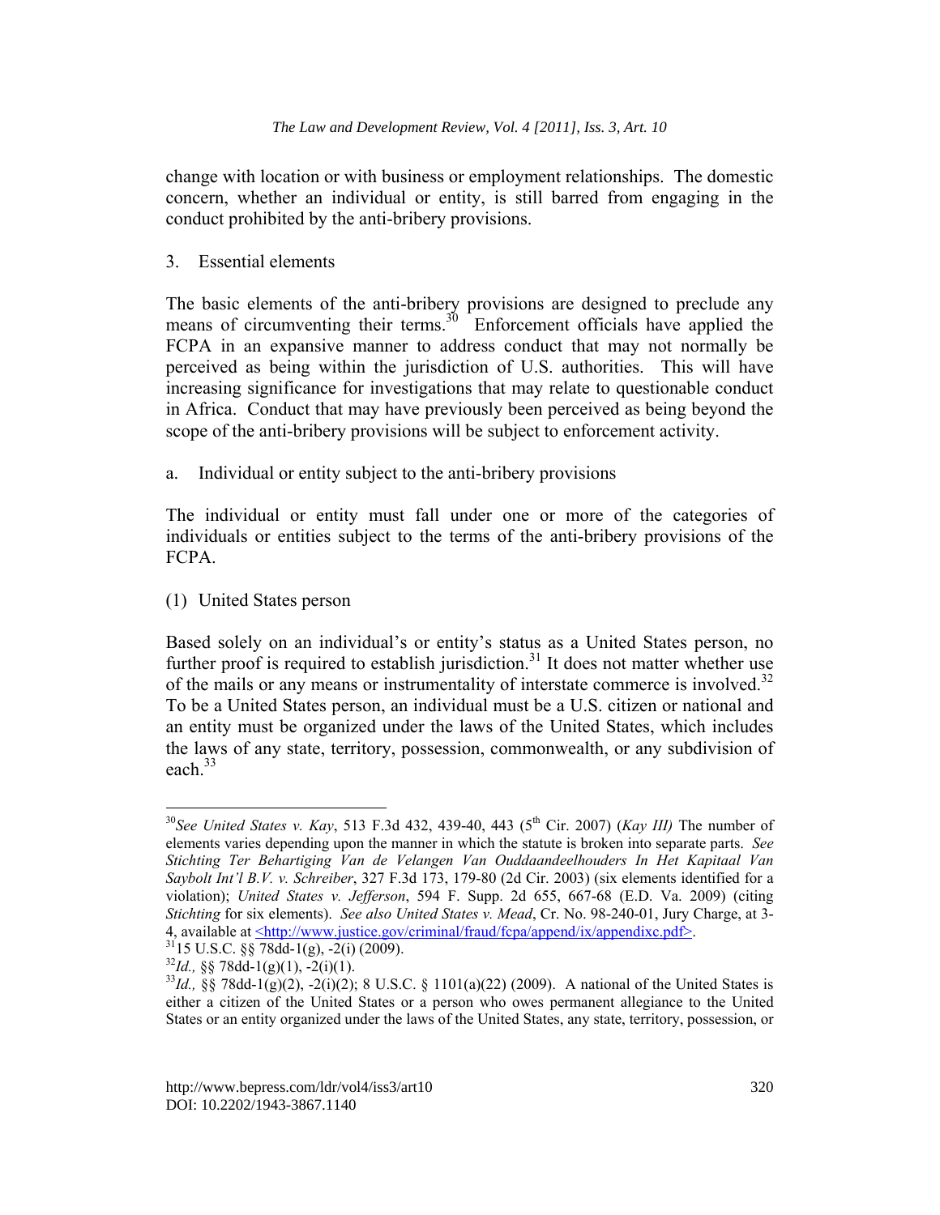change with location or with business or employment relationships. The domestic concern, whether an individual or entity, is still barred from engaging in the conduct prohibited by the anti-bribery provisions.

3. Essential elements

The basic elements of the anti-bribery provisions are designed to preclude any means of circumventing their terms.[30] Enforcement officials have applied the FCPA in an expansive manner to address conduct that may not normally be perceived as being within the jurisdiction of U.S. authorities. This will have increasing significance for investigations that may relate to questionable conduct in Africa. Conduct that may have previously been perceived as being beyond the scope of the anti-bribery provisions will be subject to enforcement activity.

a. Individual or entity subject to the anti-bribery provisions

The individual or entity must fall under one or more of the categories of individuals or entities subject to the terms of the anti-bribery provisions of the FCPA.

(1) United States person

Based solely on an individual's or entity's status as a United States person, no further proof is required to establish jurisdiction.[31] It does not matter whether use of the mails or any means or instrumentality of interstate commerce is involved.[32] To be a United States person, an individual must be a U.S. citizen or national and an entity must be organized under the laws of the United States, which includes the laws of any state, territory, possession, commonwealth, or any subdivision of each.[33]

---

[30] *See United States v. Kay*, 513 F.3d 432, 439-40, 443 (5th Cir. 2007) (*Kay III)* The number of elements varies depending upon the manner in which the statute is broken into separate parts. *See Stichting Ter Behartiging Van de Velangen Van Ouddaandeelhouders In Het Kapitaal Van Saybolt Int'l B.V. v. Schreiber*, 327 F.3d 173, 179-80 (2d Cir. 2003) (six elements identified for a violation); *United States v. Jefferson*, 594 F. Supp. 2d 655, 667-68 (E.D. Va. 2009) (citing *Stichting* for six elements). *See also United States v. Mead*, Cr. No. 98-240-01, Jury Charge, at 3-4, available at <http://www.justice.gov/criminal/fraud/fcpa/append/ix/appendixc.pdf>.

[31] 15 U.S.C. §§ 78dd-1(g), -2(i) (2009).

[32] *Id.,* §§ 78dd-1(g)(1), -2(i)(1).

[33] *Id.,* §§ 78dd-1(g)(2), -2(i)(2); 8 U.S.C. § 1101(a)(22) (2009). A national of the United States is either a citizen of the United States or a person who owes permanent allegiance to the United States or an entity organized under the laws of the United States, any state, territory, possession, or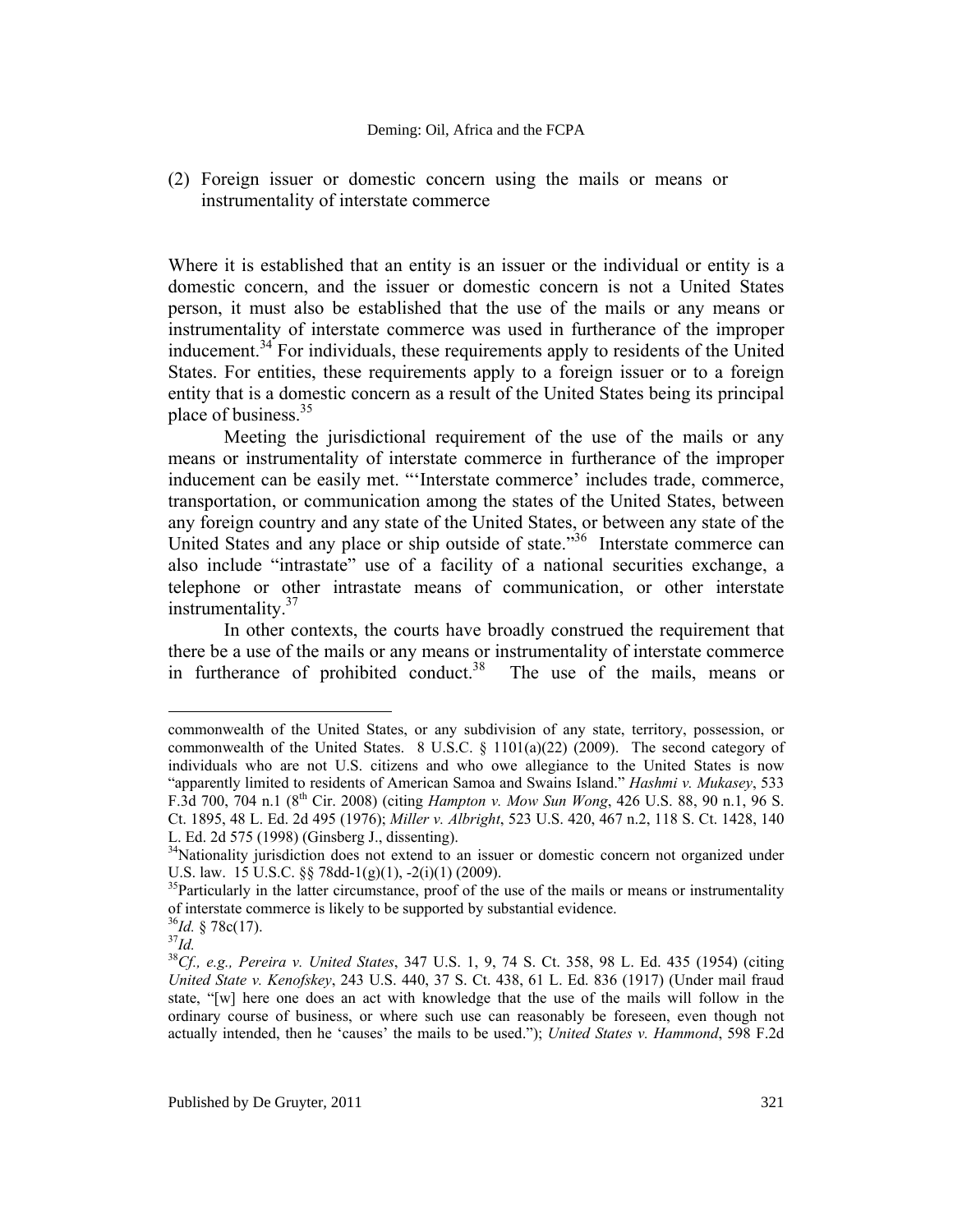(2) Foreign issuer or domestic concern using the mails or means or instrumentality of interstate commerce

Where it is established that an entity is an issuer or the individual or entity is a domestic concern, and the issuer or domestic concern is not a United States person, it must also be established that the use of the mails or any means or instrumentality of interstate commerce was used in furtherance of the improper inducement.[34] For individuals, these requirements apply to residents of the United States. For entities, these requirements apply to a foreign issuer or to a foreign entity that is a domestic concern as a result of the United States being its principal place of business.[35]

Meeting the jurisdictional requirement of the use of the mails or any means or instrumentality of interstate commerce in furtherance of the improper inducement can be easily met. "'Interstate commerce' includes trade, commerce, transportation, or communication among the states of the United States, between any foreign country and any state of the United States, or between any state of the United States and any place or ship outside of state."[36] Interstate commerce can also include "intrastate" use of a facility of a national securities exchange, a telephone or other intrastate means of communication, or other interstate instrumentality.[37]

In other contexts, the courts have broadly construed the requirement that there be a use of the mails or any means or instrumentality of interstate commerce in furtherance of prohibited conduct.[38] The use of the mails, means or

---

commonwealth of the United States, or any subdivision of any state, territory, possession, or commonwealth of the United States. 8 U.S.C. § 1101(a)(22) (2009). The second category of individuals who are not U.S. citizens and who owe allegiance to the United States is now "apparently limited to residents of American Samoa and Swains Island." *Hashmi v. Mukasey*, 533 F.3d 700, 704 n.1 (8th Cir. 2008) (citing *Hampton v. Mow Sun Wong*, 426 U.S. 88, 90 n.1, 96 S. Ct. 1895, 48 L. Ed. 2d 495 (1976); *Miller v. Albright*, 523 U.S. 420, 467 n.2, 118 S. Ct. 1428, 140 L. Ed. 2d 575 (1998) (Ginsberg J., dissenting).

[34] Nationality jurisdiction does not extend to an issuer or domestic concern not organized under U.S. law. 15 U.S.C. §§ 78dd-1(g)(1), -2(i)(1) (2009).

[35] Particularly in the latter circumstance, proof of the use of the mails or means or instrumentality of interstate commerce is likely to be supported by substantial evidence.

[36] *Id.* § 78c(17).

[37] *Id.*

[38] *Cf., e.g., Pereira v. United States*, 347 U.S. 1, 9, 74 S. Ct. 358, 98 L. Ed. 435 (1954) (citing *United State v. Kenofskey*, 243 U.S. 440, 37 S. Ct. 438, 61 L. Ed. 836 (1917) (Under mail fraud state, "[w] here one does an act with knowledge that the use of the mails will follow in the ordinary course of business, or where such use can reasonably be foreseen, even though not actually intended, then he 'causes' the mails to be used."); *United States v. Hammond*, 598 F.2d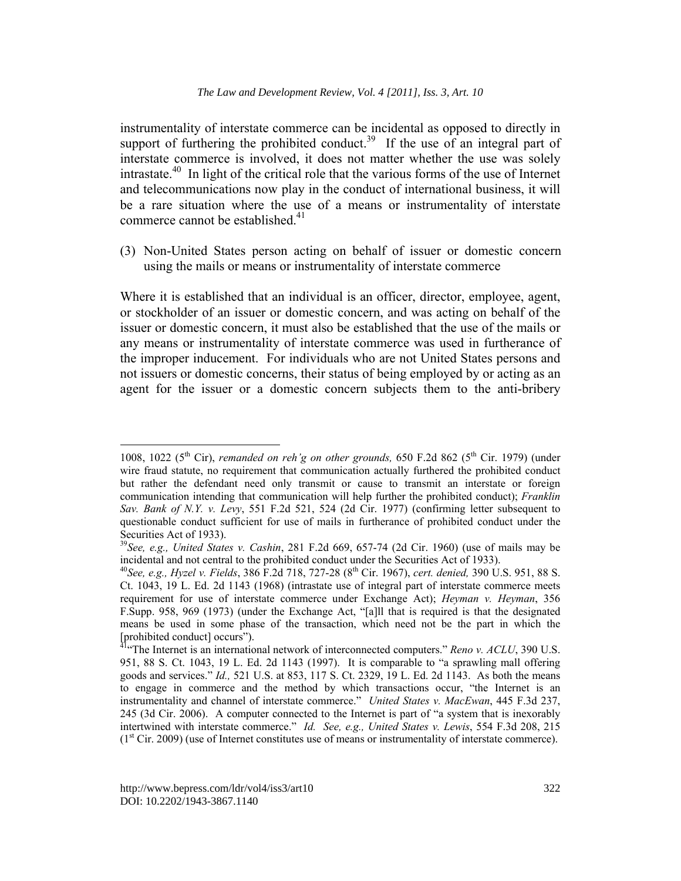instrumentality of interstate commerce can be incidental as opposed to directly in support of furthering the prohibited conduct.[39] If the use of an integral part of interstate commerce is involved, it does not matter whether the use was solely intrastate.[40] In light of the critical role that the various forms of the use of Internet and telecommunications now play in the conduct of international business, it will be a rare situation where the use of a means or instrumentality of interstate commerce cannot be established.[41]

(3) Non-United States person acting on behalf of issuer or domestic concern using the mails or means or instrumentality of interstate commerce

Where it is established that an individual is an officer, director, employee, agent, or stockholder of an issuer or domestic concern, and was acting on behalf of the issuer or domestic concern, it must also be established that the use of the mails or any means or instrumentality of interstate commerce was used in furtherance of the improper inducement. For individuals who are not United States persons and not issuers or domestic concerns, their status of being employed by or acting as an agent for the issuer or a domestic concern subjects them to the anti-bribery

---

1008, 1022 (5th Cir), *remanded on reh'g on other grounds,* 650 F.2d 862 (5th Cir. 1979) (under wire fraud statute, no requirement that communication actually furthered the prohibited conduct but rather the defendant need only transmit or cause to transmit an interstate or foreign communication intending that communication will help further the prohibited conduct); *Franklin Sav. Bank of N.Y. v. Levy*, 551 F.2d 521, 524 (2d Cir. 1977) (confirming letter subsequent to questionable conduct sufficient for use of mails in furtherance of prohibited conduct under the Securities Act of 1933).

[39] *See, e.g., United States v. Cashin*, 281 F.2d 669, 657-74 (2d Cir. 1960) (use of mails may be incidental and not central to the prohibited conduct under the Securities Act of 1933).

[40] *See, e.g., Hyzel v. Fields*, 386 F.2d 718, 727-28 (8th Cir. 1967), *cert. denied,* 390 U.S. 951, 88 S. Ct. 1043, 19 L. Ed. 2d 1143 (1968) (intrastate use of integral part of interstate commerce meets requirement for use of interstate commerce under Exchange Act); *Heyman v. Heyman*, 356 F.Supp. 958, 969 (1973) (under the Exchange Act, "[a]ll that is required is that the designated means be used in some phase of the transaction, which need not be the part in which the [prohibited conduct] occurs").

[41] "The Internet is an international network of interconnected computers." *Reno v. ACLU*, 390 U.S. 951, 88 S. Ct. 1043, 19 L. Ed. 2d 1143 (1997). It is comparable to "a sprawling mall offering goods and services." *Id.,* 521 U.S. at 853, 117 S. Ct. 2329, 19 L. Ed. 2d 1143. As both the means to engage in commerce and the method by which transactions occur, "the Internet is an instrumentality and channel of interstate commerce." *United States v. MacEwan*, 445 F.3d 237, 245 (3d Cir. 2006). A computer connected to the Internet is part of "a system that is inexorably intertwined with interstate commerce." *Id. See, e.g., United States v. Lewis*, 554 F.3d 208, 215 (1st Cir. 2009) (use of Internet constitutes use of means or instrumentality of interstate commerce).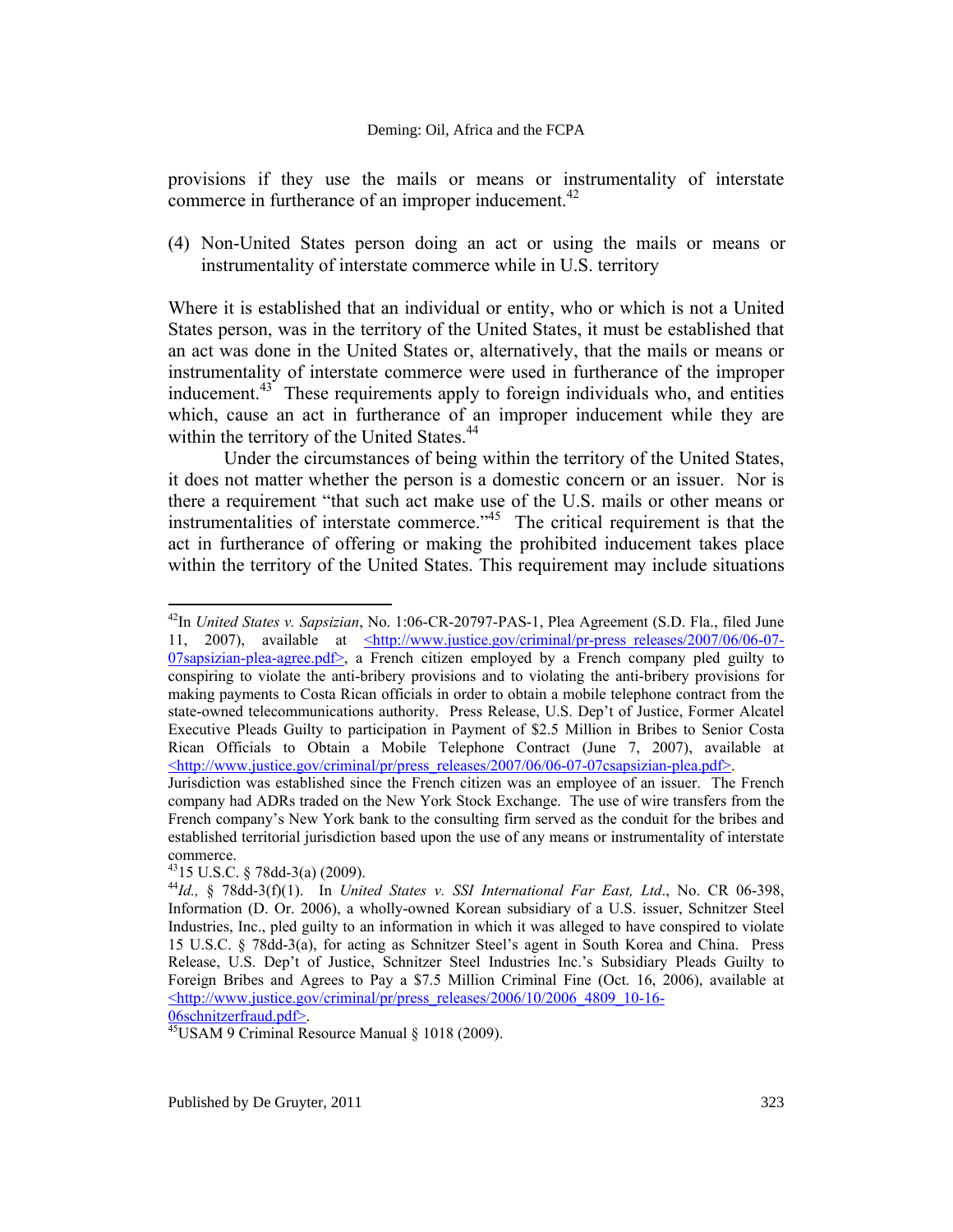provisions if they use the mails or means or instrumentality of interstate commerce in furtherance of an improper inducement.[42]

(4) Non-United States person doing an act or using the mails or means or instrumentality of interstate commerce while in U.S. territory

Where it is established that an individual or entity, who or which is not a United States person, was in the territory of the United States, it must be established that an act was done in the United States or, alternatively, that the mails or means or instrumentality of interstate commerce were used in furtherance of the improper inducement.[43] These requirements apply to foreign individuals who, and entities which, cause an act in furtherance of an improper inducement while they are within the territory of the United States.[44]

Under the circumstances of being within the territory of the United States, it does not matter whether the person is a domestic concern or an issuer. Nor is there a requirement "that such act make use of the U.S. mails or other means or instrumentalities of interstate commerce."[45] The critical requirement is that the act in furtherance of offering or making the prohibited inducement takes place within the territory of the United States. This requirement may include situations

---

[42]In *United States v. Sapsizian*, No. 1:06-CR-20797-PAS-1, Plea Agreement (S.D. Fla., filed June 11, 2007), available at <http://www.justice.gov/criminal/pr-press_releases/2007/06/06-07-07sapsizian-plea-agree.pdf>, a French citizen employed by a French company pled guilty to conspiring to violate the anti-bribery provisions and to violating the anti-bribery provisions for making payments to Costa Rican officials in order to obtain a mobile telephone contract from the state-owned telecommunications authority. Press Release, U.S. Dep't of Justice, Former Alcatel Executive Pleads Guilty to participation in Payment of $2.5 Million in Bribes to Senior Costa Rican Officials to Obtain a Mobile Telephone Contract (June 7, 2007), available at <http://www.justice.gov/criminal/pr/press_releases/2007/06/06-07-07csapsizian-plea.pdf>. Jurisdiction was established since the French citizen was an employee of an issuer. The French company had ADRs traded on the New York Stock Exchange. The use of wire transfers from the French company's New York bank to the consulting firm served as the conduit for the bribes and established territorial jurisdiction based upon the use of any means or instrumentality of interstate commerce.

[43]15 U.S.C. § 78dd-3(a) (2009).

[44]*Id.,* § 78dd-3(f)(1). In *United States v. SSI International Far East, Ltd*., No. CR 06-398, Information (D. Or. 2006), a wholly-owned Korean subsidiary of a U.S. issuer, Schnitzer Steel Industries, Inc., pled guilty to an information in which it was alleged to have conspired to violate 15 U.S.C. § 78dd-3(a), for acting as Schnitzer Steel's agent in South Korea and China. Press Release, U.S. Dep't of Justice, Schnitzer Steel Industries Inc.'s Subsidiary Pleads Guilty to Foreign Bribes and Agrees to Pay a $7.5 Million Criminal Fine (Oct. 16, 2006), available at <http://www.justice.gov/criminal/pr/press_releases/2006/10/2006_4809_10-16-06schnitzerfraud.pdf>.

[45]USAM 9 Criminal Resource Manual § 1018 (2009).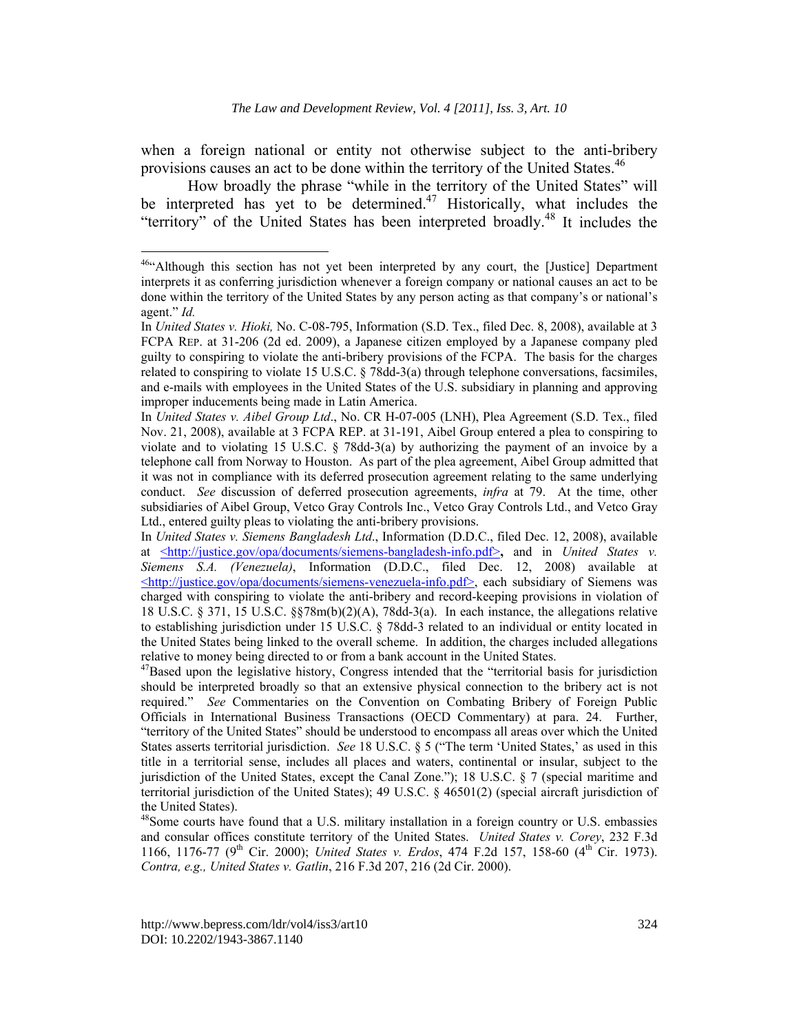when a foreign national or entity not otherwise subject to the anti-bribery provisions causes an act to be done within the territory of the United States.[46]

How broadly the phrase "while in the territory of the United States" will be interpreted has yet to be determined.[47] Historically, what includes the "territory" of the United States has been interpreted broadly.[48] It includes the

---

[46]"Although this section has not yet been interpreted by any court, the [Justice] Department interprets it as conferring jurisdiction whenever a foreign company or national causes an act to be done within the territory of the United States by any person acting as that company's or national's agent." *Id.*

In *United States v. Hioki,* No. C-08-795, Information (S.D. Tex., filed Dec. 8, 2008), available at 3 FCPA REP. at 31-206 (2d ed. 2009), a Japanese citizen employed by a Japanese company pled guilty to conspiring to violate the anti-bribery provisions of the FCPA. The basis for the charges related to conspiring to violate 15 U.S.C. § 78dd-3(a) through telephone conversations, facsimiles, and e-mails with employees in the United States of the U.S. subsidiary in planning and approving improper inducements being made in Latin America.

In *United States v. Aibel Group Ltd*., No. CR H-07-005 (LNH), Plea Agreement (S.D. Tex., filed Nov. 21, 2008), available at 3 FCPA REP. at 31-191, Aibel Group entered a plea to conspiring to violate and to violating 15 U.S.C. § 78dd-3(a) by authorizing the payment of an invoice by a telephone call from Norway to Houston. As part of the plea agreement, Aibel Group admitted that it was not in compliance with its deferred prosecution agreement relating to the same underlying conduct. *See* discussion of deferred prosecution agreements, *infra* at 79. At the time, other subsidiaries of Aibel Group, Vetco Gray Controls Inc., Vetco Gray Controls Ltd., and Vetco Gray Ltd., entered guilty pleas to violating the anti-bribery provisions.

In *United States v. Siemens Bangladesh Ltd*., Information (D.D.C., filed Dec. 12, 2008), available at <http://justice.gov/opa/documents/siemens-bangladesh-info.pdf>**,** and in *United States v. Siemens S.A. (Venezuela)*, Information (D.D.C., filed Dec. 12, 2008) available at <http://justice.gov/opa/documents/siemens-venezuela-info.pdf>, each subsidiary of Siemens was charged with conspiring to violate the anti-bribery and record-keeping provisions in violation of 18 U.S.C. § 371, 15 U.S.C. §§78m(b)(2)(A), 78dd-3(a). In each instance, the allegations relative to establishing jurisdiction under 15 U.S.C. § 78dd-3 related to an individual or entity located in the United States being linked to the overall scheme. In addition, the charges included allegations relative to money being directed to or from a bank account in the United States.

[47]Based upon the legislative history, Congress intended that the "territorial basis for jurisdiction should be interpreted broadly so that an extensive physical connection to the bribery act is not required." *See* Commentaries on the Convention on Combating Bribery of Foreign Public Officials in International Business Transactions (OECD Commentary) at para. 24. Further, "territory of the United States" should be understood to encompass all areas over which the United States asserts territorial jurisdiction. *See* 18 U.S.C. § 5 ("The term 'United States,' as used in this title in a territorial sense, includes all places and waters, continental or insular, subject to the jurisdiction of the United States, except the Canal Zone."); 18 U.S.C. § 7 (special maritime and territorial jurisdiction of the United States); 49 U.S.C. § 46501(2) (special aircraft jurisdiction of the United States).

[48]Some courts have found that a U.S. military installation in a foreign country or U.S. embassies and consular offices constitute territory of the United States. *United States v. Corey*, 232 F.3d 1166, 1176-77 (9th Cir. 2000); *United States v. Erdos*, 474 F.2d 157, 158-60 (4th Cir. 1973). *Contra, e.g., United States v. Gatlin*, 216 F.3d 207, 216 (2d Cir. 2000).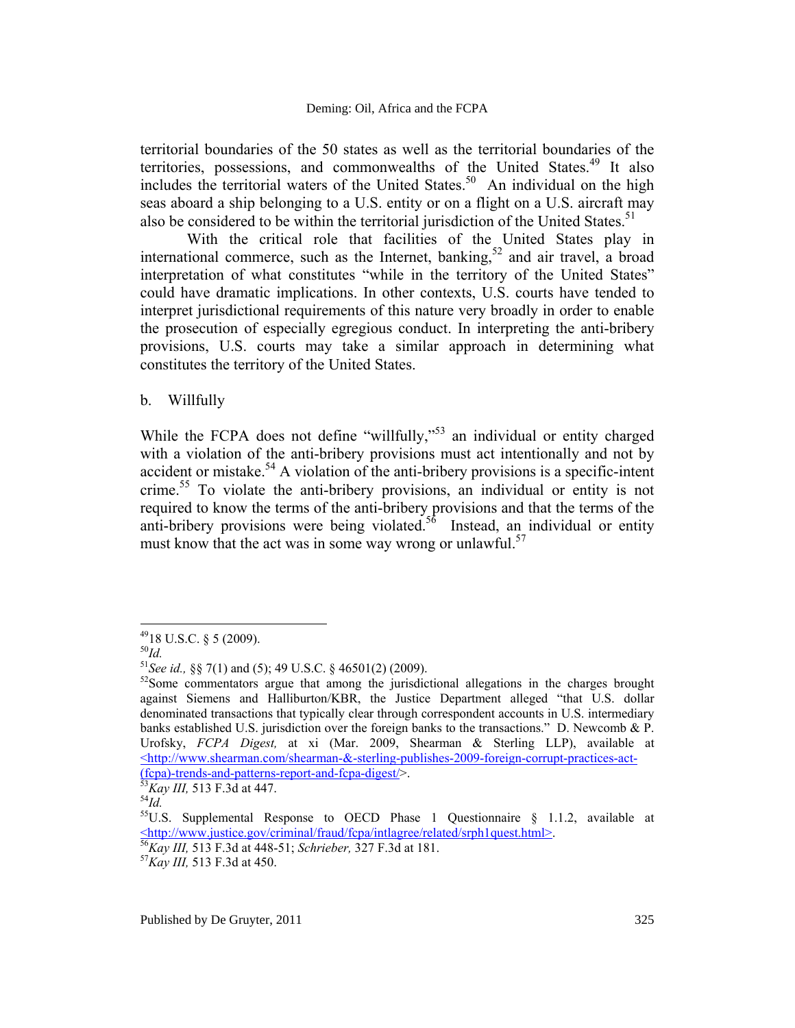territorial boundaries of the 50 states as well as the territorial boundaries of the territories, possessions, and commonwealths of the United States.[49] It also includes the territorial waters of the United States.[50] An individual on the high seas aboard a ship belonging to a U.S. entity or on a flight on a U.S. aircraft may also be considered to be within the territorial jurisdiction of the United States.[51]

With the critical role that facilities of the United States play in international commerce, such as the Internet, banking,[52] and air travel, a broad interpretation of what constitutes "while in the territory of the United States" could have dramatic implications. In other contexts, U.S. courts have tended to interpret jurisdictional requirements of this nature very broadly in order to enable the prosecution of especially egregious conduct. In interpreting the anti-bribery provisions, U.S. courts may take a similar approach in determining what constitutes the territory of the United States.

b. Willfully

While the FCPA does not define "willfully,"[53] an individual or entity charged with a violation of the anti-bribery provisions must act intentionally and not by accident or mistake.[54] A violation of the anti-bribery provisions is a specific-intent crime.[55] To violate the anti-bribery provisions, an individual or entity is not required to know the terms of the anti-bribery provisions and that the terms of the anti-bribery provisions were being violated.[56] Instead, an individual or entity must know that the act was in some way wrong or unlawful.[57]

---

[49] 18 U.S.C. § 5 (2009).

[50] *Id.*

[51] *See id.,* §§ 7(1) and (5); 49 U.S.C. § 46501(2) (2009).

[52] Some commentators argue that among the jurisdictional allegations in the charges brought against Siemens and Halliburton/KBR, the Justice Department alleged "that U.S. dollar denominated transactions that typically clear through correspondent accounts in U.S. intermediary banks established U.S. jurisdiction over the foreign banks to the transactions." D. Newcomb & P. Urofsky, *FCPA Digest,* at xi (Mar. 2009, Shearman & Sterling LLP), available at <http://www.shearman.com/shearman-&-sterling-publishes-2009-foreign-corrupt-practices-act-(fcpa)-trends-and-patterns-report-and-fcpa-digest/>.

[53] *Kay III,* 513 F.3d at 447.

[54] *Id.*

[55] U.S. Supplemental Response to OECD Phase 1 Questionnaire § 1.1.2, available at <http://www.justice.gov/criminal/fraud/fcpa/intlagree/related/srph1quest.html>.

[56] *Kay III,* 513 F.3d at 448-51; *Schrieber,* 327 F.3d at 181.

[57] *Kay III,* 513 F.3d at 450.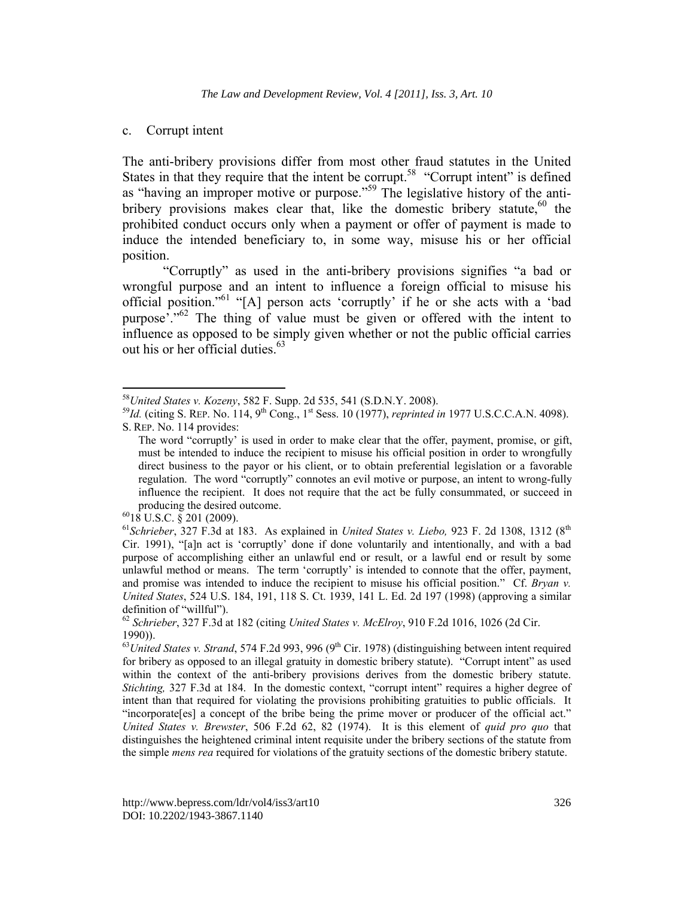c. Corrupt intent

The anti-bribery provisions differ from most other fraud statutes in the United States in that they require that the intent be corrupt.[58] "Corrupt intent" is defined as "having an improper motive or purpose."[59] The legislative history of the anti-bribery provisions makes clear that, like the domestic bribery statute,[60] the prohibited conduct occurs only when a payment or offer of payment is made to induce the intended beneficiary to, in some way, misuse his or her official position.

"Corruptly" as used in the anti-bribery provisions signifies "a bad or wrongful purpose and an intent to influence a foreign official to misuse his official position."[61] "[A] person acts 'corruptly' if he or she acts with a 'bad purpose'."[62] The thing of value must be given or offered with the intent to influence as opposed to be simply given whether or not the public official carries out his or her official duties.[63]

---

[58] *United States v. Kozeny*, 582 F. Supp. 2d 535, 541 (S.D.N.Y. 2008).

[59] *Id.* (citing S. REP. No. 114, 9th Cong., 1st Sess. 10 (1977), *reprinted in* 1977 U.S.C.C.A.N. 4098). S. REP. No. 114 provides:

> The word "corruptly' is used in order to make clear that the offer, payment, promise, or gift, must be intended to induce the recipient to misuse his official position in order to wrongfully direct business to the payor or his client, or to obtain preferential legislation or a favorable regulation. The word "corruptly" connotes an evil motive or purpose, an intent to wrong-fully influence the recipient. It does not require that the act be fully consummated, or succeed in producing the desired outcome.

[60] 18 U.S.C. § 201 (2009).

[61] *Schrieber*, 327 F.3d at 183. As explained in *United States v. Liebo,* 923 F. 2d 1308, 1312 (8th Cir. 1991), "[a]n act is 'corruptly' done if done voluntarily and intentionally, and with a bad purpose of accomplishing either an unlawful end or result, or a lawful end or result by some unlawful method or means. The term 'corruptly' is intended to connote that the offer, payment, and promise was intended to induce the recipient to misuse his official position." Cf. *Bryan v. United States*, 524 U.S. 184, 191, 118 S. Ct. 1939, 141 L. Ed. 2d 197 (1998) (approving a similar definition of "willful").

[62] *Schrieber*, 327 F.3d at 182 (citing *United States v. McElroy*, 910 F.2d 1016, 1026 (2d Cir. 1990)).

[63] *United States v. Strand*, 574 F.2d 993, 996 (9th Cir. 1978) (distinguishing between intent required for bribery as opposed to an illegal gratuity in domestic bribery statute). "Corrupt intent" as used within the context of the anti-bribery provisions derives from the domestic bribery statute. *Stichting,* 327 F.3d at 184. In the domestic context, "corrupt intent" requires a higher degree of intent than that required for violating the provisions prohibiting gratuities to public officials. It "incorporate[es] a concept of the bribe being the prime mover or producer of the official act." *United States v. Brewster*, 506 F.2d 62, 82 (1974). It is this element of *quid pro quo* that distinguishes the heightened criminal intent requisite under the bribery sections of the statute from the simple *mens rea* required for violations of the gratuity sections of the domestic bribery statute.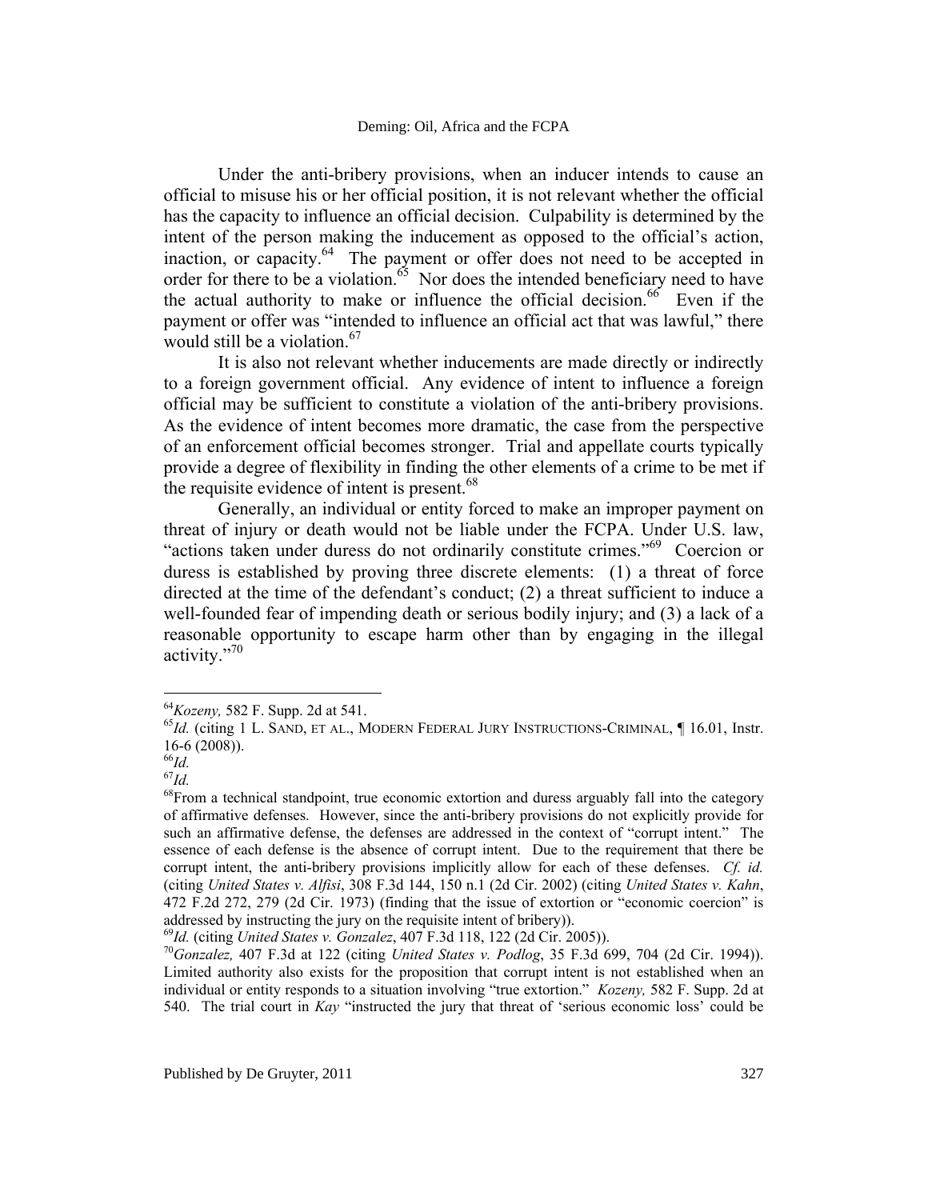Under the anti-bribery provisions, when an inducer intends to cause an official to misuse his or her official position, it is not relevant whether the official has the capacity to influence an official decision. Culpability is determined by the intent of the person making the inducement as opposed to the official's action, inaction, or capacity.[64] The payment or offer does not need to be accepted in order for there to be a violation.[65] Nor does the intended beneficiary need to have the actual authority to make or influence the official decision.[66] Even if the payment or offer was "intended to influence an official act that was lawful," there would still be a violation.[67]

It is also not relevant whether inducements are made directly or indirectly to a foreign government official. Any evidence of intent to influence a foreign official may be sufficient to constitute a violation of the anti-bribery provisions. As the evidence of intent becomes more dramatic, the case from the perspective of an enforcement official becomes stronger. Trial and appellate courts typically provide a degree of flexibility in finding the other elements of a crime to be met if the requisite evidence of intent is present.[68]

Generally, an individual or entity forced to make an improper payment on threat of injury or death would not be liable under the FCPA. Under U.S. law, "actions taken under duress do not ordinarily constitute crimes."[69] Coercion or duress is established by proving three discrete elements: (1) a threat of force directed at the time of the defendant's conduct; (2) a threat sufficient to induce a well-founded fear of impending death or serious bodily injury; and (3) a lack of a reasonable opportunity to escape harm other than by engaging in the illegal activity."[70]

---

[64]*Kozeny,* 582 F. Supp. 2d at 541.

[65]*Id.* (citing 1 L. SAND, ET AL., MODERN FEDERAL JURY INSTRUCTIONS-CRIMINAL, ¶ 16.01, Instr. 16-6 (2008)).

[66]*Id.*

[67]*Id.*

[68]From a technical standpoint, true economic extortion and duress arguably fall into the category of affirmative defenses. However, since the anti-bribery provisions do not explicitly provide for such an affirmative defense, the defenses are addressed in the context of "corrupt intent." The essence of each defense is the absence of corrupt intent. Due to the requirement that there be corrupt intent, the anti-bribery provisions implicitly allow for each of these defenses. *Cf. id.* (citing *United States v. Alfisi*, 308 F.3d 144, 150 n.1 (2d Cir. 2002) (citing *United States v. Kahn*, 472 F.2d 272, 279 (2d Cir. 1973) (finding that the issue of extortion or "economic coercion" is addressed by instructing the jury on the requisite intent of bribery)).

[69]*Id.* (citing *United States v. Gonzalez*, 407 F.3d 118, 122 (2d Cir. 2005)).

[70]*Gonzalez,* 407 F.3d at 122 (citing *United States v. Podlog*, 35 F.3d 699, 704 (2d Cir. 1994)). Limited authority also exists for the proposition that corrupt intent is not established when an individual or entity responds to a situation involving "true extortion." *Kozeny,* 582 F. Supp. 2d at 540. The trial court in *Kay* "instructed the jury that threat of 'serious economic loss' could be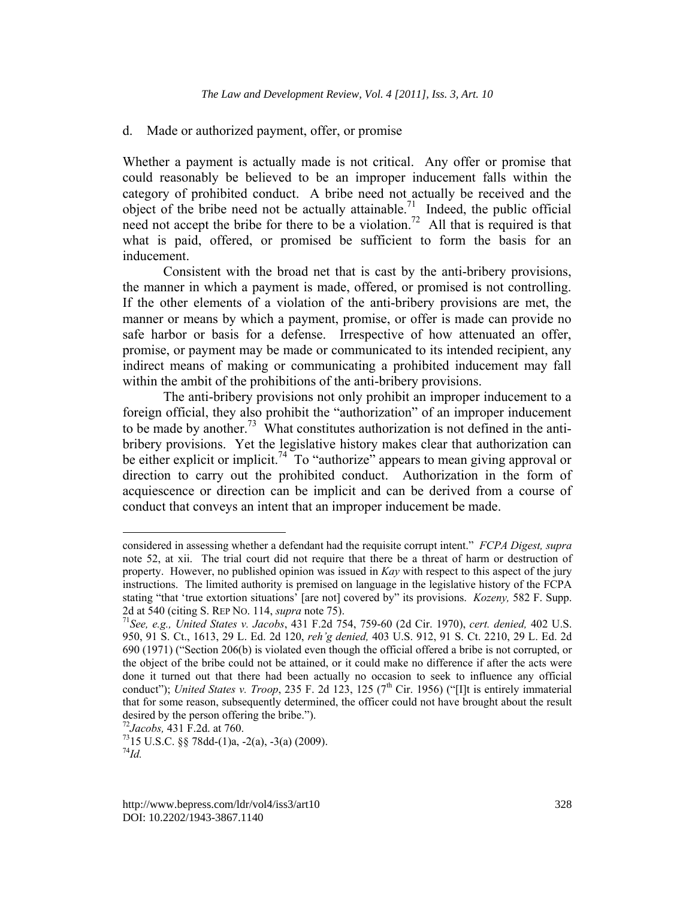d. Made or authorized payment, offer, or promise

Whether a payment is actually made is not critical. Any offer or promise that could reasonably be believed to be an improper inducement falls within the category of prohibited conduct. A bribe need not actually be received and the object of the bribe need not be actually attainable.[71] Indeed, the public official need not accept the bribe for there to be a violation.[72] All that is required is that what is paid, offered, or promised be sufficient to form the basis for an inducement.

Consistent with the broad net that is cast by the anti-bribery provisions, the manner in which a payment is made, offered, or promised is not controlling. If the other elements of a violation of the anti-bribery provisions are met, the manner or means by which a payment, promise, or offer is made can provide no safe harbor or basis for a defense. Irrespective of how attenuated an offer, promise, or payment may be made or communicated to its intended recipient, any indirect means of making or communicating a prohibited inducement may fall within the ambit of the prohibitions of the anti-bribery provisions.

The anti-bribery provisions not only prohibit an improper inducement to a foreign official, they also prohibit the "authorization" of an improper inducement to be made by another.[73] What constitutes authorization is not defined in the anti-bribery provisions. Yet the legislative history makes clear that authorization can be either explicit or implicit.[74] To "authorize" appears to mean giving approval or direction to carry out the prohibited conduct. Authorization in the form of acquiescence or direction can be implicit and can be derived from a course of conduct that conveys an intent that an improper inducement be made.

---

considered in assessing whether a defendant had the requisite corrupt intent." *FCPA Digest, supra* note 52, at xii. The trial court did not require that there be a threat of harm or destruction of property. However, no published opinion was issued in *Kay* with respect to this aspect of the jury instructions. The limited authority is premised on language in the legislative history of the FCPA stating "that 'true extortion situations' [are not] covered by" its provisions. *Kozeny,* 582 F. Supp. 2d at 540 (citing S. REP NO. 114, *supra* note 75).

[71] *See, e.g., United States v. Jacobs*, 431 F.2d 754, 759-60 (2d Cir. 1970), *cert. denied,* 402 U.S. 950, 91 S. Ct., 1613, 29 L. Ed. 2d 120, *reh'g denied,* 403 U.S. 912, 91 S. Ct. 2210, 29 L. Ed. 2d 690 (1971) ("Section 206(b) is violated even though the official offered a bribe is not corrupted, or the object of the bribe could not be attained, or it could make no difference if after the acts were done it turned out that there had been actually no occasion to seek to influence any official conduct"); *United States v. Troop*, 235 F. 2d 123, 125 (7th Cir. 1956) ("[I]t is entirely immaterial that for some reason, subsequently determined, the officer could not have brought about the result desired by the person offering the bribe.").

[72] *Jacobs,* 431 F.2d. at 760.

[73] 15 U.S.C. §§ 78dd-(1)a, -2(a), -3(a) (2009).

[74] *Id.*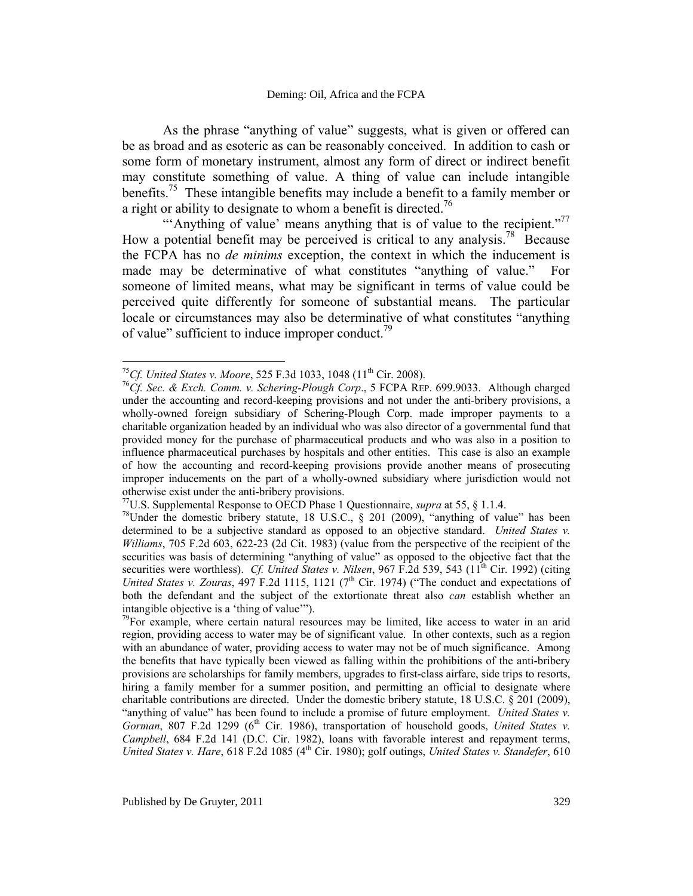As the phrase "anything of value" suggests, what is given or offered can be as broad and as esoteric as can be reasonably conceived. In addition to cash or some form of monetary instrument, almost any form of direct or indirect benefit may constitute something of value. A thing of value can include intangible benefits.[75] These intangible benefits may include a benefit to a family member or a right or ability to designate to whom a benefit is directed.[76]

"'Anything of value' means anything that is of value to the recipient."[77] How a potential benefit may be perceived is critical to any analysis.[78] Because the FCPA has no *de minims* exception, the context in which the inducement is made may be determinative of what constitutes "anything of value." For someone of limited means, what may be significant in terms of value could be perceived quite differently for someone of substantial means. The particular locale or circumstances may also be determinative of what constitutes "anything of value" sufficient to induce improper conduct.[79]

---

[75] *Cf. United States v. Moore*, 525 F.3d 1033, 1048 (11th Cir. 2008).

[76] *Cf. Sec. & Exch. Comm. v. Schering-Plough Corp.*, 5 FCPA REP. 699.9033. Although charged under the accounting and record-keeping provisions and not under the anti-bribery provisions, a wholly-owned foreign subsidiary of Schering-Plough Corp. made improper payments to a charitable organization headed by an individual who was also director of a governmental fund that provided money for the purchase of pharmaceutical products and who was also in a position to influence pharmaceutical purchases by hospitals and other entities. This case is also an example of how the accounting and record-keeping provisions provide another means of prosecuting improper inducements on the part of a wholly-owned subsidiary where jurisdiction would not otherwise exist under the anti-bribery provisions.

[77] U.S. Supplemental Response to OECD Phase 1 Questionnaire, *supra* at 55, § 1.1.4.

[78] Under the domestic bribery statute, 18 U.S.C., § 201 (2009), "anything of value" has been determined to be a subjective standard as opposed to an objective standard. *United States v. Williams*, 705 F.2d 603, 622-23 (2d Cit. 1983) (value from the perspective of the recipient of the securities was basis of determining "anything of value" as opposed to the objective fact that the securities were worthless). *Cf. United States v. Nilsen*, 967 F.2d 539, 543 (11th Cir. 1992) (citing *United States v. Zouras*, 497 F.2d 1115, 1121 (7th Cir. 1974) ("The conduct and expectations of both the defendant and the subject of the extortionate threat also *can* establish whether an intangible objective is a 'thing of value'").

[79] For example, where certain natural resources may be limited, like access to water in an arid region, providing access to water may be of significant value. In other contexts, such as a region with an abundance of water, providing access to water may not be of much significance. Among the benefits that have typically been viewed as falling within the prohibitions of the anti-bribery provisions are scholarships for family members, upgrades to first-class airfare, side trips to resorts, hiring a family member for a summer position, and permitting an official to designate where charitable contributions are directed. Under the domestic bribery statute, 18 U.S.C. § 201 (2009), "anything of value" has been found to include a promise of future employment. *United States v. Gorman*, 807 F.2d 1299 (6th Cir. 1986), transportation of household goods, *United States v. Campbell*, 684 F.2d 141 (D.C. Cir. 1982), loans with favorable interest and repayment terms, *United States v. Hare*, 618 F.2d 1085 (4th Cir. 1980); golf outings, *United States v. Standefer*, 610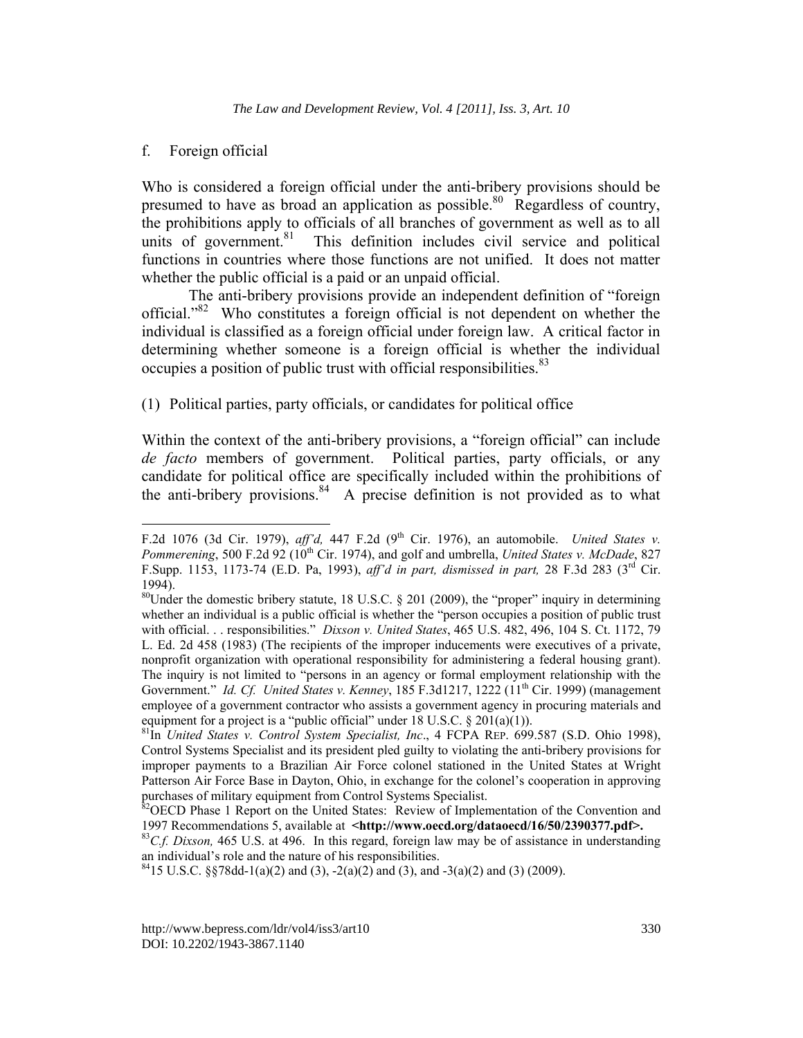f. Foreign official

Who is considered a foreign official under the anti-bribery provisions should be presumed to have as broad an application as possible.[80] Regardless of country, the prohibitions apply to officials of all branches of government as well as to all units of government.[81] This definition includes civil service and political functions in countries where those functions are not unified. It does not matter whether the public official is a paid or an unpaid official.

The anti-bribery provisions provide an independent definition of "foreign official."[82] Who constitutes a foreign official is not dependent on whether the individual is classified as a foreign official under foreign law. A critical factor in determining whether someone is a foreign official is whether the individual occupies a position of public trust with official responsibilities.[83]

(1) Political parties, party officials, or candidates for political office

Within the context of the anti-bribery provisions, a "foreign official" can include *de facto* members of government. Political parties, party officials, or any candidate for political office are specifically included within the prohibitions of the anti-bribery provisions.[84] A precise definition is not provided as to what

---

F.2d 1076 (3d Cir. 1979), *aff'd,* 447 F.2d (9th Cir. 1976), an automobile. *United States v. Pommerening*, 500 F.2d 92 (10th Cir. 1974), and golf and umbrella, *United States v. McDade*, 827 F.Supp. 1153, 1173-74 (E.D. Pa, 1993), *aff'd in part, dismissed in part,* 28 F.3d 283 (3rd Cir. 1994).

[80] Under the domestic bribery statute, 18 U.S.C. § 201 (2009), the "proper" inquiry in determining whether an individual is a public official is whether the "person occupies a position of public trust with official. . . responsibilities." *Dixson v. United States*, 465 U.S. 482, 496, 104 S. Ct. 1172, 79 L. Ed. 2d 458 (1983) (The recipients of the improper inducements were executives of a private, nonprofit organization with operational responsibility for administering a federal housing grant). The inquiry is not limited to "persons in an agency or formal employment relationship with the Government." *Id. Cf. United States v. Kenney*, 185 F.3d1217, 1222 (11th Cir. 1999) (management employee of a government contractor who assists a government agency in procuring materials and equipment for a project is a "public official" under 18 U.S.C. § 201(a)(1)).

[81] In *United States v. Control System Specialist, Inc*., 4 FCPA REP. 699.587 (S.D. Ohio 1998), Control Systems Specialist and its president pled guilty to violating the anti-bribery provisions for improper payments to a Brazilian Air Force colonel stationed in the United States at Wright Patterson Air Force Base in Dayton, Ohio, in exchange for the colonel's cooperation in approving purchases of military equipment from Control Systems Specialist.

[82] OECD Phase 1 Report on the United States: Review of Implementation of the Convention and 1997 Recommendations 5, available at **<http://www.oecd.org/dataoecd/16/50/2390377.pdf>.**

[83] *C.f. Dixson,* 465 U.S. at 496. In this regard, foreign law may be of assistance in understanding an individual's role and the nature of his responsibilities.

[84] 15 U.S.C. §§78dd-1(a)(2) and (3), -2(a)(2) and (3), and -3(a)(2) and (3) (2009).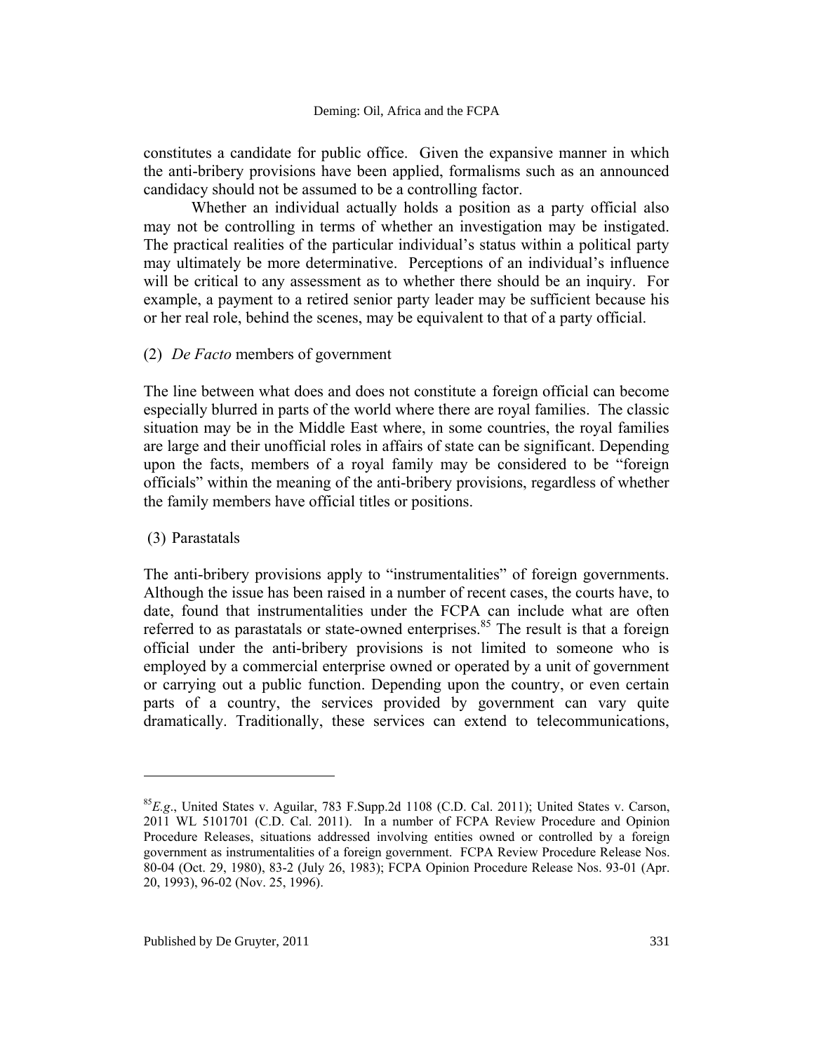constitutes a candidate for public office. Given the expansive manner in which the anti-bribery provisions have been applied, formalisms such as an announced candidacy should not be assumed to be a controlling factor.

Whether an individual actually holds a position as a party official also may not be controlling in terms of whether an investigation may be instigated. The practical realities of the particular individual's status within a political party may ultimately be more determinative. Perceptions of an individual's influence will be critical to any assessment as to whether there should be an inquiry. For example, a payment to a retired senior party leader may be sufficient because his or her real role, behind the scenes, may be equivalent to that of a party official.

(2) *De Facto* members of government

The line between what does and does not constitute a foreign official can become especially blurred in parts of the world where there are royal families. The classic situation may be in the Middle East where, in some countries, the royal families are large and their unofficial roles in affairs of state can be significant. Depending upon the facts, members of a royal family may be considered to be "foreign officials" within the meaning of the anti-bribery provisions, regardless of whether the family members have official titles or positions.

(3) Parastatals

The anti-bribery provisions apply to "instrumentalities" of foreign governments. Although the issue has been raised in a number of recent cases, the courts have, to date, found that instrumentalities under the FCPA can include what are often referred to as parastatals or state-owned enterprises.[85] The result is that a foreign official under the anti-bribery provisions is not limited to someone who is employed by a commercial enterprise owned or operated by a unit of government or carrying out a public function. Depending upon the country, or even certain parts of a country, the services provided by government can vary quite dramatically. Traditionally, these services can extend to telecommunications,

---

[85] *E.g*., United States v. Aguilar, 783 F.Supp.2d 1108 (C.D. Cal. 2011); United States v. Carson, 2011 WL 5101701 (C.D. Cal. 2011). In a number of FCPA Review Procedure and Opinion Procedure Releases, situations addressed involving entities owned or controlled by a foreign government as instrumentalities of a foreign government. FCPA Review Procedure Release Nos. 80-04 (Oct. 29, 1980), 83-2 (July 26, 1983); FCPA Opinion Procedure Release Nos. 93-01 (Apr. 20, 1993), 96-02 (Nov. 25, 1996).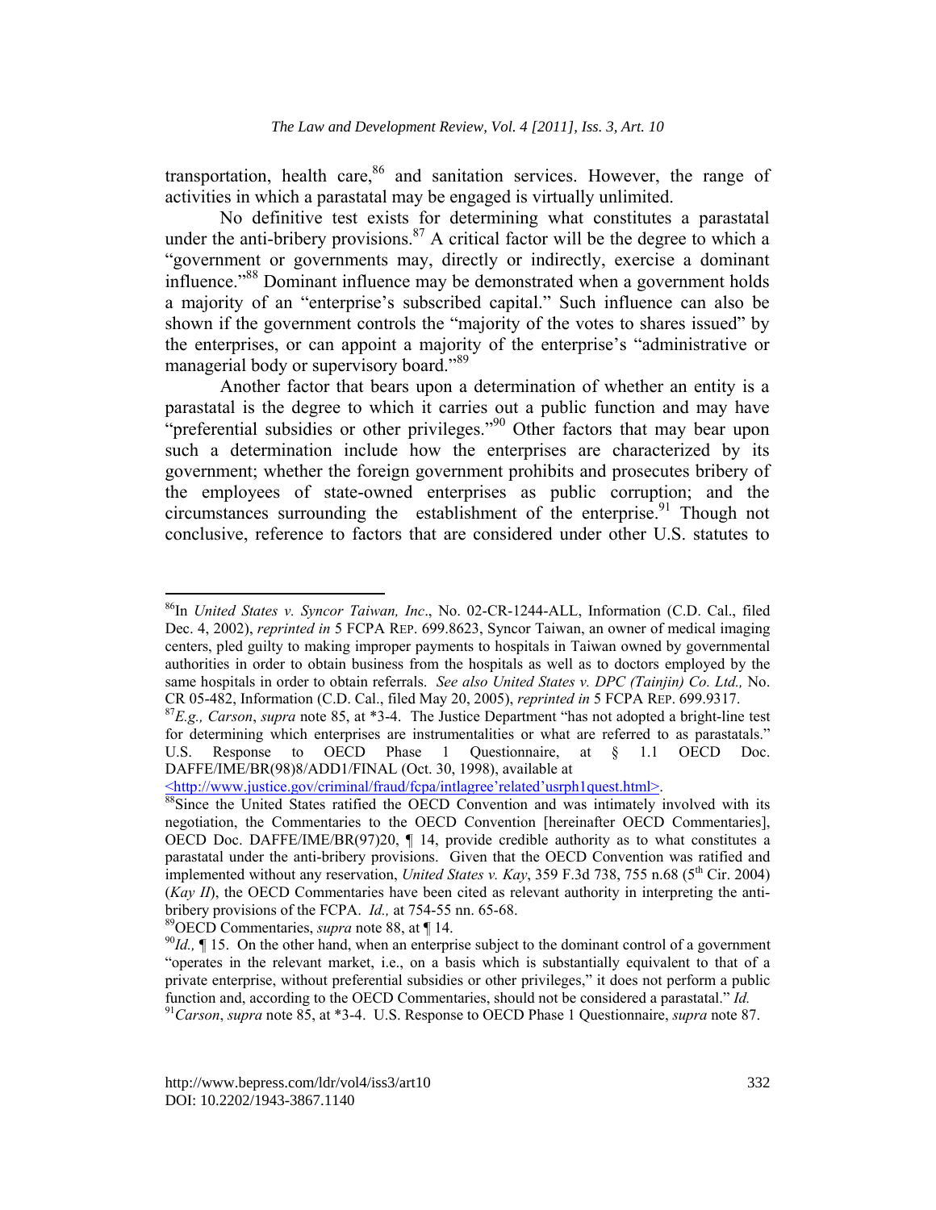transportation, health care,[86] and sanitation services. However, the range of activities in which a parastatal may be engaged is virtually unlimited.

No definitive test exists for determining what constitutes a parastatal under the anti-bribery provisions.[87] A critical factor will be the degree to which a "government or governments may, directly or indirectly, exercise a dominant influence."[88] Dominant influence may be demonstrated when a government holds a majority of an "enterprise's subscribed capital." Such influence can also be shown if the government controls the "majority of the votes to shares issued" by the enterprises, or can appoint a majority of the enterprise's "administrative or managerial body or supervisory board."[89]

Another factor that bears upon a determination of whether an entity is a parastatal is the degree to which it carries out a public function and may have "preferential subsidies or other privileges."[90] Other factors that may bear upon such a determination include how the enterprises are characterized by its government; whether the foreign government prohibits and prosecutes bribery of the employees of state-owned enterprises as public corruption; and the circumstances surrounding the establishment of the enterprise.[91] Though not conclusive, reference to factors that are considered under other U.S. statutes to

---

[86] In *United States v. Syncor Taiwan, Inc*., No. 02-CR-1244-ALL, Information (C.D. Cal., filed Dec. 4, 2002), *reprinted in* 5 FCPA REP. 699.8623, Syncor Taiwan, an owner of medical imaging centers, pled guilty to making improper payments to hospitals in Taiwan owned by governmental authorities in order to obtain business from the hospitals as well as to doctors employed by the same hospitals in order to obtain referrals. *See also United States v. DPC (Tainjin) Co. Ltd.,* No. CR 05-482, Information (C.D. Cal., filed May 20, 2005), *reprinted in* 5 FCPA REP. 699.9317.

[87] *E.g., Carson*, *supra* note 85, at *3-4. The Justice Department "has not adopted a bright-line test for determining which enterprises are instrumentalities or what are referred to as parastatals." U.S. Response to OECD Phase 1 Questionnaire, at § 1.1 OECD Doc. DAFFE/IME/BR(98)8/ADD1/FINAL (Oct. 30, 1998), available at <http://www.justice.gov/criminal/fraud/fcpa/intlagree'related'usrph1quest.html>.

[88] Since the United States ratified the OECD Convention and was intimately involved with its negotiation, the Commentaries to the OECD Convention [hereinafter OECD Commentaries], OECD Doc. DAFFE/IME/BR(97)20, ¶ 14, provide credible authority as to what constitutes a parastatal under the anti-bribery provisions. Given that the OECD Convention was ratified and implemented without any reservation, *United States v. Kay*, 359 F.3d 738, 755 n.68 (5th Cir. 2004) (*Kay II*), the OECD Commentaries have been cited as relevant authority in interpreting the anti-bribery provisions of the FCPA. *Id.,* at 754-55 nn. 65-68.

[89] OECD Commentaries, *supra* note 88, at ¶ 14.

[90] *Id.,* ¶ 15. On the other hand, when an enterprise subject to the dominant control of a government "operates in the relevant market, i.e., on a basis which is substantially equivalent to that of a private enterprise, without preferential subsidies or other privileges," it does not perform a public function and, according to the OECD Commentaries, should not be considered a parastatal." *Id.*

[91] *Carson*, *supra* note 85, at *3-4. U.S. Response to OECD Phase 1 Questionnaire, *supra* note 87.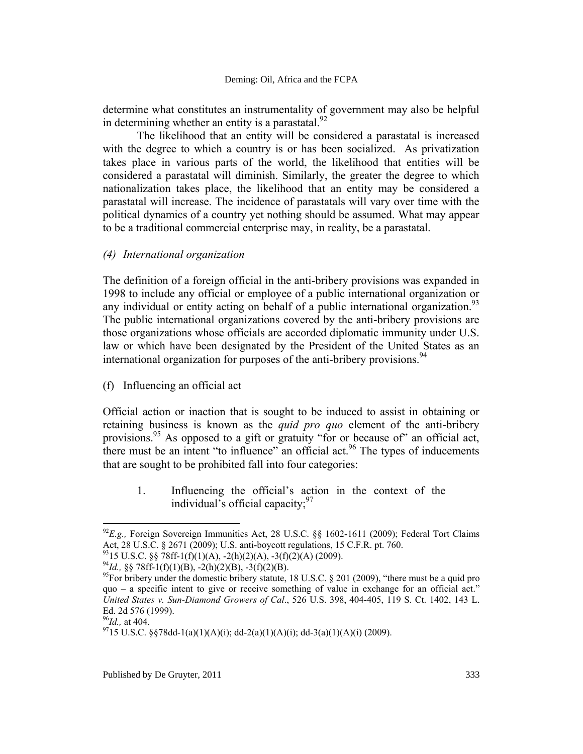determine what constitutes an instrumentality of government may also be helpful in determining whether an entity is a parastatal.[92]

The likelihood that an entity will be considered a parastatal is increased with the degree to which a country is or has been socialized. As privatization takes place in various parts of the world, the likelihood that entities will be considered a parastatal will diminish. Similarly, the greater the degree to which nationalization takes place, the likelihood that an entity may be considered a parastatal will increase. The incidence of parastatals will vary over time with the political dynamics of a country yet nothing should be assumed. What may appear to be a traditional commercial enterprise may, in reality, be a parastatal.

*(4) International organization*

The definition of a foreign official in the anti-bribery provisions was expanded in 1998 to include any official or employee of a public international organization or any individual or entity acting on behalf of a public international organization.[93] The public international organizations covered by the anti-bribery provisions are those organizations whose officials are accorded diplomatic immunity under U.S. law or which have been designated by the President of the United States as an international organization for purposes of the anti-bribery provisions.[94]

(f) Influencing an official act

Official action or inaction that is sought to be induced to assist in obtaining or retaining business is known as the *quid pro quo* element of the anti-bribery provisions.[95] As opposed to a gift or gratuity "for or because of" an official act, there must be an intent "to influence" an official act.[96] The types of inducements that are sought to be prohibited fall into four categories:

1. Influencing the official's action in the context of the individual's official capacity;[97]

---

[92] *E.g.,* Foreign Sovereign Immunities Act, 28 U.S.C. §§ 1602-1611 (2009); Federal Tort Claims Act, 28 U.S.C. § 2671 (2009); U.S. anti-boycott regulations, 15 C.F.R. pt. 760.

[93] 15 U.S.C. §§ 78ff-1(f)(1)(A), -2(h)(2)(A), -3(f)(2)(A) (2009).

[94] *Id.,* §§ 78ff-1(f)(1)(B), -2(h)(2)(B), -3(f)(2)(B).

[95] For bribery under the domestic bribery statute, 18 U.S.C. § 201 (2009), "there must be a quid pro quo – a specific intent to give or receive something of value in exchange for an official act." *United States v. Sun-Diamond Growers of Cal*., 526 U.S. 398, 404-405, 119 S. Ct. 1402, 143 L. Ed. 2d 576 (1999).

[96] *Id.,* at 404.

[97] 15 U.S.C. §§78dd-1(a)(1)(A)(i); dd-2(a)(1)(A)(i); dd-3(a)(1)(A)(i) (2009).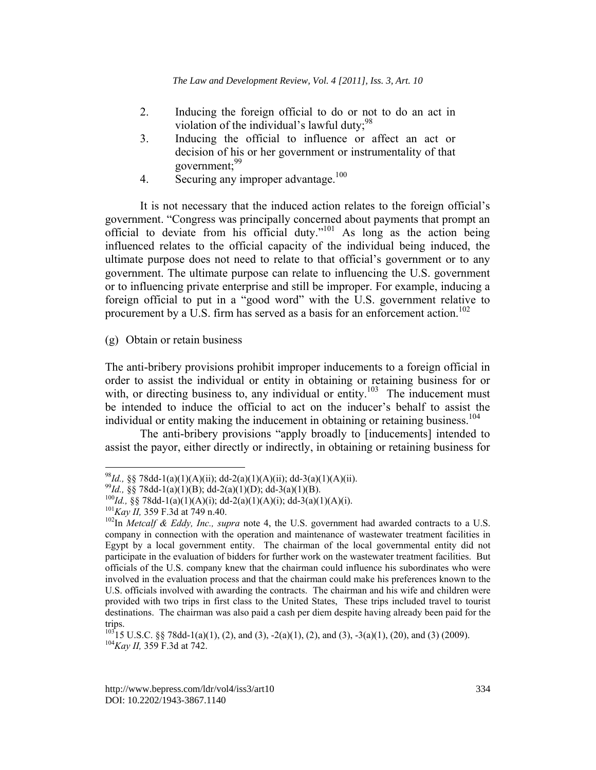2. Inducing the foreign official to do or not to do an act in violation of the individual's lawful duty;[98]
3. Inducing the official to influence or affect an act or decision of his or her government or instrumentality of that government;[99]
4. Securing any improper advantage.[100]

It is not necessary that the induced action relates to the foreign official's government. "Congress was principally concerned about payments that prompt an official to deviate from his official duty."[101] As long as the action being influenced relates to the official capacity of the individual being induced, the ultimate purpose does not need to relate to that official's government or to any government. The ultimate purpose can relate to influencing the U.S. government or to influencing private enterprise and still be improper. For example, inducing a foreign official to put in a "good word" with the U.S. government relative to procurement by a U.S. firm has served as a basis for an enforcement action.[102]

(g) Obtain or retain business

The anti-bribery provisions prohibit improper inducements to a foreign official in order to assist the individual or entity in obtaining or retaining business for or with, or directing business to, any individual or entity.[103] The inducement must be intended to induce the official to act on the inducer's behalf to assist the individual or entity making the inducement in obtaining or retaining business.[104]

The anti-bribery provisions "apply broadly to [inducements] intended to assist the payor, either directly or indirectly, in obtaining or retaining business for

---

[98] *Id.,* §§ 78dd-1(a)(1)(A)(ii); dd-2(a)(1)(A)(ii); dd-3(a)(1)(A)(ii).
[99] *Id.,* §§ 78dd-1(a)(1)(B); dd-2(a)(1)(D); dd-3(a)(1)(B).
[100] *Id.,* §§ 78dd-1(a)(1)(A)(i); dd-2(a)(1)(A)(i); dd-3(a)(1)(A)(i).
[101] *Kay II,* 359 F.3d at 749 n.40.
[102] In *Metcalf & Eddy, Inc., supra* note 4, the U.S. government had awarded contracts to a U.S. company in connection with the operation and maintenance of wastewater treatment facilities in Egypt by a local government entity. The chairman of the local governmental entity did not participate in the evaluation of bidders for further work on the wastewater treatment facilities. But officials of the U.S. company knew that the chairman could influence his subordinates who were involved in the evaluation process and that the chairman could make his preferences known to the U.S. officials involved with awarding the contracts. The chairman and his wife and children were provided with two trips in first class to the United States, These trips included travel to tourist destinations. The chairman was also paid a cash per diem despite having already been paid for the trips.
[103] 15 U.S.C. §§ 78dd-1(a)(1), (2), and (3), -2(a)(1), (2), and (3), -3(a)(1), (20), and (3) (2009).
[104] *Kay II,* 359 F.3d at 742.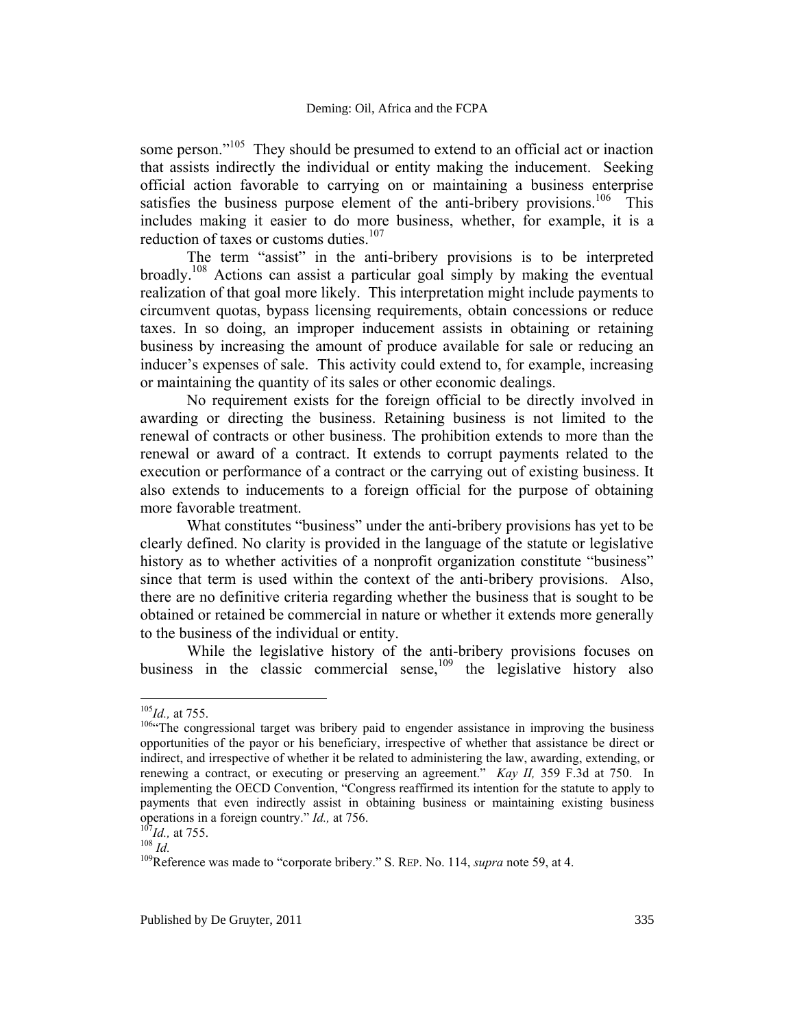some person."[105] They should be presumed to extend to an official act or inaction that assists indirectly the individual or entity making the inducement. Seeking official action favorable to carrying on or maintaining a business enterprise satisfies the business purpose element of the anti-bribery provisions.[106] This includes making it easier to do more business, whether, for example, it is a reduction of taxes or customs duties.[107]

The term "assist" in the anti-bribery provisions is to be interpreted broadly.[108] Actions can assist a particular goal simply by making the eventual realization of that goal more likely. This interpretation might include payments to circumvent quotas, bypass licensing requirements, obtain concessions or reduce taxes. In so doing, an improper inducement assists in obtaining or retaining business by increasing the amount of produce available for sale or reducing an inducer's expenses of sale. This activity could extend to, for example, increasing or maintaining the quantity of its sales or other economic dealings.

No requirement exists for the foreign official to be directly involved in awarding or directing the business. Retaining business is not limited to the renewal of contracts or other business. The prohibition extends to more than the renewal or award of a contract. It extends to corrupt payments related to the execution or performance of a contract or the carrying out of existing business. It also extends to inducements to a foreign official for the purpose of obtaining more favorable treatment.

What constitutes "business" under the anti-bribery provisions has yet to be clearly defined. No clarity is provided in the language of the statute or legislative history as to whether activities of a nonprofit organization constitute "business" since that term is used within the context of the anti-bribery provisions. Also, there are no definitive criteria regarding whether the business that is sought to be obtained or retained be commercial in nature or whether it extends more generally to the business of the individual or entity.

While the legislative history of the anti-bribery provisions focuses on business in the classic commercial sense,[109] the legislative history also

---

[105] *Id.,* at 755.

[106] "The congressional target was bribery paid to engender assistance in improving the business opportunities of the payor or his beneficiary, irrespective of whether that assistance be direct or indirect, and irrespective of whether it be related to administering the law, awarding, extending, or renewing a contract, or executing or preserving an agreement." *Kay II,* 359 F.3d at 750. In implementing the OECD Convention, "Congress reaffirmed its intention for the statute to apply to payments that even indirectly assist in obtaining business or maintaining existing business operations in a foreign country." *Id.,* at 756.

[107] *Id.,* at 755.

[108] *Id.*

[109] Reference was made to "corporate bribery." S. REP. No. 114, *supra* note 59, at 4.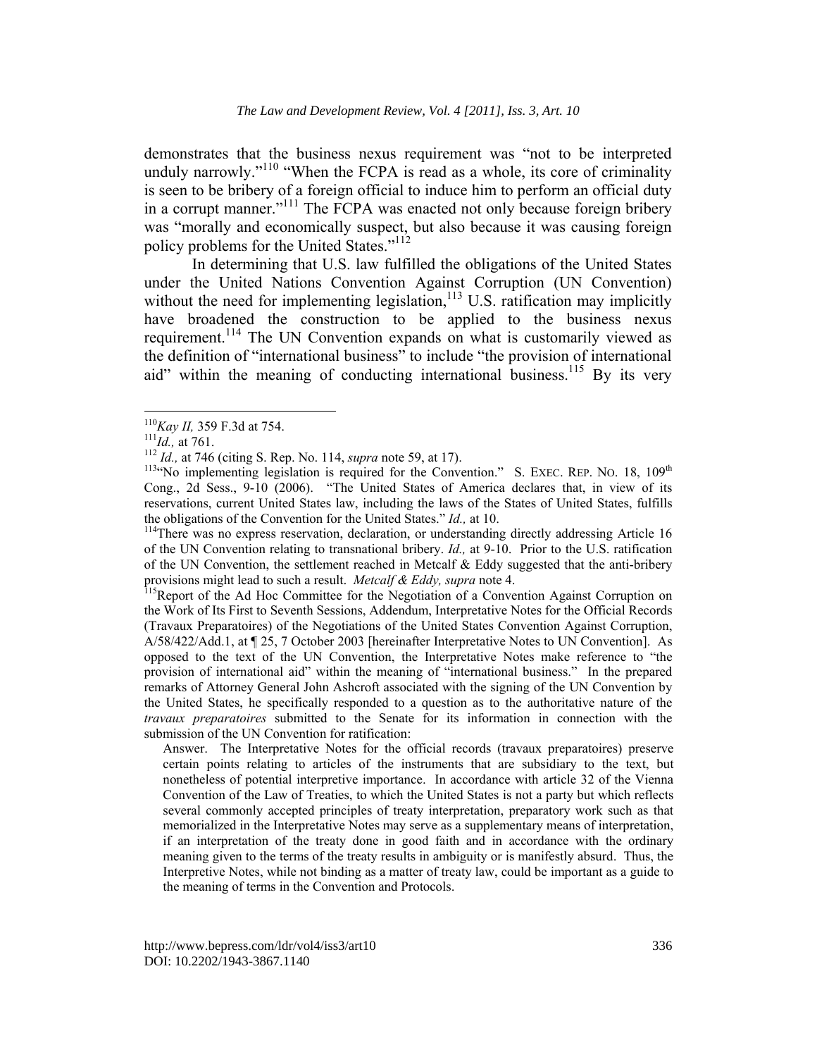demonstrates that the business nexus requirement was "not to be interpreted unduly narrowly."[110] "When the FCPA is read as a whole, its core of criminality is seen to be bribery of a foreign official to induce him to perform an official duty in a corrupt manner."[111] The FCPA was enacted not only because foreign bribery was "morally and economically suspect, but also because it was causing foreign policy problems for the United States."[112]

In determining that U.S. law fulfilled the obligations of the United States under the United Nations Convention Against Corruption (UN Convention) without the need for implementing legislation,[113] U.S. ratification may implicitly have broadened the construction to be applied to the business nexus requirement.[114] The UN Convention expands on what is customarily viewed as the definition of "international business" to include "the provision of international aid" within the meaning of conducting international business.[115] By its very

---

[110] *Kay II,* 359 F.3d at 754.

[111] *Id.,* at 761.

[112] *Id.,* at 746 (citing S. Rep. No. 114, *supra* note 59, at 17).

[113] "No implementing legislation is required for the Convention." S. EXEC. REP. NO. 18, 109th Cong., 2d Sess., 9-10 (2006). "The United States of America declares that, in view of its reservations, current United States law, including the laws of the States of United States, fulfills the obligations of the Convention for the United States." *Id.,* at 10.

[114] There was no express reservation, declaration, or understanding directly addressing Article 16 of the UN Convention relating to transnational bribery. *Id.,* at 9-10. Prior to the U.S. ratification of the UN Convention, the settlement reached in Metcalf & Eddy suggested that the anti-bribery provisions might lead to such a result. *Metcalf & Eddy, supra* note 4.

[115] Report of the Ad Hoc Committee for the Negotiation of a Convention Against Corruption on the Work of Its First to Seventh Sessions, Addendum, Interpretative Notes for the Official Records (Travaux Preparatoires) of the Negotiations of the United States Convention Against Corruption, A/58/422/Add.1, at ¶ 25, 7 October 2003 [hereinafter Interpretative Notes to UN Convention]. As opposed to the text of the UN Convention, the Interpretative Notes make reference to "the provision of international aid" within the meaning of "international business." In the prepared remarks of Attorney General John Ashcroft associated with the signing of the UN Convention by the United States, he specifically responded to a question as to the authoritative nature of the *travaux preparatoires* submitted to the Senate for its information in connection with the submission of the UN Convention for ratification:

> Answer. The Interpretative Notes for the official records (travaux preparatoires) preserve certain points relating to articles of the instruments that are subsidiary to the text, but nonetheless of potential interpretive importance. In accordance with article 32 of the Vienna Convention of the Law of Treaties, to which the United States is not a party but which reflects several commonly accepted principles of treaty interpretation, preparatory work such as that memorialized in the Interpretative Notes may serve as a supplementary means of interpretation, if an interpretation of the treaty done in good faith and in accordance with the ordinary meaning given to the terms of the treaty results in ambiguity or is manifestly absurd. Thus, the Interpretive Notes, while not binding as a matter of treaty law, could be important as a guide to the meaning of terms in the Convention and Protocols.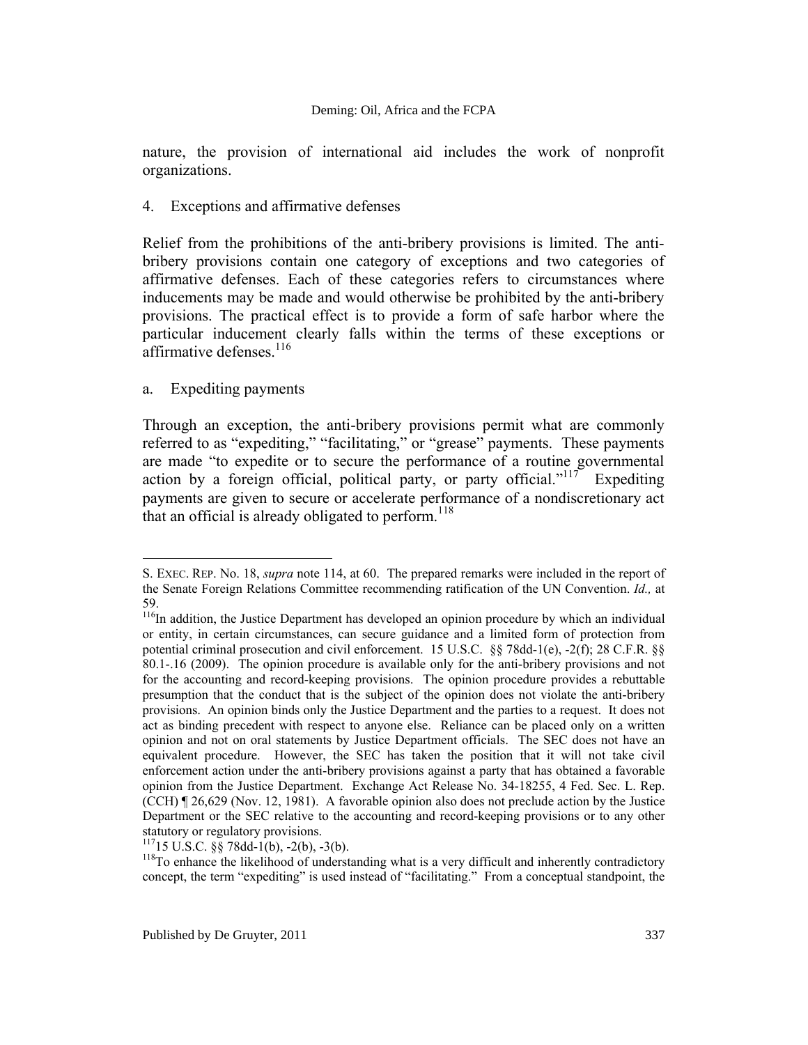nature, the provision of international aid includes the work of nonprofit organizations.

4. Exceptions and affirmative defenses

Relief from the prohibitions of the anti-bribery provisions is limited. The anti-bribery provisions contain one category of exceptions and two categories of affirmative defenses. Each of these categories refers to circumstances where inducements may be made and would otherwise be prohibited by the anti-bribery provisions. The practical effect is to provide a form of safe harbor where the particular inducement clearly falls within the terms of these exceptions or affirmative defenses.[116]

a. Expediting payments

Through an exception, the anti-bribery provisions permit what are commonly referred to as "expediting," "facilitating," or "grease" payments. These payments are made "to expedite or to secure the performance of a routine governmental action by a foreign official, political party, or party official."[117] Expediting payments are given to secure or accelerate performance of a nondiscretionary act that an official is already obligated to perform.[118]

---

S. EXEC. REP. No. 18, *supra* note 114, at 60. The prepared remarks were included in the report of the Senate Foreign Relations Committee recommending ratification of the UN Convention. *Id.,* at 59.

[116]In addition, the Justice Department has developed an opinion procedure by which an individual or entity, in certain circumstances, can secure guidance and a limited form of protection from potential criminal prosecution and civil enforcement. 15 U.S.C. §§ 78dd-1(e), -2(f); 28 C.F.R. §§ 80.1-.16 (2009). The opinion procedure is available only for the anti-bribery provisions and not for the accounting and record-keeping provisions. The opinion procedure provides a rebuttable presumption that the conduct that is the subject of the opinion does not violate the anti-bribery provisions. An opinion binds only the Justice Department and the parties to a request. It does not act as binding precedent with respect to anyone else. Reliance can be placed only on a written opinion and not on oral statements by Justice Department officials. The SEC does not have an equivalent procedure. However, the SEC has taken the position that it will not take civil enforcement action under the anti-bribery provisions against a party that has obtained a favorable opinion from the Justice Department. Exchange Act Release No. 34-18255, 4 Fed. Sec. L. Rep. (CCH) ¶ 26,629 (Nov. 12, 1981). A favorable opinion also does not preclude action by the Justice Department or the SEC relative to the accounting and record-keeping provisions or to any other statutory or regulatory provisions.

[117]15 U.S.C. §§ 78dd-1(b), -2(b), -3(b).

[118]To enhance the likelihood of understanding what is a very difficult and inherently contradictory concept, the term "expediting" is used instead of "facilitating." From a conceptual standpoint, the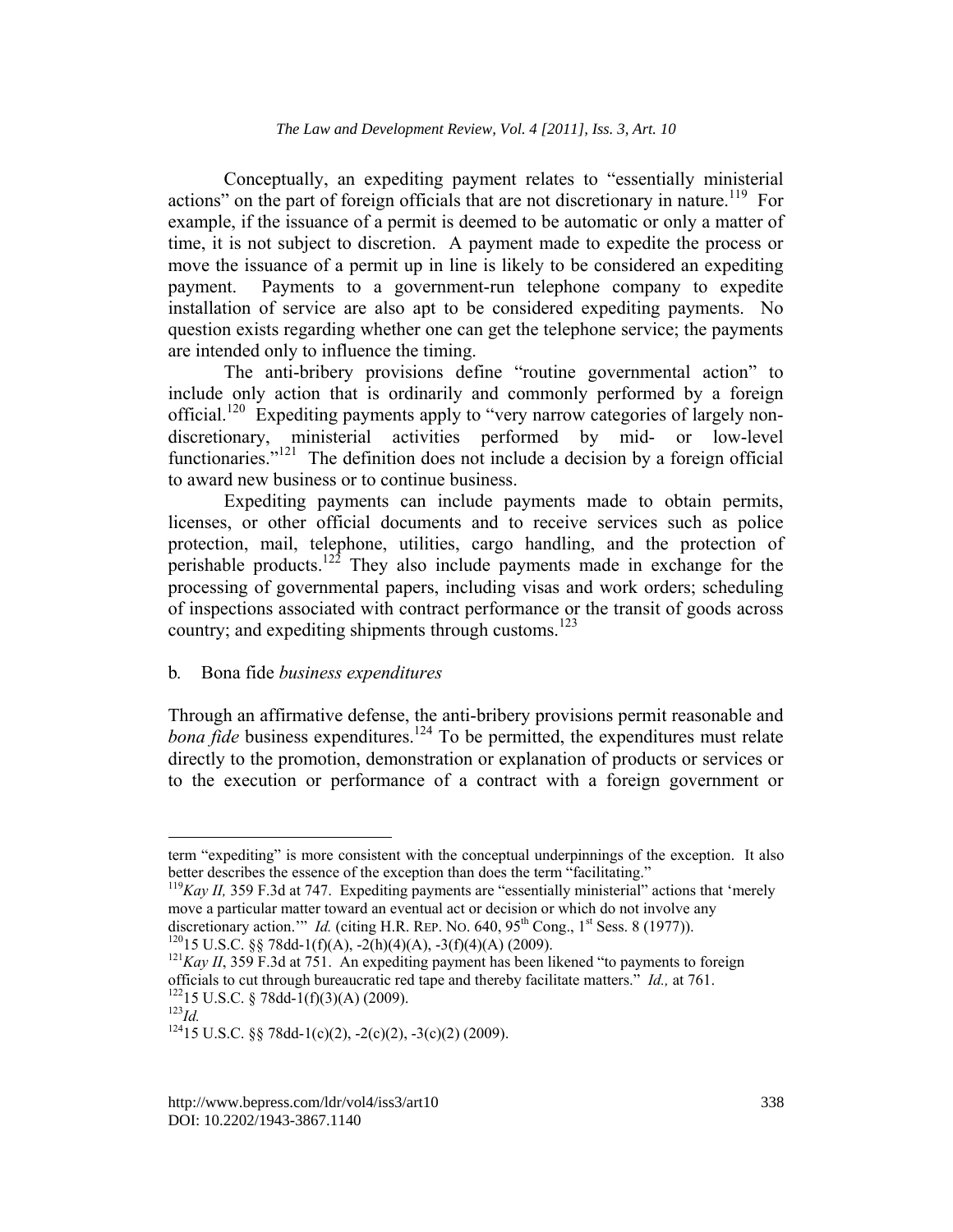Conceptually, an expediting payment relates to "essentially ministerial actions" on the part of foreign officials that are not discretionary in nature.[119] For example, if the issuance of a permit is deemed to be automatic or only a matter of time, it is not subject to discretion. A payment made to expedite the process or move the issuance of a permit up in line is likely to be considered an expediting payment. Payments to a government-run telephone company to expedite installation of service are also apt to be considered expediting payments. No question exists regarding whether one can get the telephone service; the payments are intended only to influence the timing.

The anti-bribery provisions define "routine governmental action" to include only action that is ordinarily and commonly performed by a foreign official.[120] Expediting payments apply to "very narrow categories of largely non-discretionary, ministerial activities performed by mid- or low-level functionaries."[121] The definition does not include a decision by a foreign official to award new business or to continue business.

Expediting payments can include payments made to obtain permits, licenses, or other official documents and to receive services such as police protection, mail, telephone, utilities, cargo handling, and the protection of perishable products.[122] They also include payments made in exchange for the processing of governmental papers, including visas and work orders; scheduling of inspections associated with contract performance or the transit of goods across country; and expediting shipments through customs.[123]

### b. *Bona fide* business expenditures

Through an affirmative defense, the anti-bribery provisions permit reasonable and *bona fide* business expenditures.[124] To be permitted, the expenditures must relate directly to the promotion, demonstration or explanation of products or services or to the execution or performance of a contract with a foreign government or

---

term "expediting" is more consistent with the conceptual underpinnings of the exception. It also better describes the essence of the exception than does the term "facilitating."

[119] *Kay II,* 359 F.3d at 747. Expediting payments are "essentially ministerial" actions that 'merely move a particular matter toward an eventual act or decision or which do not involve any discretionary action.'" *Id.* (citing H.R. REP. NO. 640, 95th Cong., 1st Sess. 8 (1977)).

[120] 15 U.S.C. §§ 78dd-1(f)(A), -2(h)(4)(A), -3(f)(4)(A) (2009).

[121] *Kay II*, 359 F.3d at 751. An expediting payment has been likened "to payments to foreign officials to cut through bureaucratic red tape and thereby facilitate matters." *Id.,* at 761.

[122] 15 U.S.C. § 78dd-1(f)(3)(A) (2009).

[123] *Id.*

[124] 15 U.S.C. §§ 78dd-1(c)(2), -2(c)(2), -3(c)(2) (2009).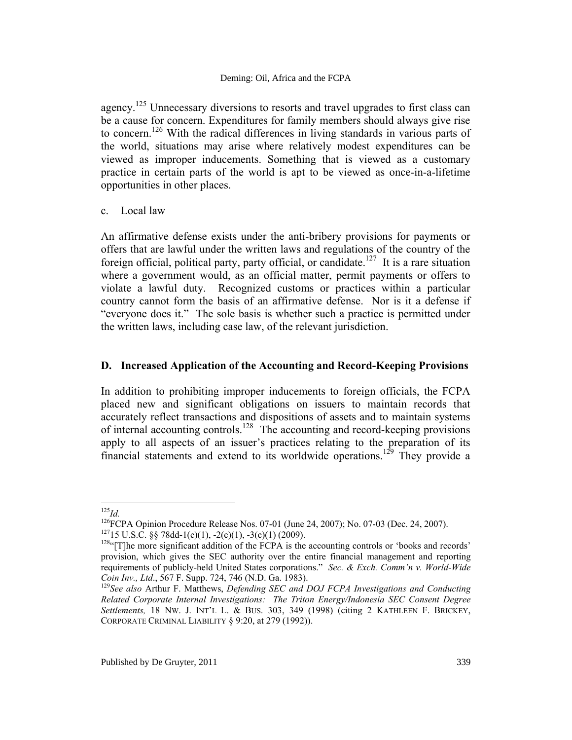agency.[125] Unnecessary diversions to resorts and travel upgrades to first class can be a cause for concern. Expenditures for family members should always give rise to concern.[126] With the radical differences in living standards in various parts of the world, situations may arise where relatively modest expenditures can be viewed as improper inducements. Something that is viewed as a customary practice in certain parts of the world is apt to be viewed as once-in-a-lifetime opportunities in other places.

c. Local law

An affirmative defense exists under the anti-bribery provisions for payments or offers that are lawful under the written laws and regulations of the country of the foreign official, political party, party official, or candidate.[127] It is a rare situation where a government would, as an official matter, permit payments or offers to violate a lawful duty. Recognized customs or practices within a particular country cannot form the basis of an affirmative defense. Nor is it a defense if "everyone does it." The sole basis is whether such a practice is permitted under the written laws, including case law, of the relevant jurisdiction.

## D. Increased Application of the Accounting and Record-Keeping Provisions

In addition to prohibiting improper inducements to foreign officials, the FCPA placed new and significant obligations on issuers to maintain records that accurately reflect transactions and dispositions of assets and to maintain systems of internal accounting controls.[128] The accounting and record-keeping provisions apply to all aspects of an issuer's practices relating to the preparation of its financial statements and extend to its worldwide operations.[129] They provide a

---

[125] *Id.*

[126] FCPA Opinion Procedure Release Nos. 07-01 (June 24, 2007); No. 07-03 (Dec. 24, 2007).

[127] 15 U.S.C. §§ 78dd-1(c)(1), -2(c)(1), -3(c)(1) (2009).

[128] "[T]he more significant addition of the FCPA is the accounting controls or 'books and records' provision, which gives the SEC authority over the entire financial management and reporting requirements of publicly-held United States corporations." *Sec. & Exch. Comm'n v. World-Wide Coin Inv., Ltd*., 567 F. Supp. 724, 746 (N.D. Ga. 1983).

[129] *See also* Arthur F. Matthews, *Defending SEC and DOJ FCPA Investigations and Conducting Related Corporate Internal Investigations: The Triton Energy/Indonesia SEC Consent Degree Settlements,* 18 NW. J. INT'L L. & BUS. 303, 349 (1998) (citing 2 KATHLEEN F. BRICKEY, CORPORATE CRIMINAL LIABILITY § 9:20, at 279 (1992)).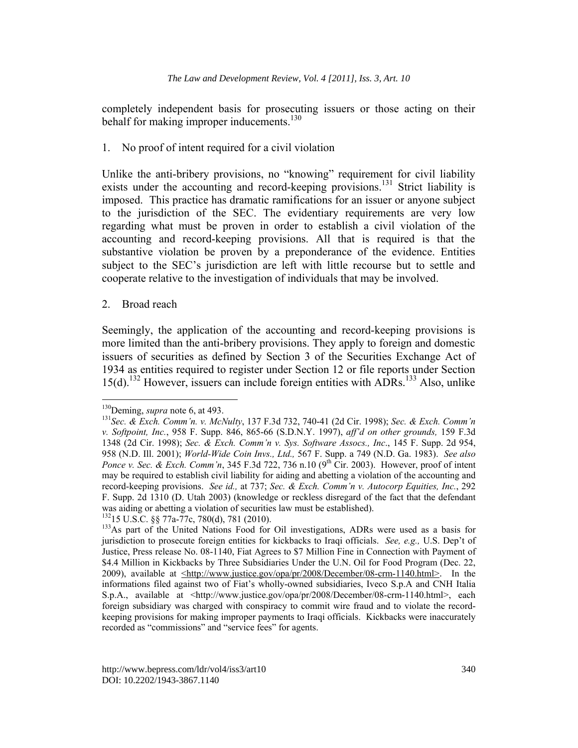completely independent basis for prosecuting issuers or those acting on their behalf for making improper inducements.[130]

1. No proof of intent required for a civil violation

Unlike the anti-bribery provisions, no "knowing" requirement for civil liability exists under the accounting and record-keeping provisions.[131] Strict liability is imposed. This practice has dramatic ramifications for an issuer or anyone subject to the jurisdiction of the SEC. The evidentiary requirements are very low regarding what must be proven in order to establish a civil violation of the accounting and record-keeping provisions. All that is required is that the substantive violation be proven by a preponderance of the evidence. Entities subject to the SEC's jurisdiction are left with little recourse but to settle and cooperate relative to the investigation of individuals that may be involved.

2. Broad reach

Seemingly, the application of the accounting and record-keeping provisions is more limited than the anti-bribery provisions. They apply to foreign and domestic issuers of securities as defined by Section 3 of the Securities Exchange Act of 1934 as entities required to register under Section 12 or file reports under Section 15(d).[132] However, issuers can include foreign entities with ADRs.[133] Also, unlike

---

[130] Deming, *supra* note 6, at 493.

[131] *Sec. & Exch. Comm'n. v. McNulty*, 137 F.3d 732, 740-41 (2d Cir. 1998); *Sec. & Exch. Comm'n v. Softpoint, Inc.*, 958 F. Supp. 846, 865-66 (S.D.N.Y. 1997), *aff'd on other grounds,* 159 F.3d 1348 (2d Cir. 1998); *Sec. & Exch. Comm'n v. Sys. Software Assocs., Inc*., 145 F. Supp. 2d 954, 958 (N.D. Ill. 2001); *World-Wide Coin Invs., Ltd.,* 567 F. Supp. a 749 (N.D. Ga. 1983). *See also Ponce v. Sec. & Exch. Comm'n*, 345 F.3d 722, 736 n.10 (9th Cir. 2003). However, proof of intent may be required to establish civil liability for aiding and abetting a violation of the accounting and record-keeping provisions. *See id.,* at 737; *Sec. & Exch. Comm'n v. Autocorp Equities, Inc.*, 292 F. Supp. 2d 1310 (D. Utah 2003) (knowledge or reckless disregard of the fact that the defendant was aiding or abetting a violation of securities law must be established).

[132] 15 U.S.C. §§ 77a-77c, 780(d), 781 (2010).

[133] As part of the United Nations Food for Oil investigations, ADRs were used as a basis for jurisdiction to prosecute foreign entities for kickbacks to Iraqi officials. *See, e.g.,* U.S. Dep't of Justice, Press release No. 08-1140, Fiat Agrees to $7 Million Fine in Connection with Payment of $4.4 Million in Kickbacks by Three Subsidiaries Under the U.N. Oil for Food Program (Dec. 22, 2009), available at <http://www.justice.gov/opa/pr/2008/December/08-crm-1140.html>. In the informations filed against two of Fiat's wholly-owned subsidiaries, Iveco S.p.A and CNH Italia S.p.A., available at <http://www.justice.gov/opa/pr/2008/December/08-crm-1140.html>, each foreign subsidiary was charged with conspiracy to commit wire fraud and to violate the record-keeping provisions for making improper payments to Iraqi officials. Kickbacks were inaccurately recorded as "commissions" and "service fees" for agents.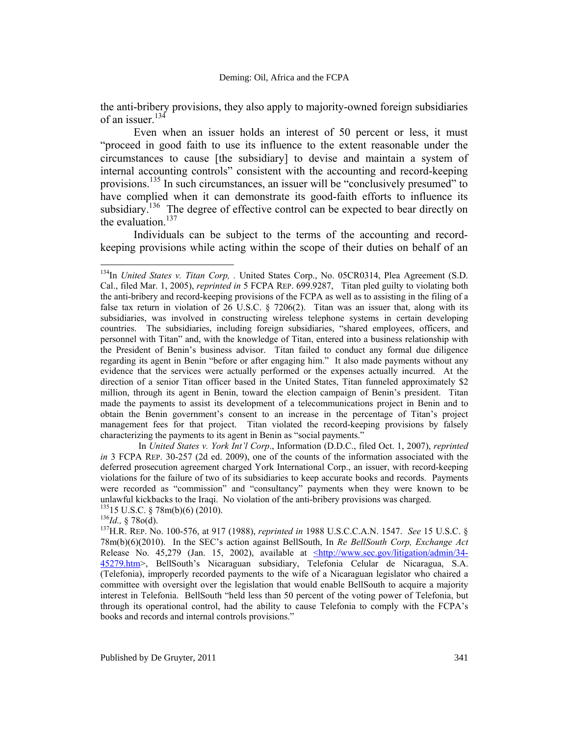the anti-bribery provisions, they also apply to majority-owned foreign subsidiaries of an issuer.[134]

Even when an issuer holds an interest of 50 percent or less, it must "proceed in good faith to use its influence to the extent reasonable under the circumstances to cause [the subsidiary] to devise and maintain a system of internal accounting controls" consistent with the accounting and record-keeping provisions.[135] In such circumstances, an issuer will be "conclusively presumed" to have complied when it can demonstrate its good-faith efforts to influence its subsidiary.[136] The degree of effective control can be expected to bear directly on the evaluation.[137]

Individuals can be subject to the terms of the accounting and record-keeping provisions while acting within the scope of their duties on behalf of an

---

[134]In *United States v. Titan Corp,* . United States Corp., No. 05CR0314, Plea Agreement (S.D. Cal., filed Mar. 1, 2005), *reprinted in* 5 FCPA REP. 699.9287, Titan pled guilty to violating both the anti-bribery and record-keeping provisions of the FCPA as well as to assisting in the filing of a false tax return in violation of 26 U.S.C. § 7206(2). Titan was an issuer that, along with its subsidiaries, was involved in constructing wireless telephone systems in certain developing countries. The subsidiaries, including foreign subsidiaries, "shared employees, officers, and personnel with Titan" and, with the knowledge of Titan, entered into a business relationship with the President of Benin's business advisor. Titan failed to conduct any formal due diligence regarding its agent in Benin "before or after engaging him." It also made payments without any evidence that the services were actually performed or the expenses actually incurred. At the direction of a senior Titan officer based in the United States, Titan funneled approximately $2 million, through its agent in Benin, toward the election campaign of Benin's president. Titan made the payments to assist its development of a telecommunications project in Benin and to obtain the Benin government's consent to an increase in the percentage of Titan's project management fees for that project. Titan violated the record-keeping provisions by falsely characterizing the payments to its agent in Benin as "social payments."

In *United States v. York Int'l Corp*., Information (D.D.C., filed Oct. 1, 2007), *reprinted in* 3 FCPA REP. 30-257 (2d ed. 2009), one of the counts of the information associated with the deferred prosecution agreement charged York International Corp., an issuer, with record-keeping violations for the failure of two of its subsidiaries to keep accurate books and records. Payments were recorded as "commission" and "consultancy" payments when they were known to be unlawful kickbacks to the Iraqi. No violation of the anti-bribery provisions was charged.

[135]15 U.S.C. § 78m(b)(6) (2010).

[136]*Id.,* § 78o(d).

[137]H.R. REP. No. 100-576, at 917 (1988), *reprinted in* 1988 U.S.C.C.A.N. 1547. *See* 15 U.S.C. § 78m(b)(6)(2010). In the SEC's action against BellSouth, In *Re BellSouth Corp, Exchange Act* Release No. 45,279 (Jan. 15, 2002), available at <http://www.sec.gov/litigation/admin/34-45279.htm>, BellSouth's Nicaraguan subsidiary, Telefonia Celular de Nicaragua, S.A. (Telefonia), improperly recorded payments to the wife of a Nicaraguan legislator who chaired a committee with oversight over the legislation that would enable BellSouth to acquire a majority interest in Telefonia. BellSouth "held less than 50 percent of the voting power of Telefonia, but through its operational control, had the ability to cause Telefonia to comply with the FCPA's books and records and internal controls provisions."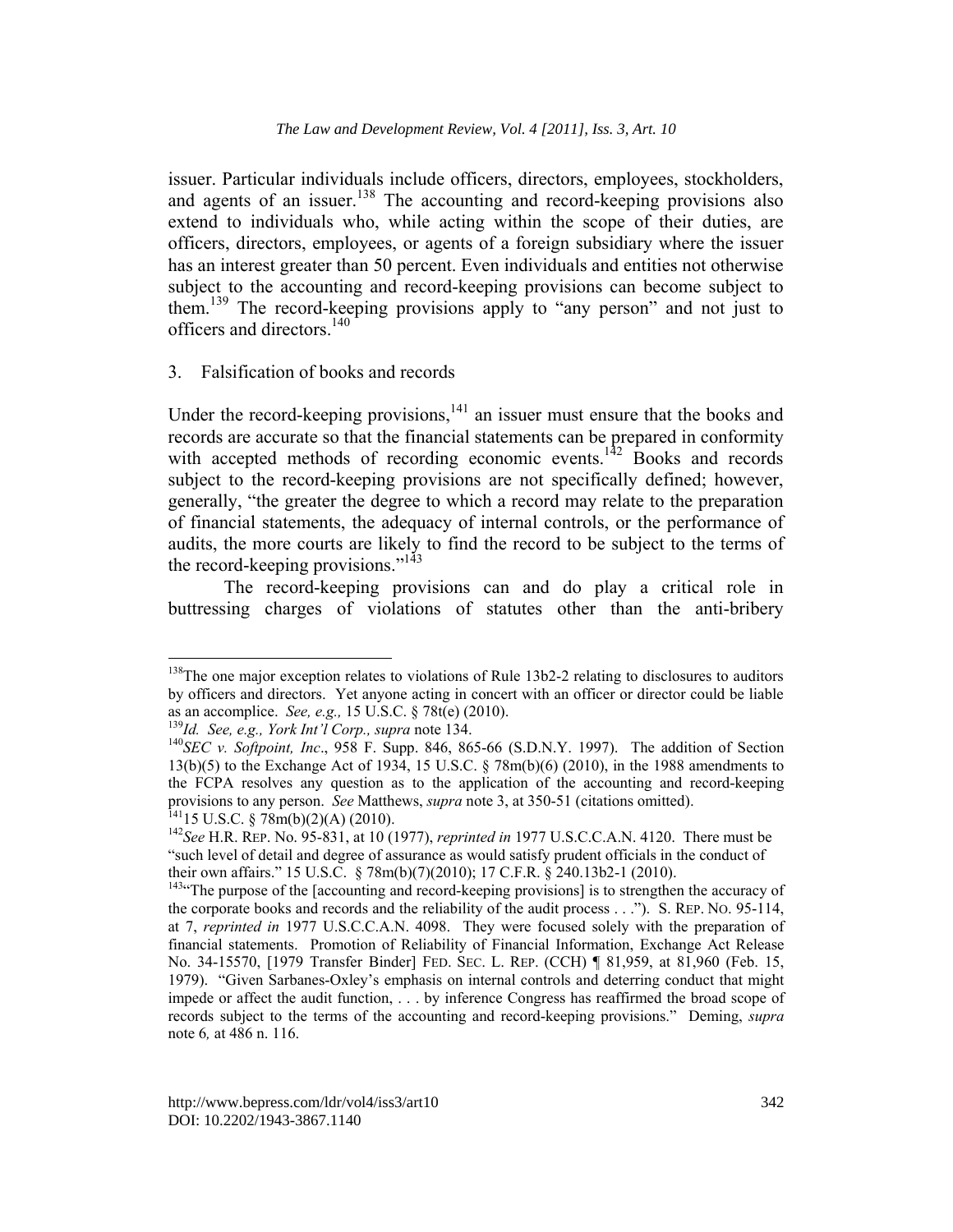issuer. Particular individuals include officers, directors, employees, stockholders, and agents of an issuer.[138] The accounting and record-keeping provisions also extend to individuals who, while acting within the scope of their duties, are officers, directors, employees, or agents of a foreign subsidiary where the issuer has an interest greater than 50 percent. Even individuals and entities not otherwise subject to the accounting and record-keeping provisions can become subject to them.[139] The record-keeping provisions apply to "any person" and not just to officers and directors.[140]

3. Falsification of books and records

Under the record-keeping provisions,[141] an issuer must ensure that the books and records are accurate so that the financial statements can be prepared in conformity with accepted methods of recording economic events.[142] Books and records subject to the record-keeping provisions are not specifically defined; however, generally, "the greater the degree to which a record may relate to the preparation of financial statements, the adequacy of internal controls, or the performance of audits, the more courts are likely to find the record to be subject to the terms of the record-keeping provisions."[143]

The record-keeping provisions can and do play a critical role in buttressing charges of violations of statutes other than the anti-bribery

---

[138]The one major exception relates to violations of Rule 13b2-2 relating to disclosures to auditors by officers and directors. Yet anyone acting in concert with an officer or director could be liable as an accomplice. *See, e.g.,* 15 U.S.C. § 78t(e) (2010).

[139]*Id. See, e.g., York Int'l Corp., supra* note 134.

[140]*SEC v. Softpoint, Inc*., 958 F. Supp. 846, 865-66 (S.D.N.Y. 1997). The addition of Section 13(b)(5) to the Exchange Act of 1934, 15 U.S.C. § 78m(b)(6) (2010), in the 1988 amendments to the FCPA resolves any question as to the application of the accounting and record-keeping provisions to any person. *See* Matthews, *supra* note 3, at 350-51 (citations omitted).

[141]15 U.S.C. § 78m(b)(2)(A) (2010).

[142]*See* H.R. REP. No. 95-831, at 10 (1977), *reprinted in* 1977 U.S.C.C.A.N. 4120. There must be "such level of detail and degree of assurance as would satisfy prudent officials in the conduct of their own affairs." 15 U.S.C. § 78m(b)(7)(2010); 17 C.F.R. § 240.13b2-1 (2010).

[143]"The purpose of the [accounting and record-keeping provisions] is to strengthen the accuracy of the corporate books and records and the reliability of the audit process . . ."). S. REP. NO. 95-114, at 7, *reprinted in* 1977 U.S.C.C.A.N. 4098. They were focused solely with the preparation of financial statements. Promotion of Reliability of Financial Information, Exchange Act Release No. 34-15570, [1979 Transfer Binder] FED. SEC. L. REP. (CCH) ¶ 81,959, at 81,960 (Feb. 15, 1979). "Given Sarbanes-Oxley's emphasis on internal controls and deterring conduct that might impede or affect the audit function, . . . by inference Congress has reaffirmed the broad scope of records subject to the terms of the accounting and record-keeping provisions." Deming, *supra* note 6*,* at 486 n. 116.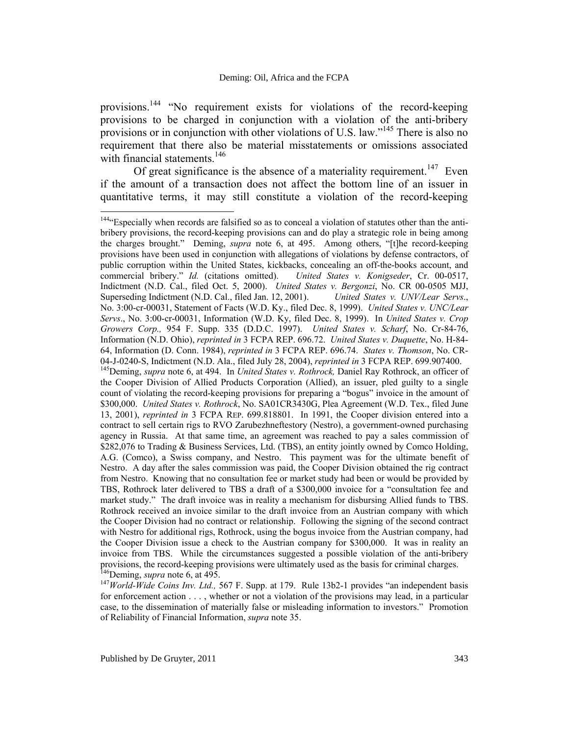provisions.[144] "No requirement exists for violations of the record-keeping provisions to be charged in conjunction with a violation of the anti-bribery provisions or in conjunction with other violations of U.S. law."[145] There is also no requirement that there also be material misstatements or omissions associated with financial statements.[146]

Of great significance is the absence of a materiality requirement.[147] Even if the amount of a transaction does not affect the bottom line of an issuer in quantitative terms, it may still constitute a violation of the record-keeping

---

[144]"Especially when records are falsified so as to conceal a violation of statutes other than the anti-bribery provisions, the record-keeping provisions can and do play a strategic role in being among the charges brought." Deming, *supra* note 6, at 495. Among others, "[t]he record-keeping provisions have been used in conjunction with allegations of violations by defense contractors, of public corruption within the United States, kickbacks, concealing an off-the-books account, and commercial bribery." *Id.* (citations omitted). *United States v. Konigseder*, Cr. 00-0517, Indictment (N.D. Cal., filed Oct. 5, 2000). *United States v. Bergonzi*, No. CR 00-0505 MJJ, Superseding Indictment (N.D. Cal., filed Jan. 12, 2001). *United States v. UNV/Lear Servs*., No. 3:00-cr-00031, Statement of Facts (W.D. Ky., filed Dec. 8, 1999). *United States v. UNC/Lear Servs*., No. 3:00-cr-00031, Information (W.D. Ky, filed Dec. 8, 1999). In *United States v. Crop Growers Corp.,* 954 F. Supp. 335 (D.D.C. 1997). *United States v. Scharf*, No. Cr-84-76, Information (N.D. Ohio), *reprinted in* 3 FCPA REP. 696.72. *United States v. Duquette*, No. H-84-64, Information (D. Conn. 1984), *reprinted in* 3 FCPA REP. 696.74. *States v. Thomson*, No. CR-04-J-0240-S, Indictment (N.D. Ala., filed July 28, 2004), *reprinted in* 3 FCPA REP. 699.907400.

[145]Deming, *supra* note 6, at 494. In *United States v. Rothrock,* Daniel Ray Rothrock, an officer of the Cooper Division of Allied Products Corporation (Allied), an issuer, pled guilty to a single count of violating the record-keeping provisions for preparing a "bogus" invoice in the amount of $300,000. *United States v. Rothrock*, No. SA01CR3430G, Plea Agreement (W.D. Tex., filed June 13, 2001), *reprinted in* 3 FCPA REP. 699.818801. In 1991, the Cooper division entered into a contract to sell certain rigs to RVO Zarubezhneftestory (Nestro), a government-owned purchasing agency in Russia. At that same time, an agreement was reached to pay a sales commission of $282,076 to Trading & Business Services, Ltd. (TBS), an entity jointly owned by Comco Holding, A.G. (Comco), a Swiss company, and Nestro. This payment was for the ultimate benefit of Nestro. A day after the sales commission was paid, the Cooper Division obtained the rig contract from Nestro. Knowing that no consultation fee or market study had been or would be provided by TBS, Rothrock later delivered to TBS a draft of a $300,000 invoice for a "consultation fee and market study." The draft invoice was in reality a mechanism for disbursing Allied funds to TBS. Rothrock received an invoice similar to the draft invoice from an Austrian company with which the Cooper Division had no contract or relationship. Following the signing of the second contract with Nestro for additional rigs, Rothrock, using the bogus invoice from the Austrian company, had the Cooper Division issue a check to the Austrian company for $300,000. It was in reality an invoice from TBS. While the circumstances suggested a possible violation of the anti-bribery provisions, the record-keeping provisions were ultimately used as the basis for criminal charges.

[146]Deming, *supra* note 6, at 495.

[147]*World-Wide Coins Inv. Ltd.,* 567 F. Supp. at 179. Rule 13b2-1 provides "an independent basis for enforcement action . . . , whether or not a violation of the provisions may lead, in a particular case, to the dissemination of materially false or misleading information to investors." Promotion of Reliability of Financial Information, *supra* note 35.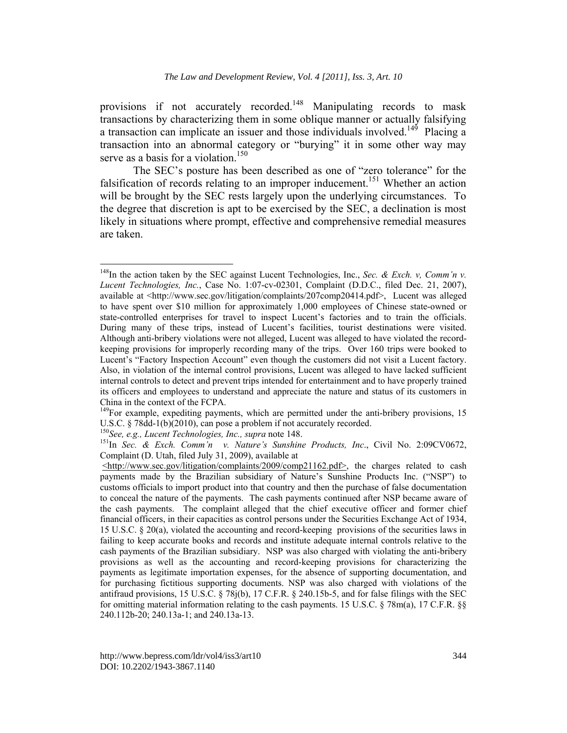provisions if not accurately recorded.[148] Manipulating records to mask transactions by characterizing them in some oblique manner or actually falsifying a transaction can implicate an issuer and those individuals involved.[149] Placing a transaction into an abnormal category or "burying" it in some other way may serve as a basis for a violation.[150]

The SEC's posture has been described as one of "zero tolerance" for the falsification of records relating to an improper inducement.[151] Whether an action will be brought by the SEC rests largely upon the underlying circumstances. To the degree that discretion is apt to be exercised by the SEC, a declination is most likely in situations where prompt, effective and comprehensive remedial measures are taken.

---

[148]In the action taken by the SEC against Lucent Technologies, Inc., *Sec. & Exch. v, Comm'n v. Lucent Technologies, Inc.*, Case No. 1:07-cv-02301, Complaint (D.D.C., filed Dec. 21, 2007), available at <http://www.sec.gov/litigation/complaints/207comp20414.pdf>, Lucent was alleged to have spent over $10 million for approximately 1,000 employees of Chinese state-owned or state-controlled enterprises for travel to inspect Lucent's factories and to train the officials. During many of these trips, instead of Lucent's facilities, tourist destinations were visited. Although anti-bribery violations were not alleged, Lucent was alleged to have violated the record-keeping provisions for improperly recording many of the trips. Over 160 trips were booked to Lucent's "Factory Inspection Account" even though the customers did not visit a Lucent factory. Also, in violation of the internal control provisions, Lucent was alleged to have lacked sufficient internal controls to detect and prevent trips intended for entertainment and to have properly trained its officers and employees to understand and appreciate the nature and status of its customers in China in the context of the FCPA.

[149]For example, expediting payments, which are permitted under the anti-bribery provisions, 15 U.S.C. § 78dd-1(b)(2010), can pose a problem if not accurately recorded.

[150]*See, e.g., Lucent Technologies, Inc., supra* note 148.

[151]In *Sec. & Exch. Comm'n v. Nature's Sunshine Products, Inc*., Civil No. 2:09CV0672, Complaint (D. Utah, filed July 31, 2009), available at <http://www.sec.gov/litigation/complaints/2009/comp21162.pdf>, the charges related to cash payments made by the Brazilian subsidiary of Nature's Sunshine Products Inc. ("NSP") to customs officials to import product into that country and then the purchase of false documentation to conceal the nature of the payments. The cash payments continued after NSP became aware of the cash payments. The complaint alleged that the chief executive officer and former chief financial officers, in their capacities as control persons under the Securities Exchange Act of 1934, 15 U.S.C. § 20(a), violated the accounting and record-keeping provisions of the securities laws in failing to keep accurate books and records and institute adequate internal controls relative to the cash payments of the Brazilian subsidiary. NSP was also charged with violating the anti-bribery provisions as well as the accounting and record-keeping provisions for characterizing the payments as legitimate importation expenses, for the absence of supporting documentation, and for purchasing fictitious supporting documents. NSP was also charged with violations of the antifraud provisions, 15 U.S.C. § 78j(b), 17 C.F.R. § 240.15b-5, and for false filings with the SEC for omitting material information relating to the cash payments. 15 U.S.C. § 78m(a), 17 C.F.R. §§ 240.112b-20; 240.13a-1; and 240.13a-13.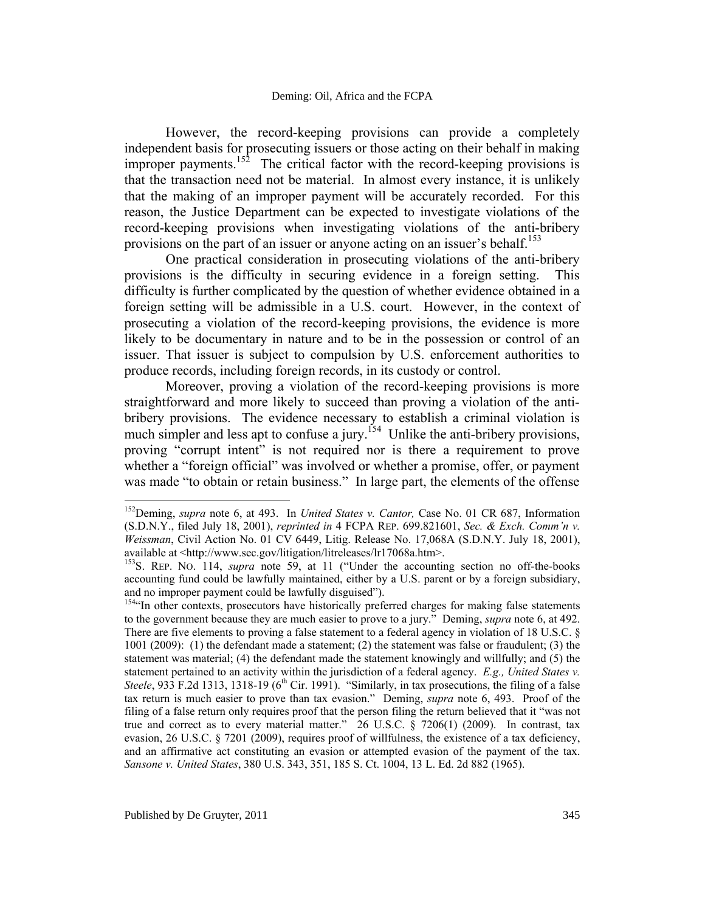However, the record-keeping provisions can provide a completely independent basis for prosecuting issuers or those acting on their behalf in making improper payments.[152] The critical factor with the record-keeping provisions is that the transaction need not be material. In almost every instance, it is unlikely that the making of an improper payment will be accurately recorded. For this reason, the Justice Department can be expected to investigate violations of the record-keeping provisions when investigating violations of the anti-bribery provisions on the part of an issuer or anyone acting on an issuer's behalf.[153]

One practical consideration in prosecuting violations of the anti-bribery provisions is the difficulty in securing evidence in a foreign setting. This difficulty is further complicated by the question of whether evidence obtained in a foreign setting will be admissible in a U.S. court. However, in the context of prosecuting a violation of the record-keeping provisions, the evidence is more likely to be documentary in nature and to be in the possession or control of an issuer. That issuer is subject to compulsion by U.S. enforcement authorities to produce records, including foreign records, in its custody or control.

Moreover, proving a violation of the record-keeping provisions is more straightforward and more likely to succeed than proving a violation of the anti-bribery provisions. The evidence necessary to establish a criminal violation is much simpler and less apt to confuse a jury.[154] Unlike the anti-bribery provisions, proving "corrupt intent" is not required nor is there a requirement to prove whether a "foreign official" was involved or whether a promise, offer, or payment was made "to obtain or retain business." In large part, the elements of the offense

---

[152] Deming, *supra* note 6, at 493. In *United States v. Cantor,* Case No. 01 CR 687, Information (S.D.N.Y., filed July 18, 2001), *reprinted in* 4 FCPA REP. 699.821601, *Sec. & Exch. Comm'n v. Weissman*, Civil Action No. 01 CV 6449, Litig. Release No. 17,068A (S.D.N.Y. July 18, 2001), available at <http://www.sec.gov/litigation/litreleases/lr17068a.htm>.

[153] S. REP. NO. 114, *supra* note 59, at 11 ("Under the accounting section no off-the-books accounting fund could be lawfully maintained, either by a U.S. parent or by a foreign subsidiary, and no improper payment could be lawfully disguised").

[154] "In other contexts, prosecutors have historically preferred charges for making false statements to the government because they are much easier to prove to a jury." Deming, *supra* note 6, at 492. There are five elements to proving a false statement to a federal agency in violation of 18 U.S.C. § 1001 (2009): (1) the defendant made a statement; (2) the statement was false or fraudulent; (3) the statement was material; (4) the defendant made the statement knowingly and willfully; and (5) the statement pertained to an activity within the jurisdiction of a federal agency. *E.g., United States v. Steele*, 933 F.2d 1313, 1318-19 (6th Cir. 1991). "Similarly, in tax prosecutions, the filing of a false tax return is much easier to prove than tax evasion." Deming, *supra* note 6, 493. Proof of the filing of a false return only requires proof that the person filing the return believed that it "was not true and correct as to every material matter." 26 U.S.C. § 7206(1) (2009). In contrast, tax evasion, 26 U.S.C. § 7201 (2009), requires proof of willfulness, the existence of a tax deficiency, and an affirmative act constituting an evasion or attempted evasion of the payment of the tax. *Sansone v. United States*, 380 U.S. 343, 351, 185 S. Ct. 1004, 13 L. Ed. 2d 882 (1965).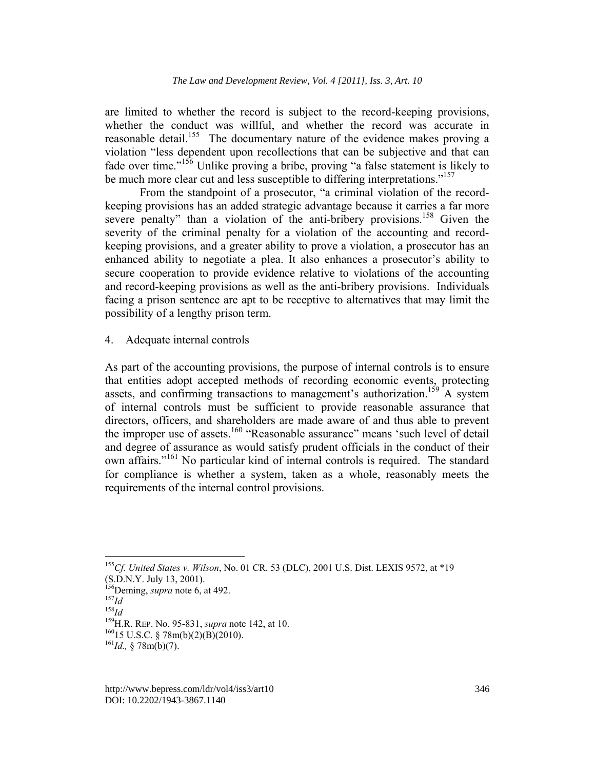are limited to whether the record is subject to the record-keeping provisions, whether the conduct was willful, and whether the record was accurate in reasonable detail.[155] The documentary nature of the evidence makes proving a violation "less dependent upon recollections that can be subjective and that can fade over time."[156] Unlike proving a bribe, proving "a false statement is likely to be much more clear cut and less susceptible to differing interpretations."[157]

From the standpoint of a prosecutor, "a criminal violation of the record-keeping provisions has an added strategic advantage because it carries a far more severe penalty" than a violation of the anti-bribery provisions.[158] Given the severity of the criminal penalty for a violation of the accounting and record-keeping provisions, and a greater ability to prove a violation, a prosecutor has an enhanced ability to negotiate a plea. It also enhances a prosecutor's ability to secure cooperation to provide evidence relative to violations of the accounting and record-keeping provisions as well as the anti-bribery provisions. Individuals facing a prison sentence are apt to be receptive to alternatives that may limit the possibility of a lengthy prison term.

4. Adequate internal controls

As part of the accounting provisions, the purpose of internal controls is to ensure that entities adopt accepted methods of recording economic events, protecting assets, and confirming transactions to management's authorization.[159] A system of internal controls must be sufficient to provide reasonable assurance that directors, officers, and shareholders are made aware of and thus able to prevent the improper use of assets.[160] "Reasonable assurance" means 'such level of detail and degree of assurance as would satisfy prudent officials in the conduct of their own affairs."[161] No particular kind of internal controls is required. The standard for compliance is whether a system, taken as a whole, reasonably meets the requirements of the internal control provisions.

---

[155] *Cf. United States v. Wilson*, No. 01 CR. 53 (DLC), 2001 U.S. Dist. LEXIS 9572, at *19 (S.D.N.Y. July 13, 2001).

[156] Deming, *supra* note 6, at 492.

[157] *Id*

[158] *Id*

[159] H.R. REP. No. 95-831, *supra* note 142, at 10.

[160] 15 U.S.C. § 78m(b)(2)(B)(2010).

[161] *Id.,* § 78m(b)(7).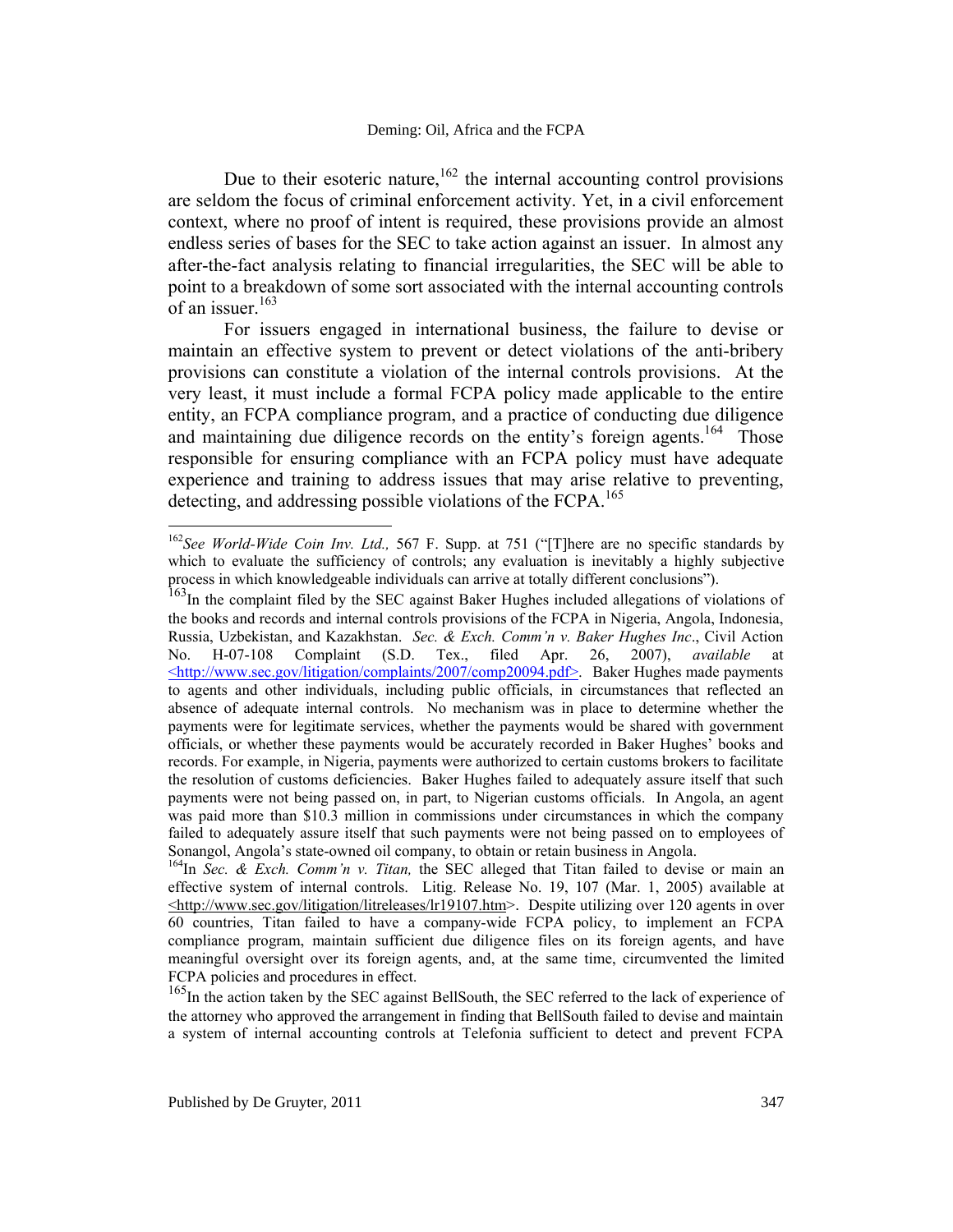Due to their esoteric nature,[162] the internal accounting control provisions are seldom the focus of criminal enforcement activity. Yet, in a civil enforcement context, where no proof of intent is required, these provisions provide an almost endless series of bases for the SEC to take action against an issuer. In almost any after-the-fact analysis relating to financial irregularities, the SEC will be able to point to a breakdown of some sort associated with the internal accounting controls of an issuer.[163]

For issuers engaged in international business, the failure to devise or maintain an effective system to prevent or detect violations of the anti-bribery provisions can constitute a violation of the internal controls provisions. At the very least, it must include a formal FCPA policy made applicable to the entire entity, an FCPA compliance program, and a practice of conducting due diligence and maintaining due diligence records on the entity's foreign agents.[164] Those responsible for ensuring compliance with an FCPA policy must have adequate experience and training to address issues that may arise relative to preventing, detecting, and addressing possible violations of the FCPA.[165]

---

[162] *See World-Wide Coin Inv. Ltd.,* 567 F. Supp. at 751 ("[T]here are no specific standards by which to evaluate the sufficiency of controls; any evaluation is inevitably a highly subjective process in which knowledgeable individuals can arrive at totally different conclusions").

[163] In the complaint filed by the SEC against Baker Hughes included allegations of violations of the books and records and internal controls provisions of the FCPA in Nigeria, Angola, Indonesia, Russia, Uzbekistan, and Kazakhstan. *Sec. & Exch. Comm'n v. Baker Hughes Inc*., Civil Action No. H-07-108 Complaint (S.D. Tex., filed Apr. 26, 2007), *available* at <http://www.sec.gov/litigation/complaints/2007/comp20094.pdf>. Baker Hughes made payments to agents and other individuals, including public officials, in circumstances that reflected an absence of adequate internal controls. No mechanism was in place to determine whether the payments were for legitimate services, whether the payments would be shared with government officials, or whether these payments would be accurately recorded in Baker Hughes' books and records. For example, in Nigeria, payments were authorized to certain customs brokers to facilitate the resolution of customs deficiencies. Baker Hughes failed to adequately assure itself that such payments were not being passed on, in part, to Nigerian customs officials. In Angola, an agent was paid more than $10.3 million in commissions under circumstances in which the company failed to adequately assure itself that such payments were not being passed on to employees of Sonangol, Angola's state-owned oil company, to obtain or retain business in Angola.

[164] In *Sec. & Exch. Comm'n v. Titan,* the SEC alleged that Titan failed to devise or main an effective system of internal controls. Litig. Release No. 19, 107 (Mar. 1, 2005) available at <http://www.sec.gov/litigation/litreleases/lr19107.htm>. Despite utilizing over 120 agents in over 60 countries, Titan failed to have a company-wide FCPA policy, to implement an FCPA compliance program, maintain sufficient due diligence files on its foreign agents, and have meaningful oversight over its foreign agents, and, at the same time, circumvented the limited FCPA policies and procedures in effect.

[165] In the action taken by the SEC against BellSouth, the SEC referred to the lack of experience of the attorney who approved the arrangement in finding that BellSouth failed to devise and maintain a system of internal accounting controls at Telefonia sufficient to detect and prevent FCPA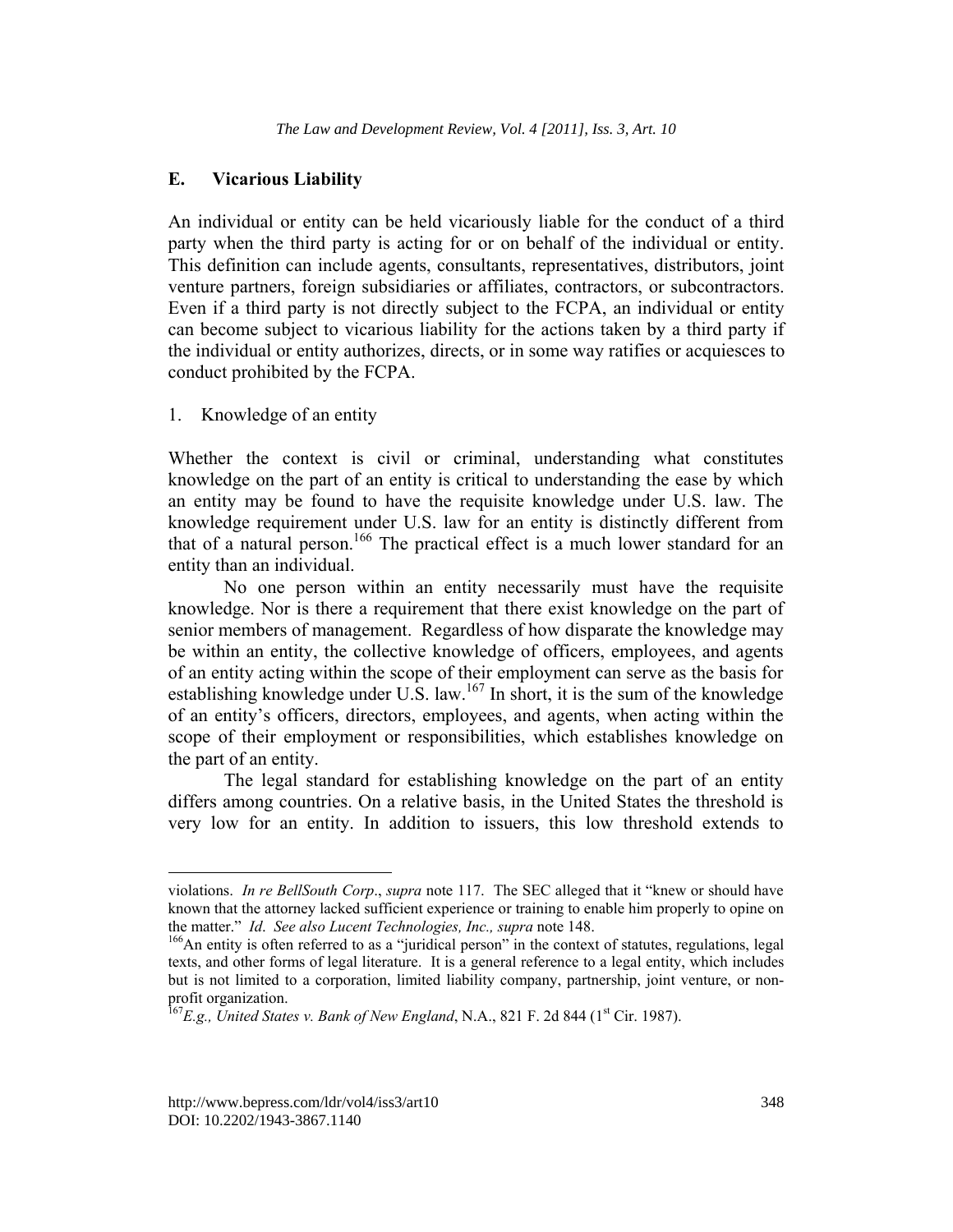## E. Vicarious Liability

An individual or entity can be held vicariously liable for the conduct of a third party when the third party is acting for or on behalf of the individual or entity. This definition can include agents, consultants, representatives, distributors, joint venture partners, foreign subsidiaries or affiliates, contractors, or subcontractors. Even if a third party is not directly subject to the FCPA, an individual or entity can become subject to vicarious liability for the actions taken by a third party if the individual or entity authorizes, directs, or in some way ratifies or acquiesces to conduct prohibited by the FCPA.

### 1. Knowledge of an entity

Whether the context is civil or criminal, understanding what constitutes knowledge on the part of an entity is critical to understanding the ease by which an entity may be found to have the requisite knowledge under U.S. law. The knowledge requirement under U.S. law for an entity is distinctly different from that of a natural person.[166] The practical effect is a much lower standard for an entity than an individual.

No one person within an entity necessarily must have the requisite knowledge. Nor is there a requirement that there exist knowledge on the part of senior members of management. Regardless of how disparate the knowledge may be within an entity, the collective knowledge of officers, employees, and agents of an entity acting within the scope of their employment can serve as the basis for establishing knowledge under U.S. law.[167] In short, it is the sum of the knowledge of an entity's officers, directors, employees, and agents, when acting within the scope of their employment or responsibilities, which establishes knowledge on the part of an entity.

The legal standard for establishing knowledge on the part of an entity differs among countries. On a relative basis, in the United States the threshold is very low for an entity. In addition to issuers, this low threshold extends to

---

violations. *In re BellSouth Corp*., *supra* note 117. The SEC alleged that it "knew or should have known that the attorney lacked sufficient experience or training to enable him properly to opine on the matter." *Id*. *See also Lucent Technologies, Inc., supra* note 148.

[166] An entity is often referred to as a "juridical person" in the context of statutes, regulations, legal texts, and other forms of legal literature. It is a general reference to a legal entity, which includes but is not limited to a corporation, limited liability company, partnership, joint venture, or non-profit organization.

[167] *E.g., United States v. Bank of New England*, N.A., 821 F. 2d 844 (1st Cir. 1987).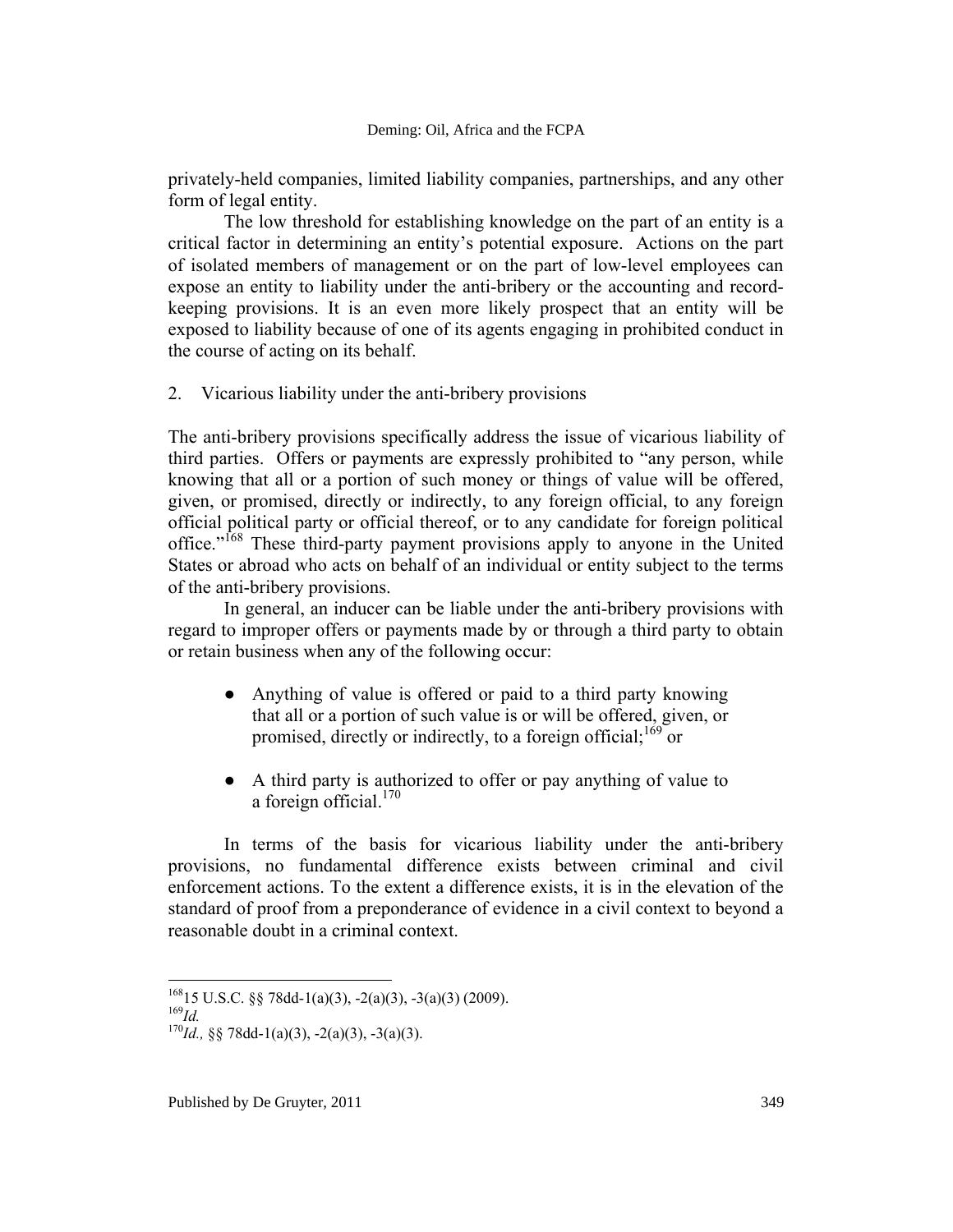privately-held companies, limited liability companies, partnerships, and any other form of legal entity.

The low threshold for establishing knowledge on the part of an entity is a critical factor in determining an entity's potential exposure. Actions on the part of isolated members of management or on the part of low-level employees can expose an entity to liability under the anti-bribery or the accounting and record-keeping provisions. It is an even more likely prospect that an entity will be exposed to liability because of one of its agents engaging in prohibited conduct in the course of acting on its behalf.

2. Vicarious liability under the anti-bribery provisions

The anti-bribery provisions specifically address the issue of vicarious liability of third parties. Offers or payments are expressly prohibited to "any person, while knowing that all or a portion of such money or things of value will be offered, given, or promised, directly or indirectly, to any foreign official, to any foreign official political party or official thereof, or to any candidate for foreign political office."[168] These third-party payment provisions apply to anyone in the United States or abroad who acts on behalf of an individual or entity subject to the terms of the anti-bribery provisions.

In general, an inducer can be liable under the anti-bribery provisions with regard to improper offers or payments made by or through a third party to obtain or retain business when any of the following occur:

- Anything of value is offered or paid to a third party knowing that all or a portion of such value is or will be offered, given, or promised, directly or indirectly, to a foreign official;[169] or

- A third party is authorized to offer or pay anything of value to a foreign official.[170]

In terms of the basis for vicarious liability under the anti-bribery provisions, no fundamental difference exists between criminal and civil enforcement actions. To the extent a difference exists, it is in the elevation of the standard of proof from a preponderance of evidence in a civil context to beyond a reasonable doubt in a criminal context.

---

[168] 15 U.S.C. §§ 78dd-1(a)(3), -2(a)(3), -3(a)(3) (2009).
[169] *Id.*
[170] *Id.*, §§ 78dd-1(a)(3), -2(a)(3), -3(a)(3).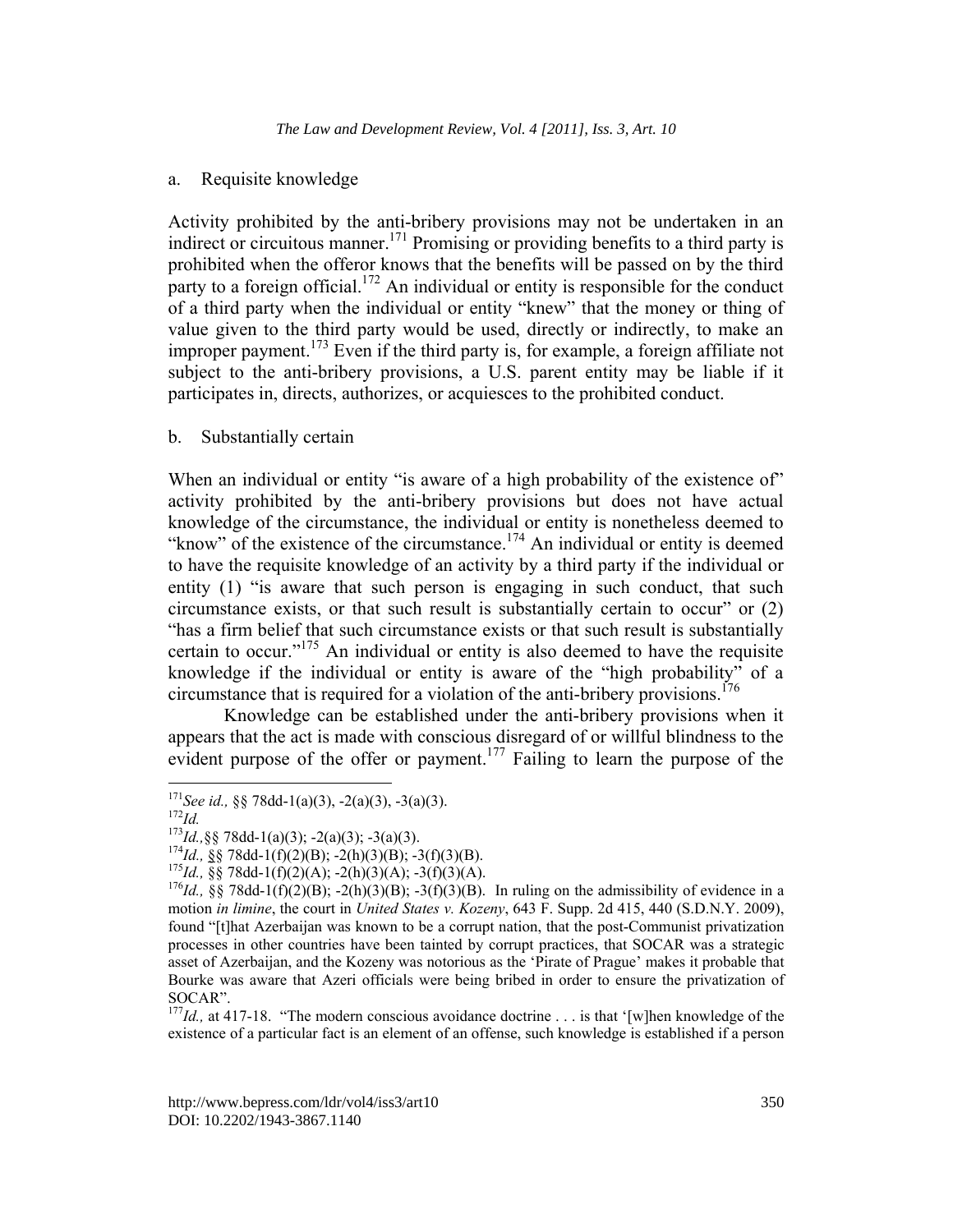a. Requisite knowledge

Activity prohibited by the anti-bribery provisions may not be undertaken in an indirect or circuitous manner.[171] Promising or providing benefits to a third party is prohibited when the offeror knows that the benefits will be passed on by the third party to a foreign official.[172] An individual or entity is responsible for the conduct of a third party when the individual or entity "knew" that the money or thing of value given to the third party would be used, directly or indirectly, to make an improper payment.[173] Even if the third party is, for example, a foreign affiliate not subject to the anti-bribery provisions, a U.S. parent entity may be liable if it participates in, directs, authorizes, or acquiesces to the prohibited conduct.

b. Substantially certain

When an individual or entity "is aware of a high probability of the existence of" activity prohibited by the anti-bribery provisions but does not have actual knowledge of the circumstance, the individual or entity is nonetheless deemed to "know" of the existence of the circumstance.[174] An individual or entity is deemed to have the requisite knowledge of an activity by a third party if the individual or entity (1) "is aware that such person is engaging in such conduct, that such circumstance exists, or that such result is substantially certain to occur" or (2) "has a firm belief that such circumstance exists or that such result is substantially certain to occur."[175] An individual or entity is also deemed to have the requisite knowledge if the individual or entity is aware of the "high probability" of a circumstance that is required for a violation of the anti-bribery provisions.[176]

Knowledge can be established under the anti-bribery provisions when it appears that the act is made with conscious disregard of or willful blindness to the evident purpose of the offer or payment.[177] Failing to learn the purpose of the

---

[171] *See id.,* §§ 78dd-1(a)(3), -2(a)(3), -3(a)(3).

[172] *Id.*

[173] *Id.,*§§ 78dd-1(a)(3); -2(a)(3); -3(a)(3).

[174] *Id.,* §§ 78dd-1(f)(2)(B); -2(h)(3)(B); -3(f)(3)(B).

[175] *Id.,* §§ 78dd-1(f)(2)(A); -2(h)(3)(A); -3(f)(3)(A).

[176] *Id.,* §§ 78dd-1(f)(2)(B); -2(h)(3)(B); -3(f)(3)(B). In ruling on the admissibility of evidence in a motion *in limine*, the court in *United States v. Kozeny*, 643 F. Supp. 2d 415, 440 (S.D.N.Y. 2009), found "[t]hat Azerbaijan was known to be a corrupt nation, that the post-Communist privatization processes in other countries have been tainted by corrupt practices, that SOCAR was a strategic asset of Azerbaijan, and the Kozeny was notorious as the 'Pirate of Prague' makes it probable that Bourke was aware that Azeri officials were being bribed in order to ensure the privatization of SOCAR".

[177] *Id.,* at 417-18. "The modern conscious avoidance doctrine . . . is that '[w]hen knowledge of the existence of a particular fact is an element of an offense, such knowledge is established if a person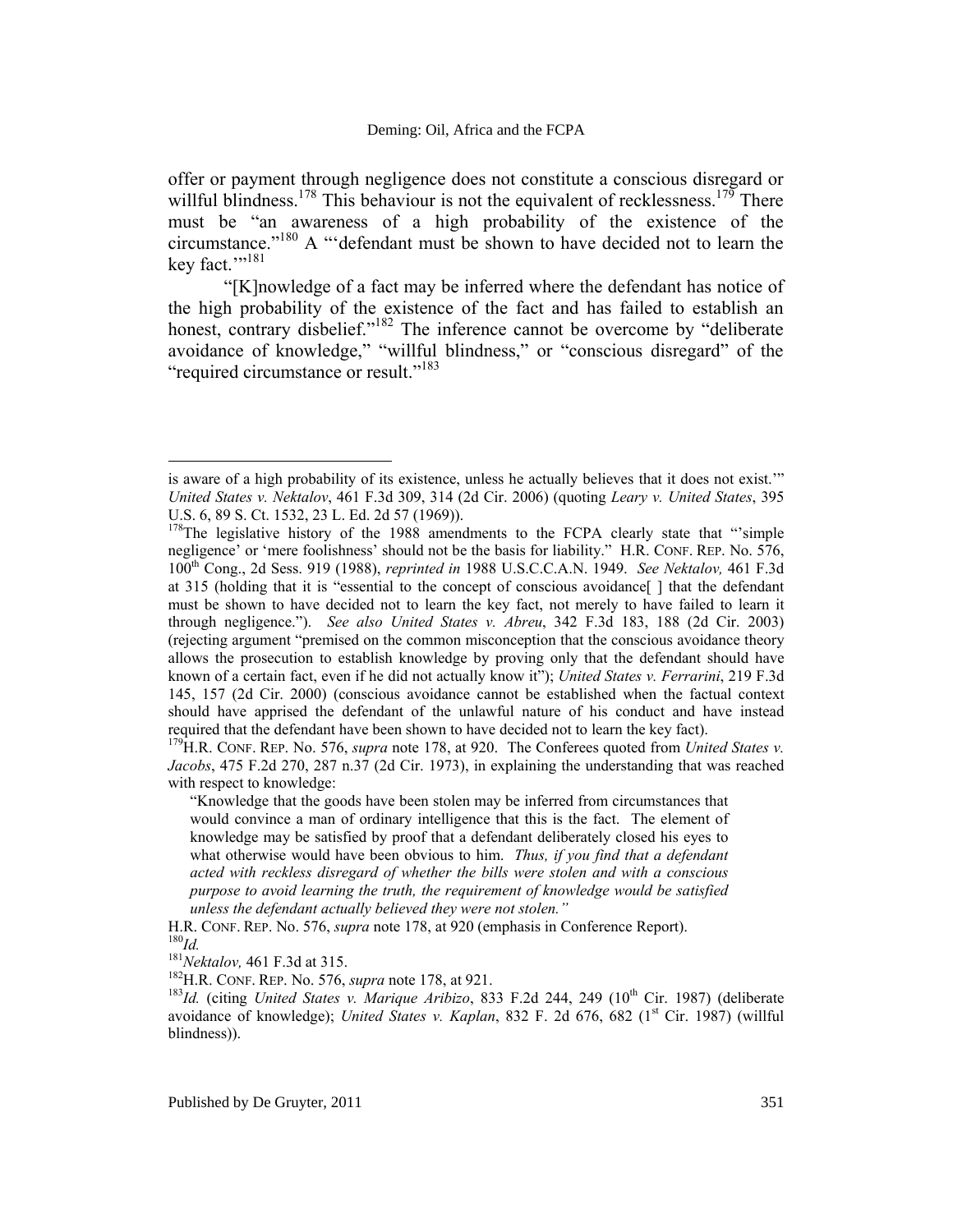offer or payment through negligence does not constitute a conscious disregard or willful blindness.[178] This behaviour is not the equivalent of recklessness.[179] There must be "an awareness of a high probability of the existence of the circumstance."[180] A "'defendant must be shown to have decided not to learn the key fact.'"[181]

"[K]nowledge of a fact may be inferred where the defendant has notice of the high probability of the existence of the fact and has failed to establish an honest, contrary disbelief."[182] The inference cannot be overcome by "deliberate avoidance of knowledge," "willful blindness," or "conscious disregard" of the "required circumstance or result."[183]

---

is aware of a high probability of its existence, unless he actually believes that it does not exist.'" *United States v. Nektalov*, 461 F.3d 309, 314 (2d Cir. 2006) (quoting *Leary v. United States*, 395 U.S. 6, 89 S. Ct. 1532, 23 L. Ed. 2d 57 (1969)).

[178] The legislative history of the 1988 amendments to the FCPA clearly state that "'simple negligence' or 'mere foolishness' should not be the basis for liability." H.R. CONF. REP. No. 576, 100th Cong., 2d Sess. 919 (1988), *reprinted in* 1988 U.S.C.C.A.N. 1949. *See Nektalov,* 461 F.3d at 315 (holding that it is "essential to the concept of conscious avoidance[ ] that the defendant must be shown to have decided not to learn the key fact, not merely to have failed to learn it through negligence."). *See also United States v. Abreu*, 342 F.3d 183, 188 (2d Cir. 2003) (rejecting argument "premised on the common misconception that the conscious avoidance theory allows the prosecution to establish knowledge by proving only that the defendant should have known of a certain fact, even if he did not actually know it"); *United States v. Ferrarini*, 219 F.3d 145, 157 (2d Cir. 2000) (conscious avoidance cannot be established when the factual context should have apprised the defendant of the unlawful nature of his conduct and have instead required that the defendant have been shown to have decided not to learn the key fact).

[179] H.R. CONF. REP. No. 576, *supra* note 178, at 920. The Conferees quoted from *United States v. Jacobs*, 475 F.2d 270, 287 n.37 (2d Cir. 1973), in explaining the understanding that was reached with respect to knowledge:

> "Knowledge that the goods have been stolen may be inferred from circumstances that would convince a man of ordinary intelligence that this is the fact. The element of knowledge may be satisfied by proof that a defendant deliberately closed his eyes to what otherwise would have been obvious to him. *Thus, if you find that a defendant acted with reckless disregard of whether the bills were stolen and with a conscious purpose to avoid learning the truth, the requirement of knowledge would be satisfied unless the defendant actually believed they were not stolen."*

H.R. CONF. REP. No. 576, *supra* note 178, at 920 (emphasis in Conference Report).

[180] *Id.*

[181] *Nektalov,* 461 F.3d at 315.

[182] H.R. CONF. REP. No. 576, *supra* note 178, at 921.

[183] *Id.* (citing *United States v. Marique Aribizo*, 833 F.2d 244, 249 (10th Cir. 1987) (deliberate avoidance of knowledge); *United States v. Kaplan*, 832 F. 2d 676, 682 (1st Cir. 1987) (willful blindness)).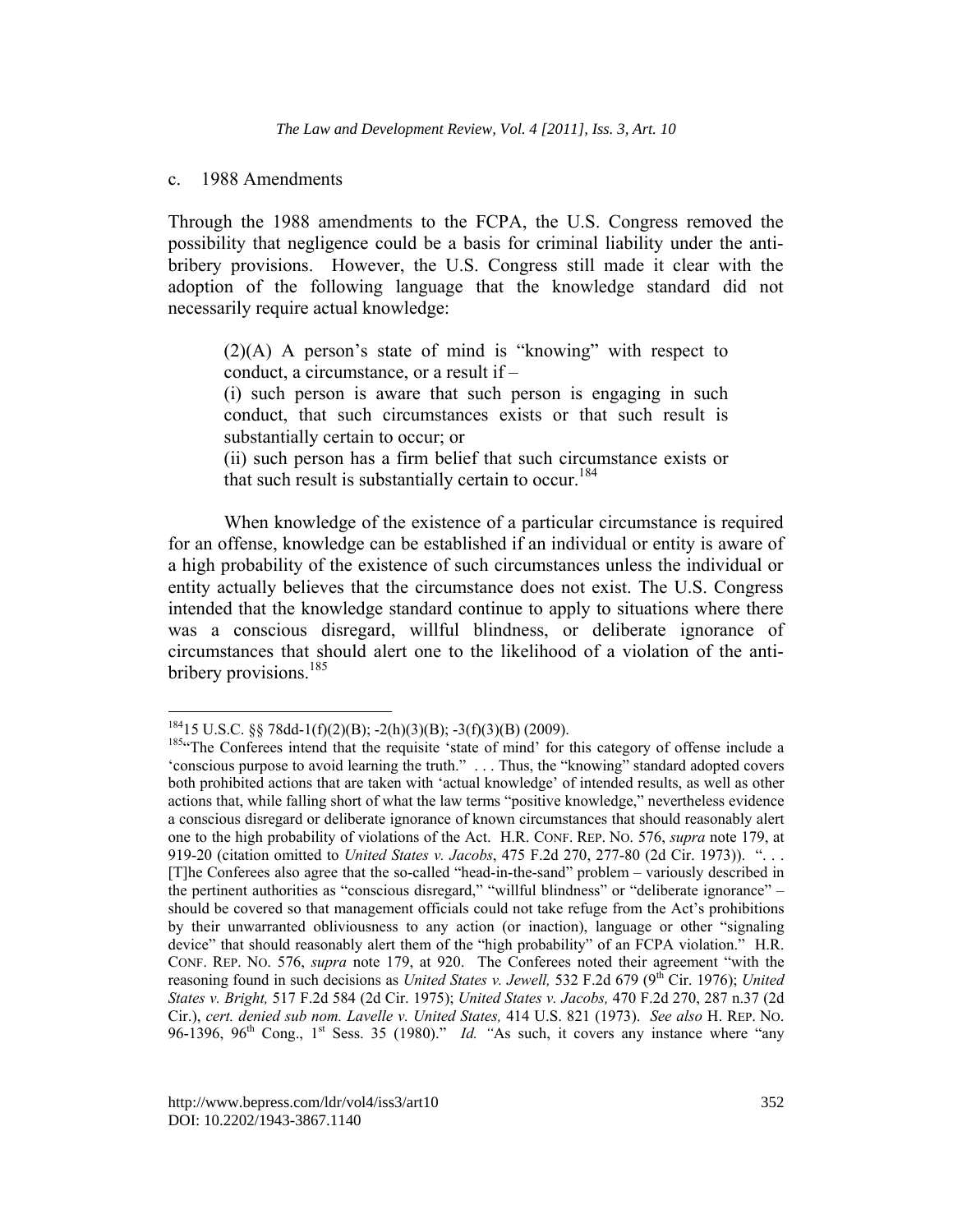c. 1988 Amendments

Through the 1988 amendments to the FCPA, the U.S. Congress removed the possibility that negligence could be a basis for criminal liability under the anti-bribery provisions. However, the U.S. Congress still made it clear with the adoption of the following language that the knowledge standard did not necessarily require actual knowledge:

> (2)(A) A person's state of mind is "knowing" with respect to conduct, a circumstance, or a result if –
>
> (i) such person is aware that such person is engaging in such conduct, that such circumstances exists or that such result is substantially certain to occur; or
>
> (ii) such person has a firm belief that such circumstance exists or that such result is substantially certain to occur.[184]

When knowledge of the existence of a particular circumstance is required for an offense, knowledge can be established if an individual or entity is aware of a high probability of the existence of such circumstances unless the individual or entity actually believes that the circumstance does not exist. The U.S. Congress intended that the knowledge standard continue to apply to situations where there was a conscious disregard, willful blindness, or deliberate ignorance of circumstances that should alert one to the likelihood of a violation of the anti-bribery provisions.[185]

---

[184] 15 U.S.C. §§ 78dd-1(f)(2)(B); -2(h)(3)(B); -3(f)(3)(B) (2009).

[185] "The Conferees intend that the requisite 'state of mind' for this category of offense include a 'conscious purpose to avoid learning the truth.' . . . Thus, the "knowing" standard adopted covers both prohibited actions that are taken with 'actual knowledge' of intended results, as well as other actions that, while falling short of what the law terms "positive knowledge," nevertheless evidence a conscious disregard or deliberate ignorance of known circumstances that should reasonably alert one to the high probability of violations of the Act. H.R. CONF. REP. NO. 576, *supra* note 179, at 919-20 (citation omitted to *United States v. Jacobs*, 475 F.2d 270, 277-80 (2d Cir. 1973)). ". . . [T]he Conferees also agree that the so-called "head-in-the-sand" problem – variously described in the pertinent authorities as "conscious disregard," "willful blindness" or "deliberate ignorance" – should be covered so that management officials could not take refuge from the Act's prohibitions by their unwarranted obliviousness to any action (or inaction), language or other "signaling device" that should reasonably alert them of the "high probability" of an FCPA violation." H.R. CONF. REP. NO. 576, *supra* note 179, at 920. The Conferees noted their agreement "with the reasoning found in such decisions as *United States v. Jewell,* 532 F.2d 679 (9th Cir. 1976); *United States v. Bright,* 517 F.2d 584 (2d Cir. 1975); *United States v. Jacobs,* 470 F.2d 270, 287 n.37 (2d Cir.), *cert. denied sub nom. Lavelle v. United States,* 414 U.S. 821 (1973). *See also* H. REP. NO. 96-1396, 96th Cong., 1st Sess. 35 (1980)." *Id.* "As such, it covers any instance where "any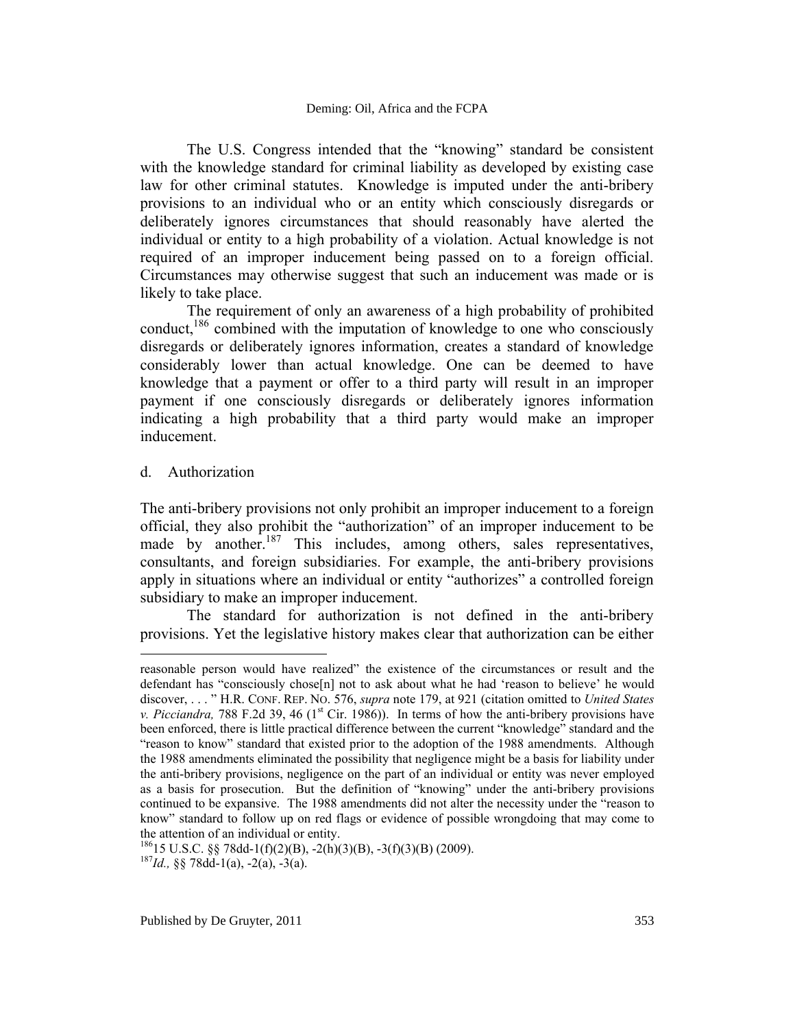The U.S. Congress intended that the "knowing" standard be consistent with the knowledge standard for criminal liability as developed by existing case law for other criminal statutes. Knowledge is imputed under the anti-bribery provisions to an individual who or an entity which consciously disregards or deliberately ignores circumstances that should reasonably have alerted the individual or entity to a high probability of a violation. Actual knowledge is not required of an improper inducement being passed on to a foreign official. Circumstances may otherwise suggest that such an inducement was made or is likely to take place.

The requirement of only an awareness of a high probability of prohibited conduct,[186] combined with the imputation of knowledge to one who consciously disregards or deliberately ignores information, creates a standard of knowledge considerably lower than actual knowledge. One can be deemed to have knowledge that a payment or offer to a third party will result in an improper payment if one consciously disregards or deliberately ignores information indicating a high probability that a third party would make an improper inducement.

d. Authorization

The anti-bribery provisions not only prohibit an improper inducement to a foreign official, they also prohibit the "authorization" of an improper inducement to be made by another.[187] This includes, among others, sales representatives, consultants, and foreign subsidiaries. For example, the anti-bribery provisions apply in situations where an individual or entity "authorizes" a controlled foreign subsidiary to make an improper inducement.

The standard for authorization is not defined in the anti-bribery provisions. Yet the legislative history makes clear that authorization can be either

---

reasonable person would have realized" the existence of the circumstances or result and the defendant has "consciously chose[n] not to ask about what he had 'reason to believe' he would discover, . . . " H.R. CONF. REP. NO. 576, *supra* note 179, at 921 (citation omitted to *United States v. Picciandra,* 788 F.2d 39, 46 (1st Cir. 1986)). In terms of how the anti-bribery provisions have been enforced, there is little practical difference between the current "knowledge" standard and the "reason to know" standard that existed prior to the adoption of the 1988 amendments. Although the 1988 amendments eliminated the possibility that negligence might be a basis for liability under the anti-bribery provisions, negligence on the part of an individual or entity was never employed as a basis for prosecution. But the definition of "knowing" under the anti-bribery provisions continued to be expansive. The 1988 amendments did not alter the necessity under the "reason to know" standard to follow up on red flags or evidence of possible wrongdoing that may come to the attention of an individual or entity.

[186] 15 U.S.C. §§ 78dd-1(f)(2)(B), -2(h)(3)(B), -3(f)(3)(B) (2009).

[187] *Id.,* §§ 78dd-1(a), -2(a), -3(a).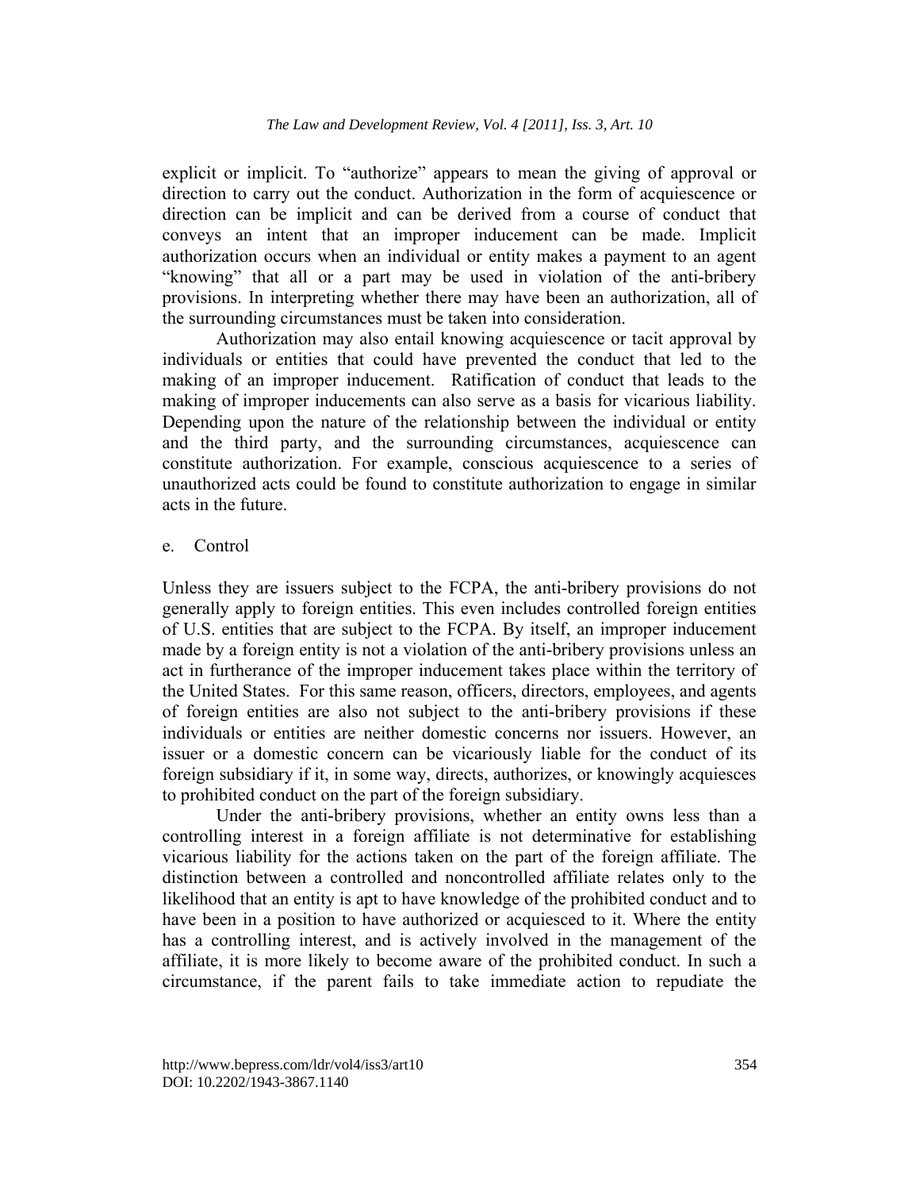explicit or implicit. To "authorize" appears to mean the giving of approval or direction to carry out the conduct. Authorization in the form of acquiescence or direction can be implicit and can be derived from a course of conduct that conveys an intent that an improper inducement can be made. Implicit authorization occurs when an individual or entity makes a payment to an agent "knowing" that all or a part may be used in violation of the anti-bribery provisions. In interpreting whether there may have been an authorization, all of the surrounding circumstances must be taken into consideration.

Authorization may also entail knowing acquiescence or tacit approval by individuals or entities that could have prevented the conduct that led to the making of an improper inducement. Ratification of conduct that leads to the making of improper inducements can also serve as a basis for vicarious liability. Depending upon the nature of the relationship between the individual or entity and the third party, and the surrounding circumstances, acquiescence can constitute authorization. For example, conscious acquiescence to a series of unauthorized acts could be found to constitute authorization to engage in similar acts in the future.

e. Control

Unless they are issuers subject to the FCPA, the anti-bribery provisions do not generally apply to foreign entities. This even includes controlled foreign entities of U.S. entities that are subject to the FCPA. By itself, an improper inducement made by a foreign entity is not a violation of the anti-bribery provisions unless an act in furtherance of the improper inducement takes place within the territory of the United States. For this same reason, officers, directors, employees, and agents of foreign entities are also not subject to the anti-bribery provisions if these individuals or entities are neither domestic concerns nor issuers. However, an issuer or a domestic concern can be vicariously liable for the conduct of its foreign subsidiary if it, in some way, directs, authorizes, or knowingly acquiesces to prohibited conduct on the part of the foreign subsidiary.

Under the anti-bribery provisions, whether an entity owns less than a controlling interest in a foreign affiliate is not determinative for establishing vicarious liability for the actions taken on the part of the foreign affiliate. The distinction between a controlled and noncontrolled affiliate relates only to the likelihood that an entity is apt to have knowledge of the prohibited conduct and to have been in a position to have authorized or acquiesced to it. Where the entity has a controlling interest, and is actively involved in the management of the affiliate, it is more likely to become aware of the prohibited conduct. In such a circumstance, if the parent fails to take immediate action to repudiate the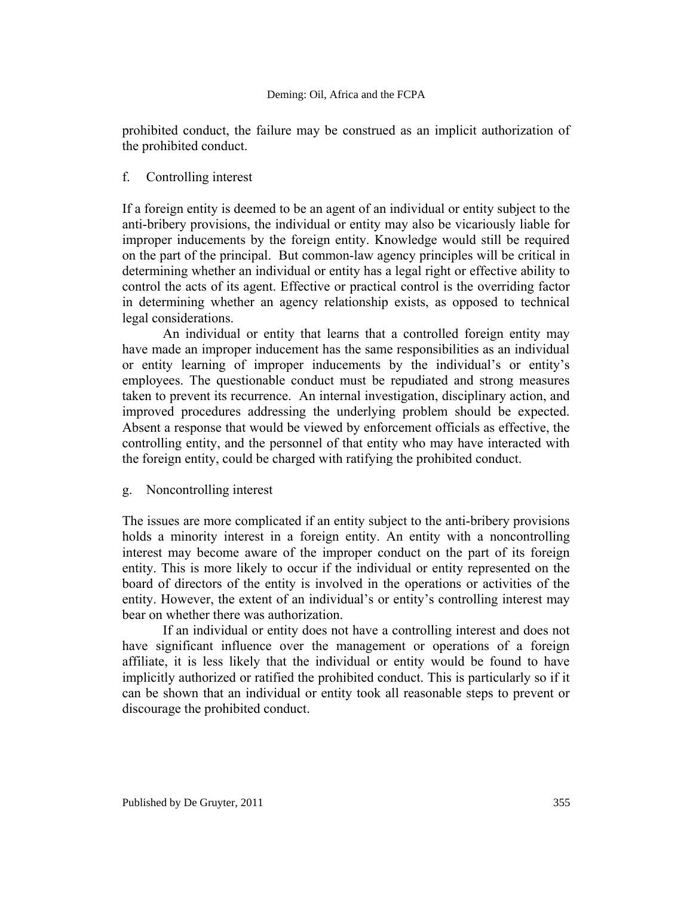prohibited conduct, the failure may be construed as an implicit authorization of the prohibited conduct.

f. Controlling interest

If a foreign entity is deemed to be an agent of an individual or entity subject to the anti-bribery provisions, the individual or entity may also be vicariously liable for improper inducements by the foreign entity. Knowledge would still be required on the part of the principal. But common-law agency principles will be critical in determining whether an individual or entity has a legal right or effective ability to control the acts of its agent. Effective or practical control is the overriding factor in determining whether an agency relationship exists, as opposed to technical legal considerations.

An individual or entity that learns that a controlled foreign entity may have made an improper inducement has the same responsibilities as an individual or entity learning of improper inducements by the individual's or entity's employees. The questionable conduct must be repudiated and strong measures taken to prevent its recurrence. An internal investigation, disciplinary action, and improved procedures addressing the underlying problem should be expected. Absent a response that would be viewed by enforcement officials as effective, the controlling entity, and the personnel of that entity who may have interacted with the foreign entity, could be charged with ratifying the prohibited conduct.

g. Noncontrolling interest

The issues are more complicated if an entity subject to the anti-bribery provisions holds a minority interest in a foreign entity. An entity with a noncontrolling interest may become aware of the improper conduct on the part of its foreign entity. This is more likely to occur if the individual or entity represented on the board of directors of the entity is involved in the operations or activities of the entity. However, the extent of an individual's or entity's controlling interest may bear on whether there was authorization.

If an individual or entity does not have a controlling interest and does not have significant influence over the management or operations of a foreign affiliate, it is less likely that the individual or entity would be found to have implicitly authorized or ratified the prohibited conduct. This is particularly so if it can be shown that an individual or entity took all reasonable steps to prevent or discourage the prohibited conduct.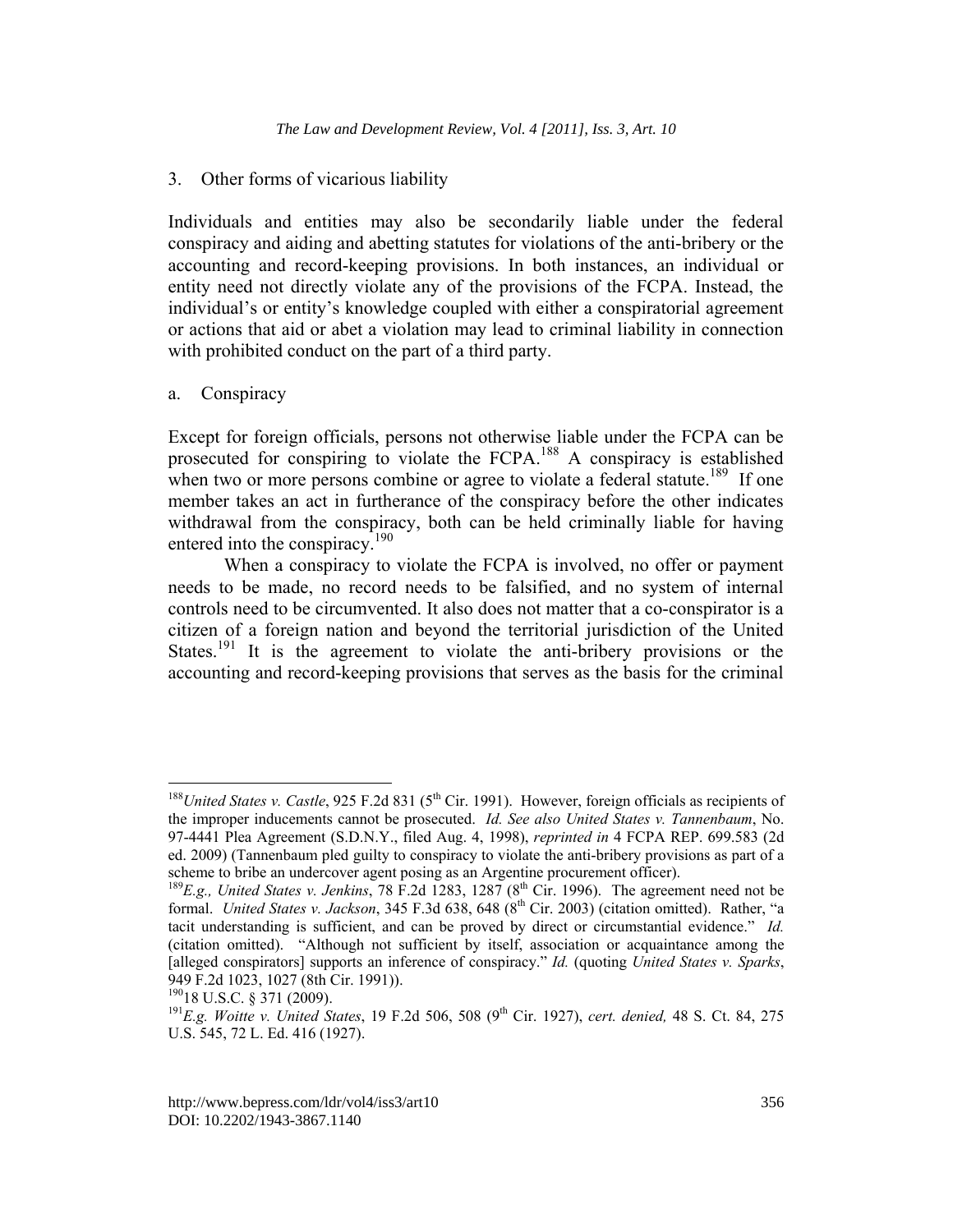### 3. Other forms of vicarious liability

Individuals and entities may also be secondarily liable under the federal conspiracy and aiding and abetting statutes for violations of the anti-bribery or the accounting and record-keeping provisions. In both instances, an individual or entity need not directly violate any of the provisions of the FCPA. Instead, the individual's or entity's knowledge coupled with either a conspiratorial agreement or actions that aid or abet a violation may lead to criminal liability in connection with prohibited conduct on the part of a third party.

#### a. Conspiracy

Except for foreign officials, persons not otherwise liable under the FCPA can be prosecuted for conspiring to violate the FCPA.[188] A conspiracy is established when two or more persons combine or agree to violate a federal statute.[189] If one member takes an act in furtherance of the conspiracy before the other indicates withdrawal from the conspiracy, both can be held criminally liable for having entered into the conspiracy.[190]

When a conspiracy to violate the FCPA is involved, no offer or payment needs to be made, no record needs to be falsified, and no system of internal controls need to be circumvented. It also does not matter that a co-conspirator is a citizen of a foreign nation and beyond the territorial jurisdiction of the United States.[191] It is the agreement to violate the anti-bribery provisions or the accounting and record-keeping provisions that serves as the basis for the criminal

---

[188] *United States v. Castle*, 925 F.2d 831 (5th Cir. 1991). However, foreign officials as recipients of the improper inducements cannot be prosecuted. *Id. See also United States v. Tannenbaum*, No. 97-4441 Plea Agreement (S.D.N.Y., filed Aug. 4, 1998), *reprinted in* 4 FCPA REP. 699.583 (2d ed. 2009) (Tannenbaum pled guilty to conspiracy to violate the anti-bribery provisions as part of a scheme to bribe an undercover agent posing as an Argentine procurement officer).

[189] *E.g., United States v. Jenkins*, 78 F.2d 1283, 1287 (8th Cir. 1996). The agreement need not be formal. *United States v. Jackson*, 345 F.3d 638, 648 (8th Cir. 2003) (citation omitted). Rather, "a tacit understanding is sufficient, and can be proved by direct or circumstantial evidence." *Id.* (citation omitted). "Although not sufficient by itself, association or acquaintance among the [alleged conspirators] supports an inference of conspiracy." *Id.* (quoting *United States v. Sparks*, 949 F.2d 1023, 1027 (8th Cir. 1991)).

[190] 18 U.S.C. § 371 (2009).

[191] *E.g. Woitte v. United States*, 19 F.2d 506, 508 (9th Cir. 1927), *cert. denied,* 48 S. Ct. 84, 275 U.S. 545, 72 L. Ed. 416 (1927).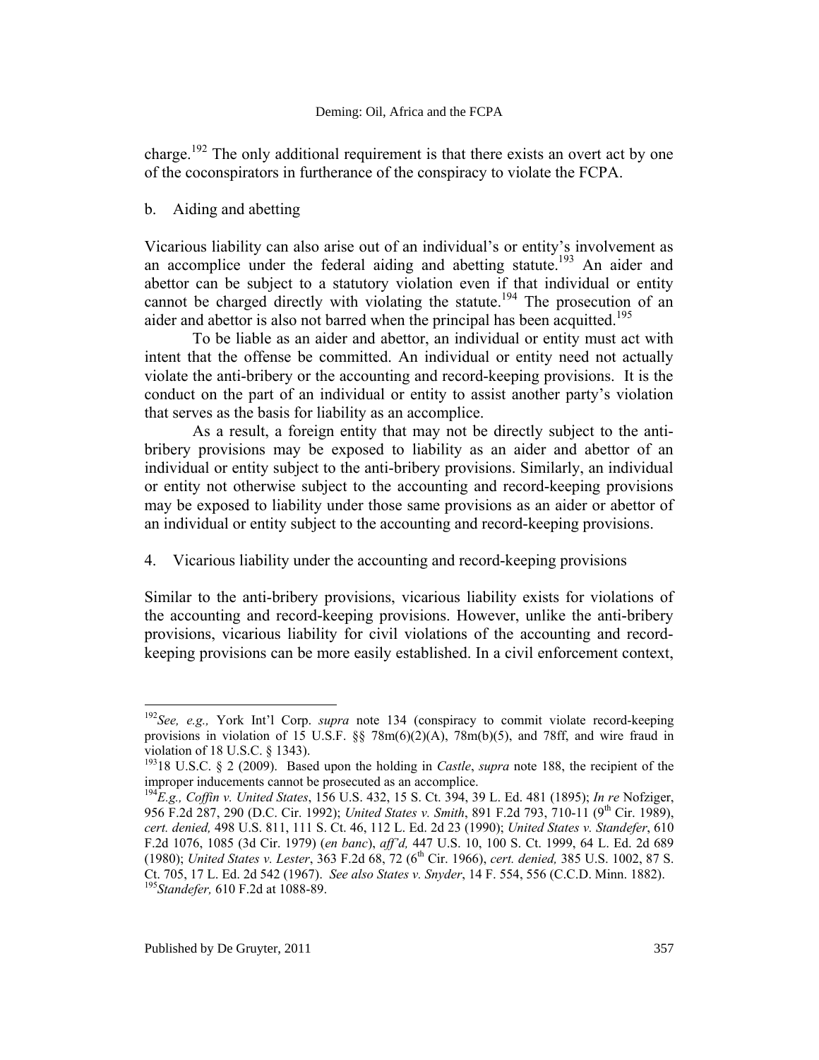charge.[192] The only additional requirement is that there exists an overt act by one of the coconspirators in furtherance of the conspiracy to violate the FCPA.

b. Aiding and abetting

Vicarious liability can also arise out of an individual's or entity's involvement as an accomplice under the federal aiding and abetting statute.[193] An aider and abettor can be subject to a statutory violation even if that individual or entity cannot be charged directly with violating the statute.[194] The prosecution of an aider and abettor is also not barred when the principal has been acquitted.[195]

To be liable as an aider and abettor, an individual or entity must act with intent that the offense be committed. An individual or entity need not actually violate the anti-bribery or the accounting and record-keeping provisions. It is the conduct on the part of an individual or entity to assist another party's violation that serves as the basis for liability as an accomplice.

As a result, a foreign entity that may not be directly subject to the anti-bribery provisions may be exposed to liability as an aider and abettor of an individual or entity subject to the anti-bribery provisions. Similarly, an individual or entity not otherwise subject to the accounting and record-keeping provisions may be exposed to liability under those same provisions as an aider or abettor of an individual or entity subject to the accounting and record-keeping provisions.

4. Vicarious liability under the accounting and record-keeping provisions

Similar to the anti-bribery provisions, vicarious liability exists for violations of the accounting and record-keeping provisions. However, unlike the anti-bribery provisions, vicarious liability for civil violations of the accounting and record-keeping provisions can be more easily established. In a civil enforcement context,

---

[192] *See, e.g.,* York Int'l Corp. *supra* note 134 (conspiracy to commit violate record-keeping provisions in violation of 15 U.S.F. §§ 78m(6)(2)(A), 78m(b)(5), and 78ff, and wire fraud in violation of 18 U.S.C. § 1343).

[193] 18 U.S.C. § 2 (2009). Based upon the holding in *Castle*, *supra* note 188, the recipient of the improper inducements cannot be prosecuted as an accomplice.

[194] *E.g., Coffin v. United States*, 156 U.S. 432, 15 S. Ct. 394, 39 L. Ed. 481 (1895); *In re* Nofziger, 956 F.2d 287, 290 (D.C. Cir. 1992); *United States v. Smith*, 891 F.2d 793, 710-11 (9th Cir. 1989), *cert. denied,* 498 U.S. 811, 111 S. Ct. 46, 112 L. Ed. 2d 23 (1990); *United States v. Standefer*, 610 F.2d 1076, 1085 (3d Cir. 1979) (*en banc*), *aff'd,* 447 U.S. 10, 100 S. Ct. 1999, 64 L. Ed. 2d 689 (1980); *United States v. Lester*, 363 F.2d 68, 72 (6th Cir. 1966), *cert. denied,* 385 U.S. 1002, 87 S. Ct. 705, 17 L. Ed. 2d 542 (1967). *See also States v. Snyder*, 14 F. 554, 556 (C.C.D. Minn. 1882).

[195] *Standefer,* 610 F.2d at 1088-89.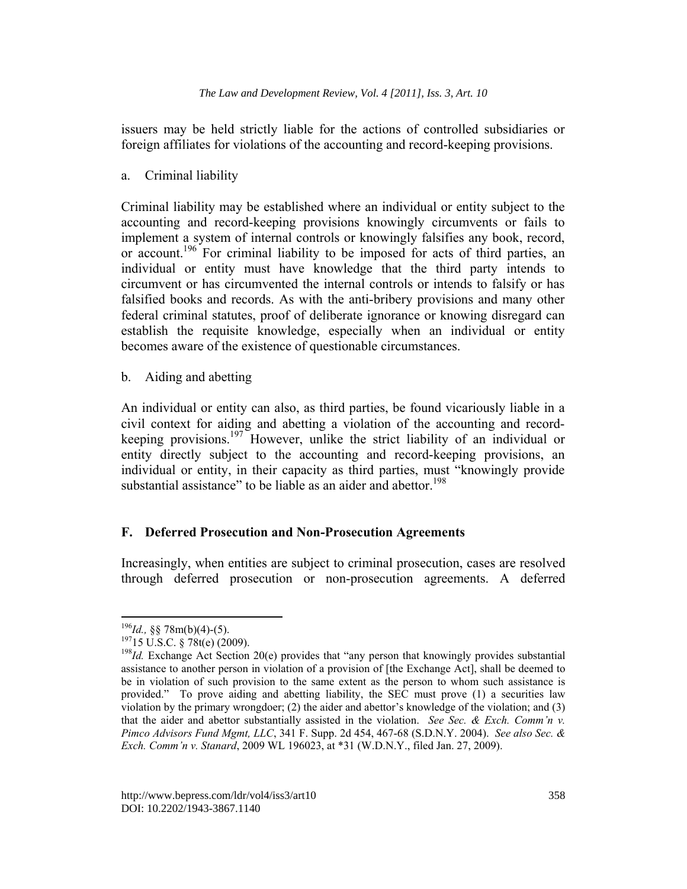issuers may be held strictly liable for the actions of controlled subsidiaries or foreign affiliates for violations of the accounting and record-keeping provisions.

a. Criminal liability

Criminal liability may be established where an individual or entity subject to the accounting and record-keeping provisions knowingly circumvents or fails to implement a system of internal controls or knowingly falsifies any book, record, or account.[196] For criminal liability to be imposed for acts of third parties, an individual or entity must have knowledge that the third party intends to circumvent or has circumvented the internal controls or intends to falsify or has falsified books and records. As with the anti-bribery provisions and many other federal criminal statutes, proof of deliberate ignorance or knowing disregard can establish the requisite knowledge, especially when an individual or entity becomes aware of the existence of questionable circumstances.

b. Aiding and abetting

An individual or entity can also, as third parties, be found vicariously liable in a civil context for aiding and abetting a violation of the accounting and record-keeping provisions.[197] However, unlike the strict liability of an individual or entity directly subject to the accounting and record-keeping provisions, an individual or entity, in their capacity as third parties, must "knowingly provide substantial assistance" to be liable as an aider and abettor.[198]

## F. Deferred Prosecution and Non-Prosecution Agreements

Increasingly, when entities are subject to criminal prosecution, cases are resolved through deferred prosecution or non-prosecution agreements. A deferred

---

[196] *Id.*, §§ 78m(b)(4)-(5).

[197] 15 U.S.C. § 78t(e) (2009).

[198] *Id.* Exchange Act Section 20(e) provides that "any person that knowingly provides substantial assistance to another person in violation of a provision of [the Exchange Act], shall be deemed to be in violation of such provision to the same extent as the person to whom such assistance is provided." To prove aiding and abetting liability, the SEC must prove (1) a securities law violation by the primary wrongdoer; (2) the aider and abettor's knowledge of the violation; and (3) that the aider and abettor substantially assisted in the violation. *See Sec. & Exch. Comm'n v. Pimco Advisors Fund Mgmt, LLC*, 341 F. Supp. 2d 454, 467-68 (S.D.N.Y. 2004). *See also Sec. & Exch. Comm'n v. Stanard*, 2009 WL 196023, at *31 (W.D.N.Y., filed Jan. 27, 2009).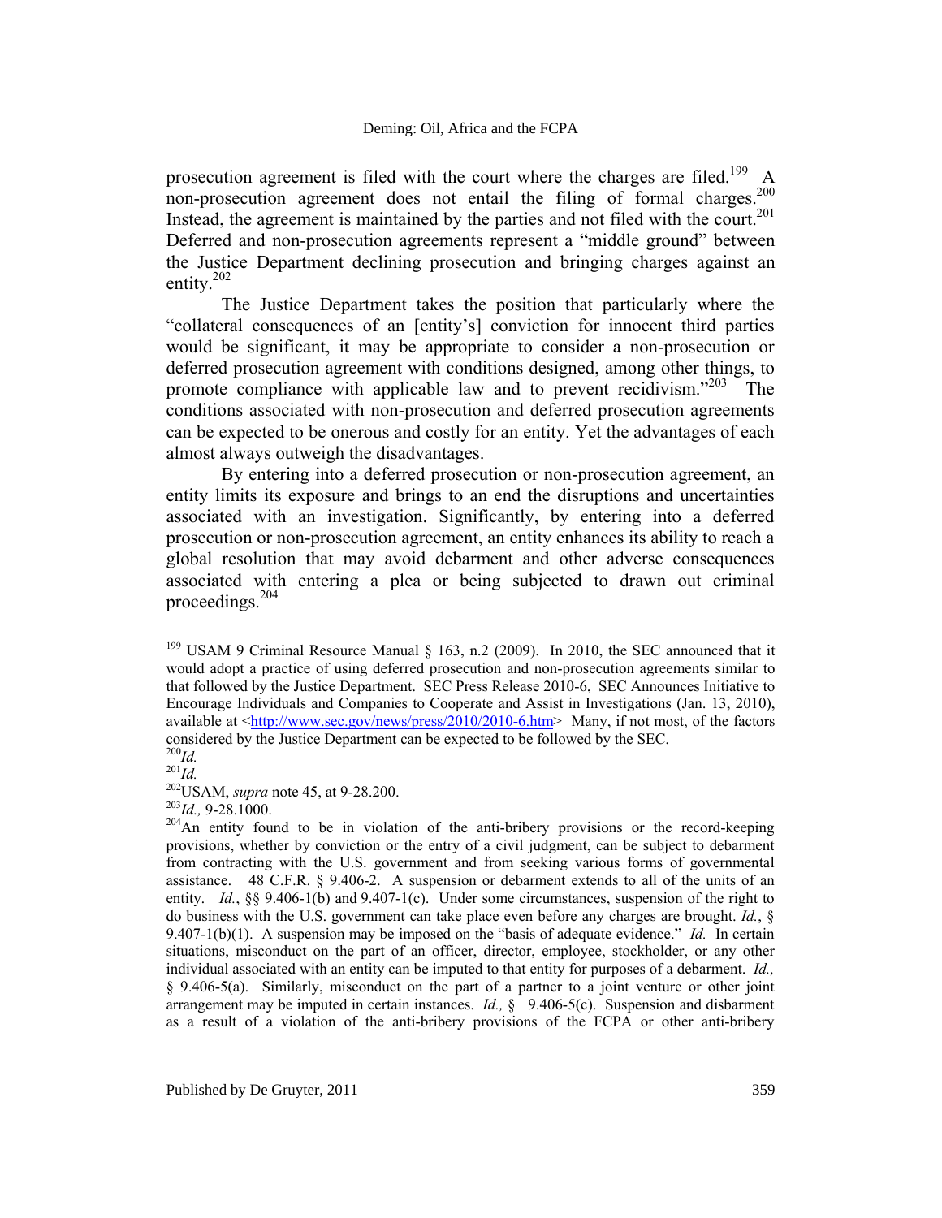prosecution agreement is filed with the court where the charges are filed.[199] A non-prosecution agreement does not entail the filing of formal charges.[200] Instead, the agreement is maintained by the parties and not filed with the court.[201] Deferred and non-prosecution agreements represent a "middle ground" between the Justice Department declining prosecution and bringing charges against an entity.[202]

The Justice Department takes the position that particularly where the "collateral consequences of an [entity's] conviction for innocent third parties would be significant, it may be appropriate to consider a non-prosecution or deferred prosecution agreement with conditions designed, among other things, to promote compliance with applicable law and to prevent recidivism."[203] The conditions associated with non-prosecution and deferred prosecution agreements can be expected to be onerous and costly for an entity. Yet the advantages of each almost always outweigh the disadvantages.

By entering into a deferred prosecution or non-prosecution agreement, an entity limits its exposure and brings to an end the disruptions and uncertainties associated with an investigation. Significantly, by entering into a deferred prosecution or non-prosecution agreement, an entity enhances its ability to reach a global resolution that may avoid debarment and other adverse consequences associated with entering a plea or being subjected to drawn out criminal proceedings.[204]

---

[199] USAM 9 Criminal Resource Manual § 163, n.2 (2009). In 2010, the SEC announced that it would adopt a practice of using deferred prosecution and non-prosecution agreements similar to that followed by the Justice Department. SEC Press Release 2010-6, SEC Announces Initiative to Encourage Individuals and Companies to Cooperate and Assist in Investigations (Jan. 13, 2010), available at <http://www.sec.gov/news/press/2010/2010-6.htm> Many, if not most, of the factors considered by the Justice Department can be expected to be followed by the SEC.

[200] *Id.*

[201] *Id.*

[202] USAM, *supra* note 45, at 9-28.200.

[203] *Id.,* 9-28.1000.

[204] An entity found to be in violation of the anti-bribery provisions or the record-keeping provisions, whether by conviction or the entry of a civil judgment, can be subject to debarment from contracting with the U.S. government and from seeking various forms of governmental assistance. 48 C.F.R. § 9.406-2. A suspension or debarment extends to all of the units of an entity. *Id.*, §§ 9.406-1(b) and 9.407-1(c). Under some circumstances, suspension of the right to do business with the U.S. government can take place even before any charges are brought. *Id.*, § 9.407-1(b)(1). A suspension may be imposed on the "basis of adequate evidence." *Id.* In certain situations, misconduct on the part of an officer, director, employee, stockholder, or any other individual associated with an entity can be imputed to that entity for purposes of a debarment. *Id.,* § 9.406-5(a). Similarly, misconduct on the part of a partner to a joint venture or other joint arrangement may be imputed in certain instances. *Id.,* § 9.406-5(c). Suspension and disbarment as a result of a violation of the anti-bribery provisions of the FCPA or other anti-bribery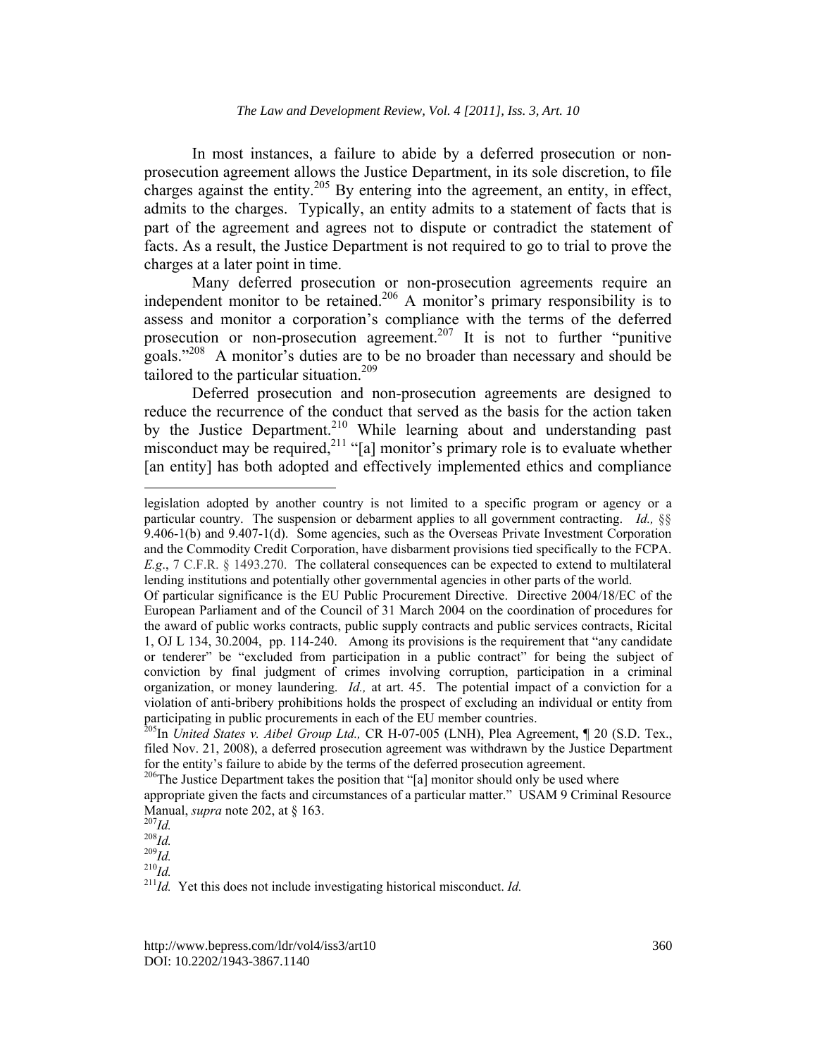In most instances, a failure to abide by a deferred prosecution or non-prosecution agreement allows the Justice Department, in its sole discretion, to file charges against the entity.[205] By entering into the agreement, an entity, in effect, admits to the charges. Typically, an entity admits to a statement of facts that is part of the agreement and agrees not to dispute or contradict the statement of facts. As a result, the Justice Department is not required to go to trial to prove the charges at a later point in time.

Many deferred prosecution or non-prosecution agreements require an independent monitor to be retained.[206] A monitor's primary responsibility is to assess and monitor a corporation's compliance with the terms of the deferred prosecution or non-prosecution agreement.[207] It is not to further "punitive goals."[208] A monitor's duties are to be no broader than necessary and should be tailored to the particular situation.[209]

Deferred prosecution and non-prosecution agreements are designed to reduce the recurrence of the conduct that served as the basis for the action taken by the Justice Department.[210] While learning about and understanding past misconduct may be required,[211] "[a] monitor's primary role is to evaluate whether [an entity] has both adopted and effectively implemented ethics and compliance

---

legislation adopted by another country is not limited to a specific program or agency or a particular country. The suspension or debarment applies to all government contracting. *Id.,* §§ 9.406-1(b) and 9.407-1(d). Some agencies, such as the Overseas Private Investment Corporation and the Commodity Credit Corporation, have disbarment provisions tied specifically to the FCPA. *E.g*., 7 C.F.R. § 1493.270. The collateral consequences can be expected to extend to multilateral lending institutions and potentially other governmental agencies in other parts of the world.

Of particular significance is the EU Public Procurement Directive. Directive 2004/18/EC of the European Parliament and of the Council of 31 March 2004 on the coordination of procedures for the award of public works contracts, public supply contracts and public services contracts, Ricital 1, OJ L 134, 30.2004, pp. 114-240. Among its provisions is the requirement that "any candidate or tenderer" be "excluded from participation in a public contract" for being the subject of conviction by final judgment of crimes involving corruption, participation in a criminal organization, or money laundering. *Id.,* at art. 45. The potential impact of a conviction for a violation of anti-bribery prohibitions holds the prospect of excluding an individual or entity from participating in public procurements in each of the EU member countries.

[205] In *United States v. Aibel Group Ltd.,* CR H-07-005 (LNH), Plea Agreement, ¶ 20 (S.D. Tex., filed Nov. 21, 2008), a deferred prosecution agreement was withdrawn by the Justice Department for the entity's failure to abide by the terms of the deferred prosecution agreement.

[206] The Justice Department takes the position that "[a] monitor should only be used where appropriate given the facts and circumstances of a particular matter." USAM 9 Criminal Resource Manual, *supra* note 202, at § 163.

[207] *Id.*

[208] *Id.*

[209] *Id.*

[210] *Id.*

[211] *Id.* Yet this does not include investigating historical misconduct. *Id.*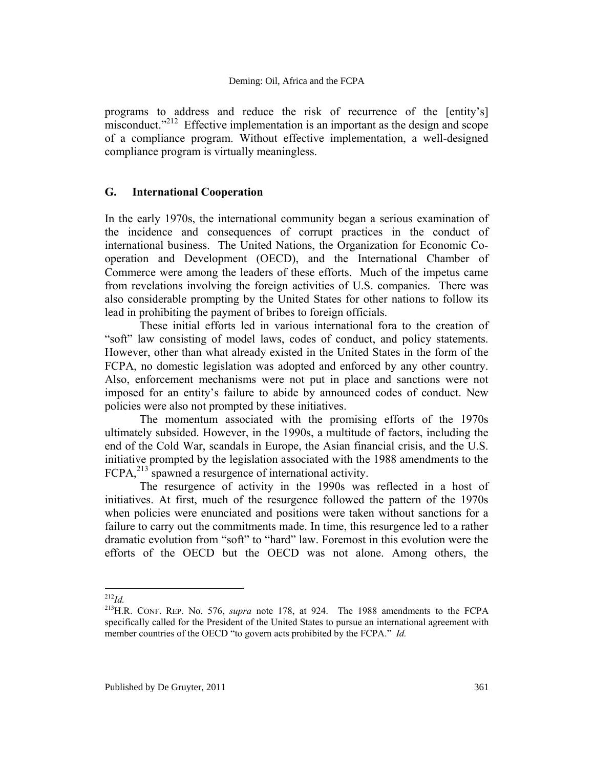programs to address and reduce the risk of recurrence of the [entity's] misconduct."[212] Effective implementation is an important as the design and scope of a compliance program. Without effective implementation, a well-designed compliance program is virtually meaningless.

## G. International Cooperation

In the early 1970s, the international community began a serious examination of the incidence and consequences of corrupt practices in the conduct of international business. The United Nations, the Organization for Economic Co-operation and Development (OECD), and the International Chamber of Commerce were among the leaders of these efforts. Much of the impetus came from revelations involving the foreign activities of U.S. companies. There was also considerable prompting by the United States for other nations to follow its lead in prohibiting the payment of bribes to foreign officials.

These initial efforts led in various international fora to the creation of "soft" law consisting of model laws, codes of conduct, and policy statements. However, other than what already existed in the United States in the form of the FCPA, no domestic legislation was adopted and enforced by any other country. Also, enforcement mechanisms were not put in place and sanctions were not imposed for an entity's failure to abide by announced codes of conduct. New policies were also not prompted by these initiatives.

The momentum associated with the promising efforts of the 1970s ultimately subsided. However, in the 1990s, a multitude of factors, including the end of the Cold War, scandals in Europe, the Asian financial crisis, and the U.S. initiative prompted by the legislation associated with the 1988 amendments to the FCPA,[213] spawned a resurgence of international activity.

The resurgence of activity in the 1990s was reflected in a host of initiatives. At first, much of the resurgence followed the pattern of the 1970s when policies were enunciated and positions were taken without sanctions for a failure to carry out the commitments made. In time, this resurgence led to a rather dramatic evolution from "soft" to "hard" law. Foremost in this evolution were the efforts of the OECD but the OECD was not alone. Among others, the

---

[212] *Id.*

[213] H.R. CONF. REP. No. 576, *supra* note 178, at 924. The 1988 amendments to the FCPA specifically called for the President of the United States to pursue an international agreement with member countries of the OECD "to govern acts prohibited by the FCPA." *Id.*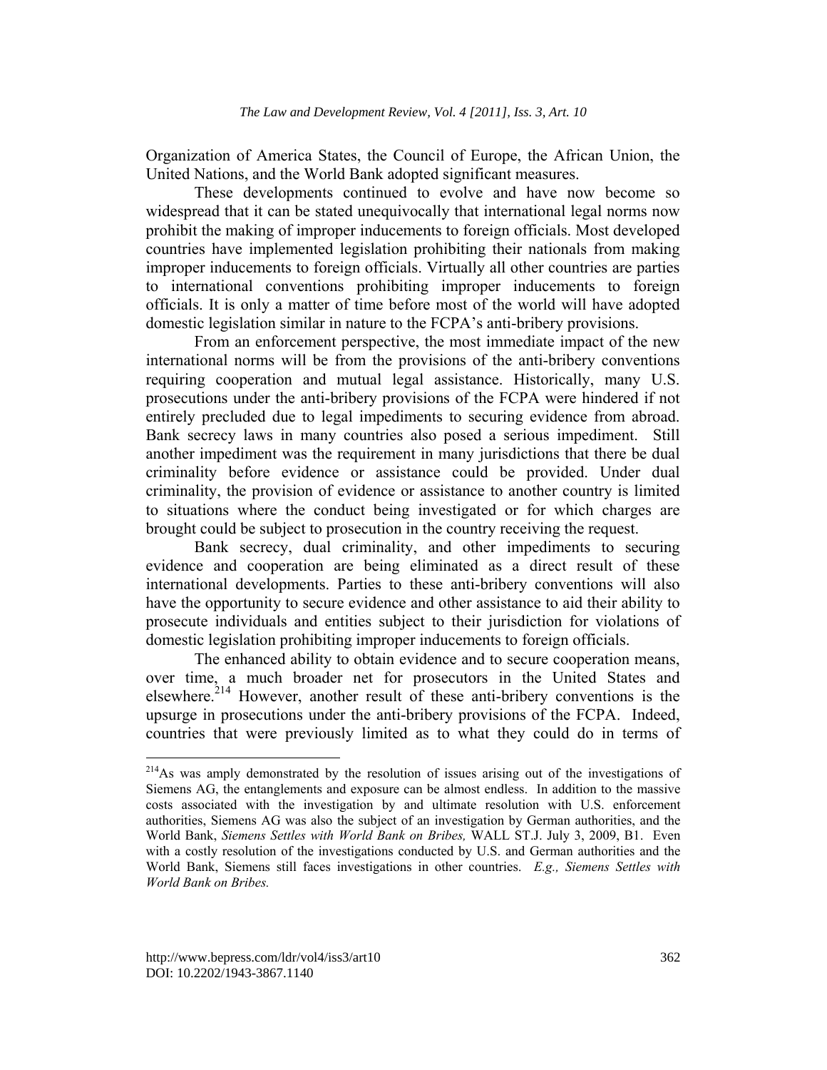Organization of America States, the Council of Europe, the African Union, the United Nations, and the World Bank adopted significant measures.

These developments continued to evolve and have now become so widespread that it can be stated unequivocally that international legal norms now prohibit the making of improper inducements to foreign officials. Most developed countries have implemented legislation prohibiting their nationals from making improper inducements to foreign officials. Virtually all other countries are parties to international conventions prohibiting improper inducements to foreign officials. It is only a matter of time before most of the world will have adopted domestic legislation similar in nature to the FCPA's anti-bribery provisions.

From an enforcement perspective, the most immediate impact of the new international norms will be from the provisions of the anti-bribery conventions requiring cooperation and mutual legal assistance. Historically, many U.S. prosecutions under the anti-bribery provisions of the FCPA were hindered if not entirely precluded due to legal impediments to securing evidence from abroad. Bank secrecy laws in many countries also posed a serious impediment. Still another impediment was the requirement in many jurisdictions that there be dual criminality before evidence or assistance could be provided. Under dual criminality, the provision of evidence or assistance to another country is limited to situations where the conduct being investigated or for which charges are brought could be subject to prosecution in the country receiving the request.

Bank secrecy, dual criminality, and other impediments to securing evidence and cooperation are being eliminated as a direct result of these international developments. Parties to these anti-bribery conventions will also have the opportunity to secure evidence and other assistance to aid their ability to prosecute individuals and entities subject to their jurisdiction for violations of domestic legislation prohibiting improper inducements to foreign officials.

The enhanced ability to obtain evidence and to secure cooperation means, over time, a much broader net for prosecutors in the United States and elsewhere.[214] However, another result of these anti-bribery conventions is the upsurge in prosecutions under the anti-bribery provisions of the FCPA. Indeed, countries that were previously limited as to what they could do in terms of

---

[214]As was amply demonstrated by the resolution of issues arising out of the investigations of Siemens AG, the entanglements and exposure can be almost endless. In addition to the massive costs associated with the investigation by and ultimate resolution with U.S. enforcement authorities, Siemens AG was also the subject of an investigation by German authorities, and the World Bank, *Siemens Settles with World Bank on Bribes,* WALL ST.J. July 3, 2009, B1. Even with a costly resolution of the investigations conducted by U.S. and German authorities and the World Bank, Siemens still faces investigations in other countries. *E.g., Siemens Settles with World Bank on Bribes.*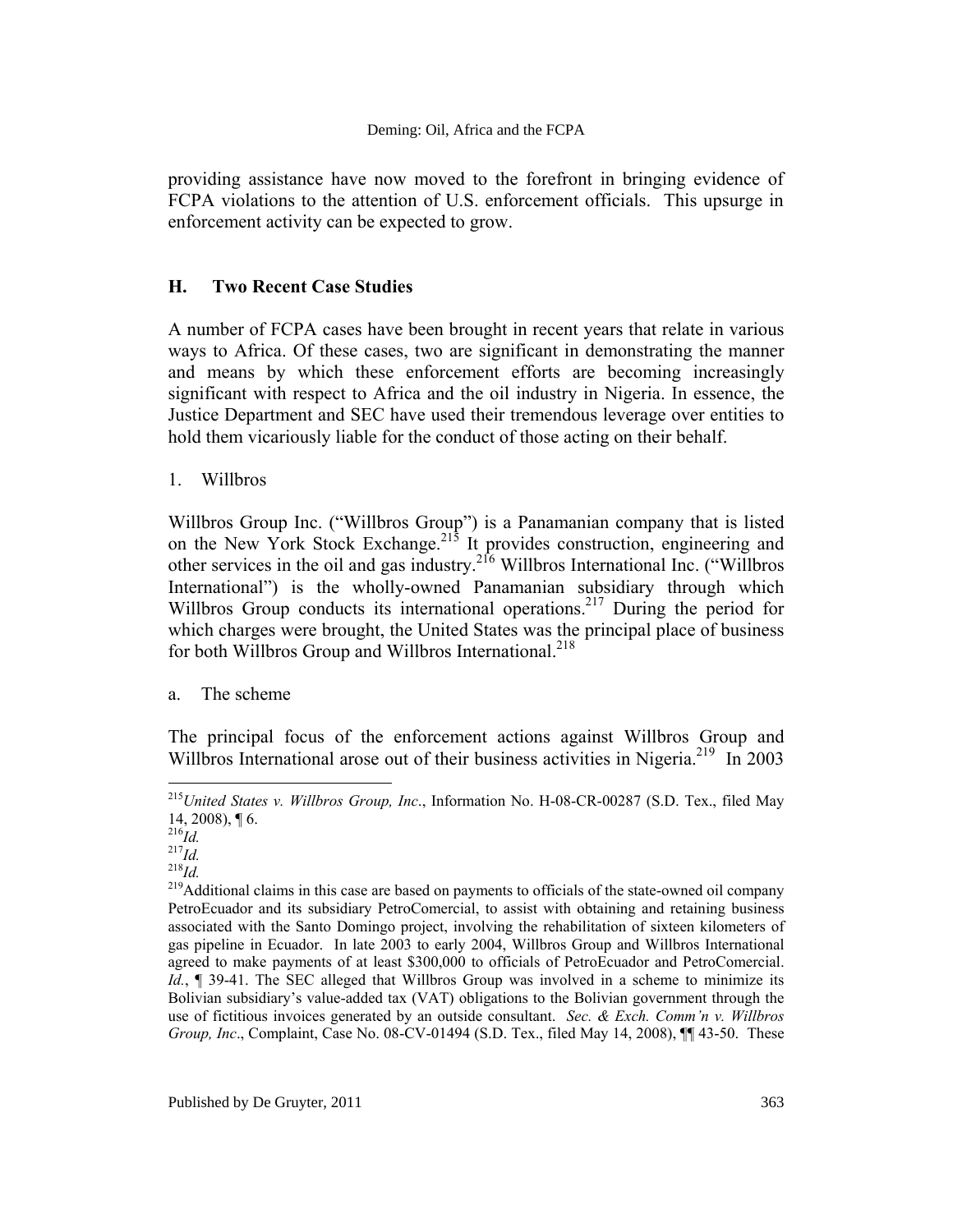providing assistance have now moved to the forefront in bringing evidence of FCPA violations to the attention of U.S. enforcement officials. This upsurge in enforcement activity can be expected to grow.

## H. Two Recent Case Studies

A number of FCPA cases have been brought in recent years that relate in various ways to Africa. Of these cases, two are significant in demonstrating the manner and means by which these enforcement efforts are becoming increasingly significant with respect to Africa and the oil industry in Nigeria. In essence, the Justice Department and SEC have used their tremendous leverage over entities to hold them vicariously liable for the conduct of those acting on their behalf.

### 1. Willbros

Willbros Group Inc. ("Willbros Group") is a Panamanian company that is listed on the New York Stock Exchange.[215] It provides construction, engineering and other services in the oil and gas industry.[216] Willbros International Inc. ("Willbros International") is the wholly-owned Panamanian subsidiary through which Willbros Group conducts its international operations.[217] During the period for which charges were brought, the United States was the principal place of business for both Willbros Group and Willbros International.[218]

#### a. The scheme

The principal focus of the enforcement actions against Willbros Group and Willbros International arose out of their business activities in Nigeria.[219] In 2003

---

[215] *United States v. Willbros Group, Inc*., Information No. H-08-CR-00287 (S.D. Tex., filed May 14, 2008), ¶ 6.

[216] *Id.*

[217] *Id.*

[218] *Id.*

[219] Additional claims in this case are based on payments to officials of the state-owned oil company PetroEcuador and its subsidiary PetroComercial, to assist with obtaining and retaining business associated with the Santo Domingo project, involving the rehabilitation of sixteen kilometers of gas pipeline in Ecuador. In late 2003 to early 2004, Willbros Group and Willbros International agreed to make payments of at least $300,000 to officials of PetroEcuador and PetroComercial. *Id.*, ¶ 39-41. The SEC alleged that Willbros Group was involved in a scheme to minimize its Bolivian subsidiary's value-added tax (VAT) obligations to the Bolivian government through the use of fictitious invoices generated by an outside consultant. *Sec. & Exch. Comm'n v. Willbros Group, Inc*., Complaint, Case No. 08-CV-01494 (S.D. Tex., filed May 14, 2008), ¶¶ 43-50. These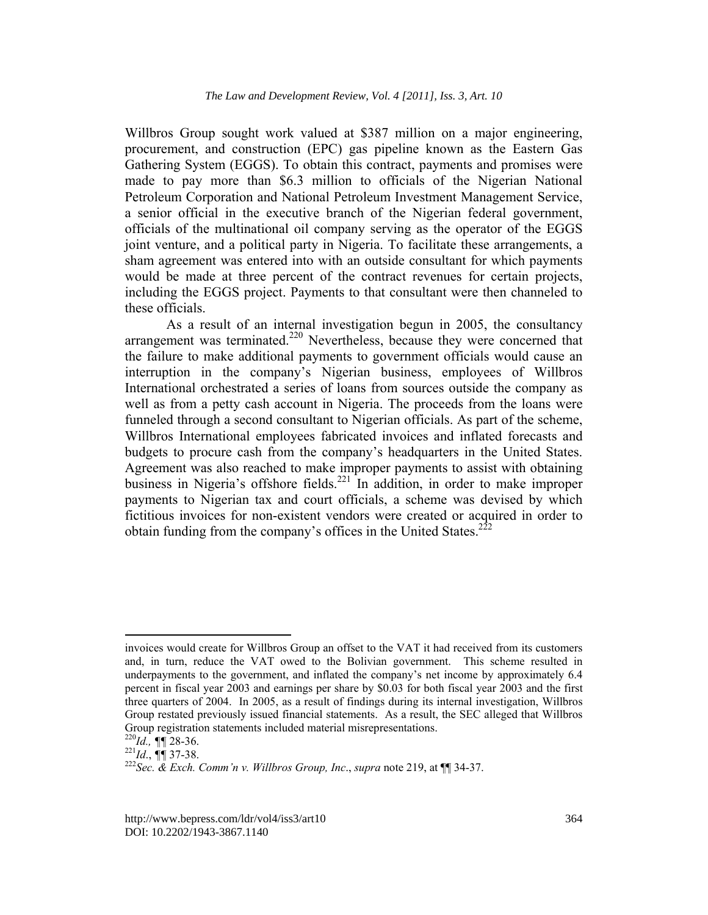Willbros Group sought work valued at $387 million on a major engineering, procurement, and construction (EPC) gas pipeline known as the Eastern Gas Gathering System (EGGS). To obtain this contract, payments and promises were made to pay more than $6.3 million to officials of the Nigerian National Petroleum Corporation and National Petroleum Investment Management Service, a senior official in the executive branch of the Nigerian federal government, officials of the multinational oil company serving as the operator of the EGGS joint venture, and a political party in Nigeria. To facilitate these arrangements, a sham agreement was entered into with an outside consultant for which payments would be made at three percent of the contract revenues for certain projects, including the EGGS project. Payments to that consultant were then channeled to these officials.

As a result of an internal investigation begun in 2005, the consultancy arrangement was terminated.[220] Nevertheless, because they were concerned that the failure to make additional payments to government officials would cause an interruption in the company's Nigerian business, employees of Willbros International orchestrated a series of loans from sources outside the company as well as from a petty cash account in Nigeria. The proceeds from the loans were funneled through a second consultant to Nigerian officials. As part of the scheme, Willbros International employees fabricated invoices and inflated forecasts and budgets to procure cash from the company's headquarters in the United States. Agreement was also reached to make improper payments to assist with obtaining business in Nigeria's offshore fields.[221] In addition, in order to make improper payments to Nigerian tax and court officials, a scheme was devised by which fictitious invoices for non-existent vendors were created or acquired in order to obtain funding from the company's offices in the United States.[222]

---

invoices would create for Willbros Group an offset to the VAT it had received from its customers and, in turn, reduce the VAT owed to the Bolivian government. This scheme resulted in underpayments to the government, and inflated the company's net income by approximately 6.4 percent in fiscal year 2003 and earnings per share by $0.03 for both fiscal year 2003 and the first three quarters of 2004. In 2005, as a result of findings during its internal investigation, Willbros Group restated previously issued financial statements. As a result, the SEC alleged that Willbros Group registration statements included material misrepresentations.

[220] *Id.,* ¶¶ 28-36.

[221] *Id.*, ¶¶ 37-38.

[222] *Sec. & Exch. Comm'n v. Willbros Group, Inc*., *supra* note 219, at ¶¶ 34-37.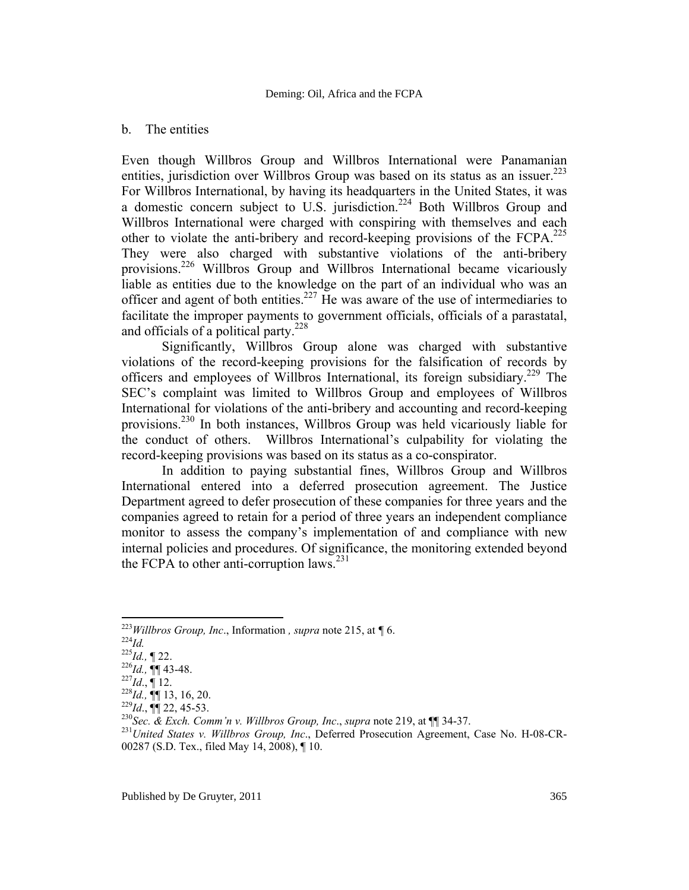### b. The entities

Even though Willbros Group and Willbros International were Panamanian entities, jurisdiction over Willbros Group was based on its status as an issuer.[223] For Willbros International, by having its headquarters in the United States, it was a domestic concern subject to U.S. jurisdiction.[224] Both Willbros Group and Willbros International were charged with conspiring with themselves and each other to violate the anti-bribery and record-keeping provisions of the FCPA.[225] They were also charged with substantive violations of the anti-bribery provisions.[226] Willbros Group and Willbros International became vicariously liable as entities due to the knowledge on the part of an individual who was an officer and agent of both entities.[227] He was aware of the use of intermediaries to facilitate the improper payments to government officials, officials of a parastatal, and officials of a political party.[228]

Significantly, Willbros Group alone was charged with substantive violations of the record-keeping provisions for the falsification of records by officers and employees of Willbros International, its foreign subsidiary.[229] The SEC's complaint was limited to Willbros Group and employees of Willbros International for violations of the anti-bribery and accounting and record-keeping provisions.[230] In both instances, Willbros Group was held vicariously liable for the conduct of others. Willbros International's culpability for violating the record-keeping provisions was based on its status as a co-conspirator.

In addition to paying substantial fines, Willbros Group and Willbros International entered into a deferred prosecution agreement. The Justice Department agreed to defer prosecution of these companies for three years and the companies agreed to retain for a period of three years an independent compliance monitor to assess the company's implementation of and compliance with new internal policies and procedures. Of significance, the monitoring extended beyond the FCPA to other anti-corruption laws.[231]

---

[223] *Willbros Group, Inc*., Information *, supra* note 215, at ¶ 6.

[224] *Id.*

[225] *Id.,* ¶ 22.

[226] *Id.,* ¶¶ 43-48.

[227] *Id*., ¶ 12.

[228] *Id.,* ¶¶ 13, 16, 20.

[229] *Id*., ¶¶ 22, 45-53.

[230] *Sec. & Exch. Comm'n v. Willbros Group, Inc*., *supra* note 219, at ¶¶ 34-37.

[231] *United States v. Willbros Group, Inc*., Deferred Prosecution Agreement, Case No. H-08-CR-00287 (S.D. Tex., filed May 14, 2008), ¶ 10.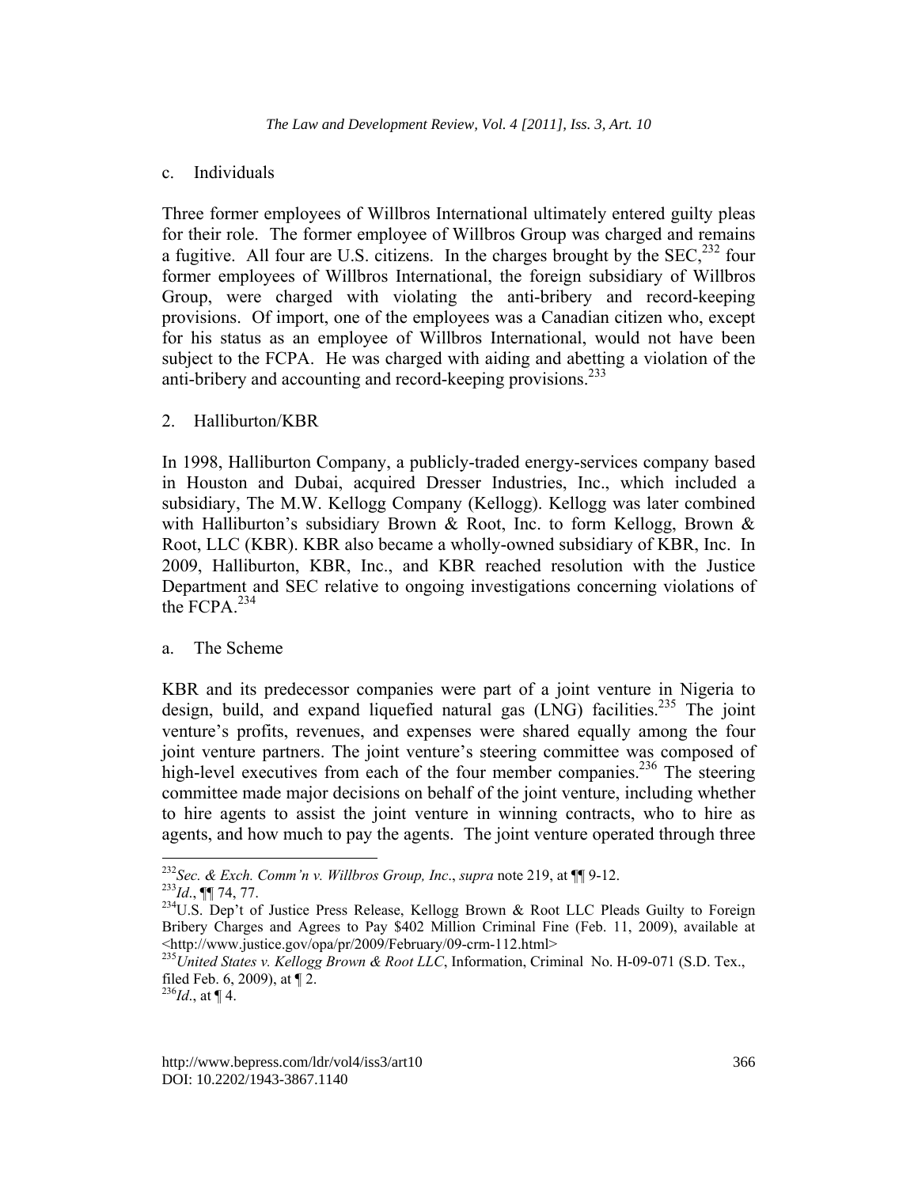c. Individuals

Three former employees of Willbros International ultimately entered guilty pleas for their role. The former employee of Willbros Group was charged and remains a fugitive. All four are U.S. citizens. In the charges brought by the SEC,[232] four former employees of Willbros International, the foreign subsidiary of Willbros Group, were charged with violating the anti-bribery and record-keeping provisions. Of import, one of the employees was a Canadian citizen who, except for his status as an employee of Willbros International, would not have been subject to the FCPA. He was charged with aiding and abetting a violation of the anti-bribery and accounting and record-keeping provisions.[233]

2. Halliburton/KBR

In 1998, Halliburton Company, a publicly-traded energy-services company based in Houston and Dubai, acquired Dresser Industries, Inc., which included a subsidiary, The M.W. Kellogg Company (Kellogg). Kellogg was later combined with Halliburton's subsidiary Brown & Root, Inc. to form Kellogg, Brown & Root, LLC (KBR). KBR also became a wholly-owned subsidiary of KBR, Inc. In 2009, Halliburton, KBR, Inc., and KBR reached resolution with the Justice Department and SEC relative to ongoing investigations concerning violations of the FCPA.[234]

a. The Scheme

KBR and its predecessor companies were part of a joint venture in Nigeria to design, build, and expand liquefied natural gas (LNG) facilities.[235] The joint venture's profits, revenues, and expenses were shared equally among the four joint venture partners. The joint venture's steering committee was composed of high-level executives from each of the four member companies.[236] The steering committee made major decisions on behalf of the joint venture, including whether to hire agents to assist the joint venture in winning contracts, who to hire as agents, and how much to pay the agents. The joint venture operated through three

---

[232] *Sec. & Exch. Comm'n v. Willbros Group, Inc*., *supra* note 219, at ¶¶ 9-12.

[233] *Id*., ¶¶ 74, 77.

[234] U.S. Dep't of Justice Press Release, Kellogg Brown & Root LLC Pleads Guilty to Foreign Bribery Charges and Agrees to Pay $402 Million Criminal Fine (Feb. 11, 2009), available at <http://www.justice.gov/opa/pr/2009/February/09-crm-112.html>

[235] *United States v. Kellogg Brown & Root LLC*, Information, Criminal No. H-09-071 (S.D. Tex., filed Feb. 6, 2009), at ¶ 2.

[236] *Id*., at ¶ 4.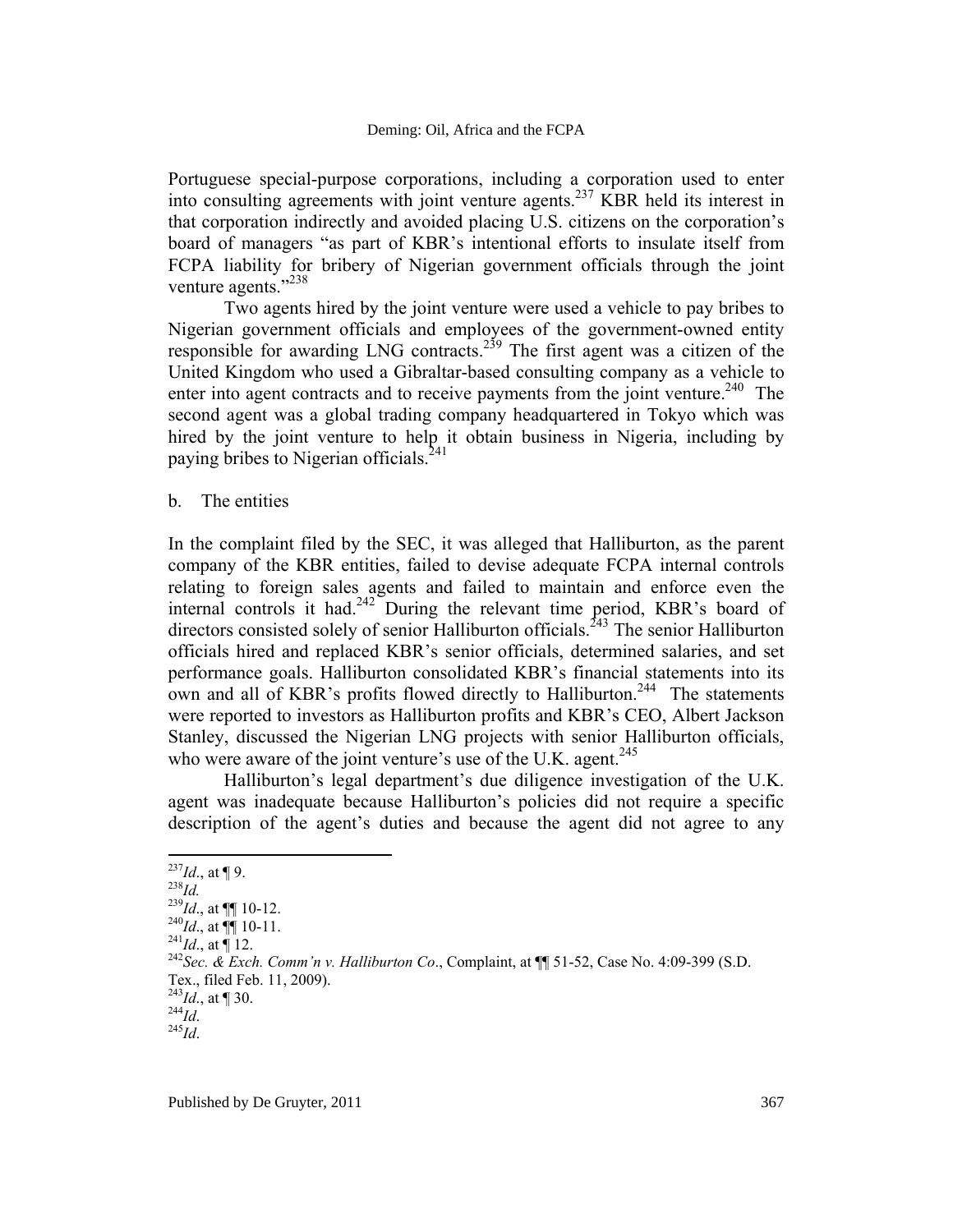Portuguese special-purpose corporations, including a corporation used to enter into consulting agreements with joint venture agents.[237] KBR held its interest in that corporation indirectly and avoided placing U.S. citizens on the corporation's board of managers "as part of KBR's intentional efforts to insulate itself from FCPA liability for bribery of Nigerian government officials through the joint venture agents."[238]

Two agents hired by the joint venture were used a vehicle to pay bribes to Nigerian government officials and employees of the government-owned entity responsible for awarding LNG contracts.[239] The first agent was a citizen of the United Kingdom who used a Gibraltar-based consulting company as a vehicle to enter into agent contracts and to receive payments from the joint venture.[240] The second agent was a global trading company headquartered in Tokyo which was hired by the joint venture to help it obtain business in Nigeria, including by paying bribes to Nigerian officials.[241]

b. The entities

In the complaint filed by the SEC, it was alleged that Halliburton, as the parent company of the KBR entities, failed to devise adequate FCPA internal controls relating to foreign sales agents and failed to maintain and enforce even the internal controls it had.[242] During the relevant time period, KBR's board of directors consisted solely of senior Halliburton officials.[243] The senior Halliburton officials hired and replaced KBR's senior officials, determined salaries, and set performance goals. Halliburton consolidated KBR's financial statements into its own and all of KBR's profits flowed directly to Halliburton.[244] The statements were reported to investors as Halliburton profits and KBR's CEO, Albert Jackson Stanley, discussed the Nigerian LNG projects with senior Halliburton officials, who were aware of the joint venture's use of the U.K. agent.[245]

Halliburton's legal department's due diligence investigation of the U.K. agent was inadequate because Halliburton's policies did not require a specific description of the agent's duties and because the agent did not agree to any

---

[237] *Id.*, at ¶ 9.
[238] *Id.*
[239] *Id.*, at ¶¶ 10-12.
[240] *Id.*, at ¶¶ 10-11.
[241] *Id.*, at ¶ 12.
[242] *Sec. & Exch. Comm'n v. Halliburton Co*., Complaint, at ¶¶ 51-52, Case No. 4:09-399 (S.D. Tex., filed Feb. 11, 2009).
[243] *Id.*, at ¶ 30.
[244] *Id.*
[245] *Id.*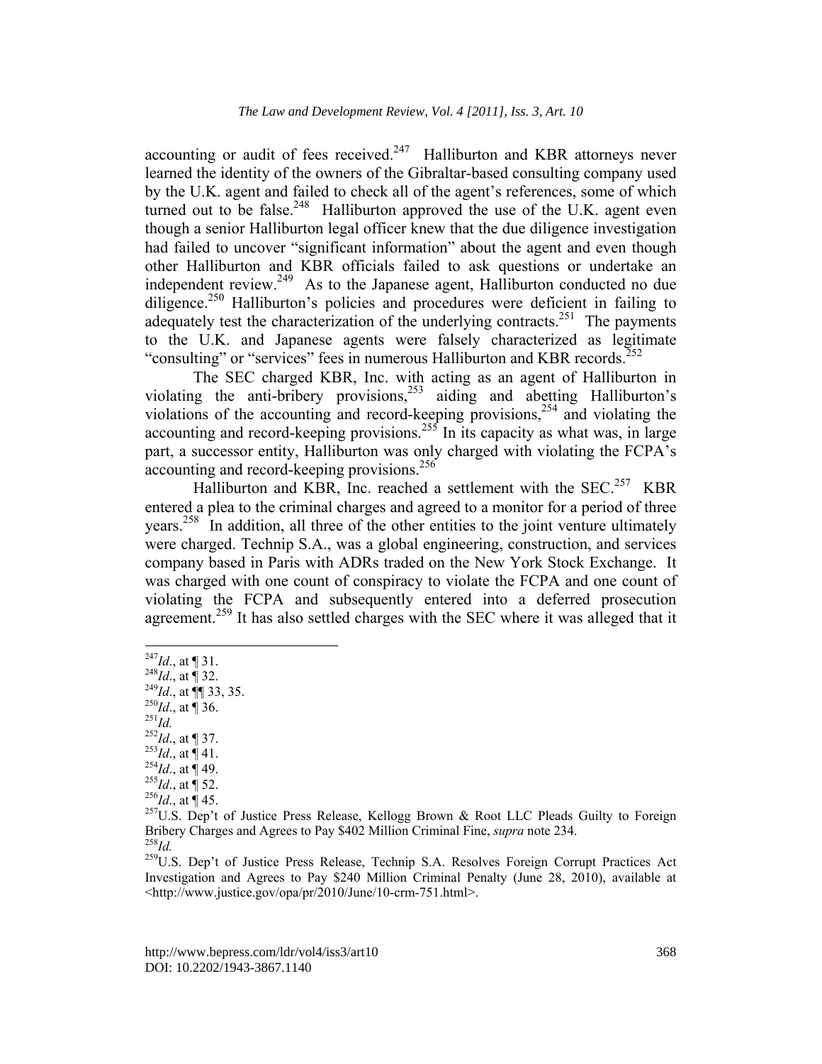accounting or audit of fees received.[247] Halliburton and KBR attorneys never learned the identity of the owners of the Gibraltar-based consulting company used by the U.K. agent and failed to check all of the agent's references, some of which turned out to be false.[248] Halliburton approved the use of the U.K. agent even though a senior Halliburton legal officer knew that the due diligence investigation had failed to uncover "significant information" about the agent and even though other Halliburton and KBR officials failed to ask questions or undertake an independent review.[249] As to the Japanese agent, Halliburton conducted no due diligence.[250] Halliburton's policies and procedures were deficient in failing to adequately test the characterization of the underlying contracts.[251] The payments to the U.K. and Japanese agents were falsely characterized as legitimate "consulting" or "services" fees in numerous Halliburton and KBR records.[252]

The SEC charged KBR, Inc. with acting as an agent of Halliburton in violating the anti-bribery provisions,[253] aiding and abetting Halliburton's violations of the accounting and record-keeping provisions,[254] and violating the accounting and record-keeping provisions.[255] In its capacity as what was, in large part, a successor entity, Halliburton was only charged with violating the FCPA's accounting and record-keeping provisions.[256]

Halliburton and KBR, Inc. reached a settlement with the SEC.[257] KBR entered a plea to the criminal charges and agreed to a monitor for a period of three years.[258] In addition, all three of the other entities to the joint venture ultimately were charged. Technip S.A., was a global engineering, construction, and services company based in Paris with ADRs traded on the New York Stock Exchange. It was charged with one count of conspiracy to violate the FCPA and one count of violating the FCPA and subsequently entered into a deferred prosecution agreement.[259] It has also settled charges with the SEC where it was alleged that it

---

[247] *Id.*, at ¶ 31.
[248] *Id.*, at ¶ 32.
[249] *Id.*, at ¶¶ 33, 35.
[250] *Id.*, at ¶ 36.
[251] *Id.*
[252] *Id.*, at ¶ 37.
[253] *Id.*, at ¶ 41.
[254] *Id.*, at ¶ 49.
[255] *Id.*, at ¶ 52.
[256] *Id.*, at ¶ 45.
[257] U.S. Dep't of Justice Press Release, Kellogg Brown & Root LLC Pleads Guilty to Foreign Bribery Charges and Agrees to Pay $402 Million Criminal Fine, *supra* note 234.
[258] *Id.*
[259] U.S. Dep't of Justice Press Release, Technip S.A. Resolves Foreign Corrupt Practices Act Investigation and Agrees to Pay $240 Million Criminal Penalty (June 28, 2010), available at <http://www.justice.gov/opa/pr/2010/June/10-crm-751.html>.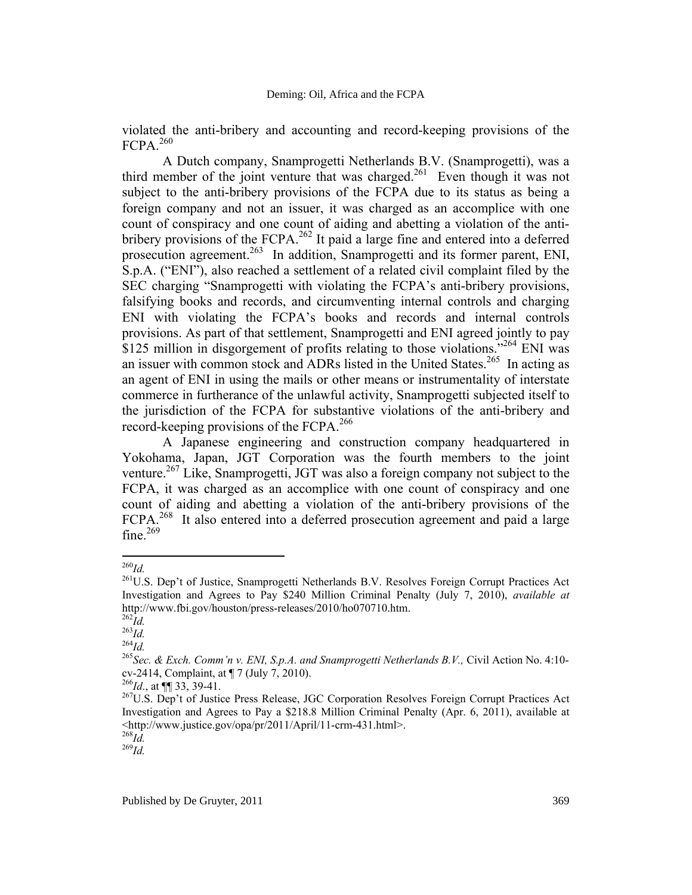violated the anti-bribery and accounting and record-keeping provisions of the FCPA.[260]

A Dutch company, Snamprogetti Netherlands B.V. (Snamprogetti), was a third member of the joint venture that was charged.[261] Even though it was not subject to the anti-bribery provisions of the FCPA due to its status as being a foreign company and not an issuer, it was charged as an accomplice with one count of conspiracy and one count of aiding and abetting a violation of the anti-bribery provisions of the FCPA.[262] It paid a large fine and entered into a deferred prosecution agreement.[263] In addition, Snamprogetti and its former parent, ENI, S.p.A. ("ENI"), also reached a settlement of a related civil complaint filed by the SEC charging "Snamprogetti with violating the FCPA's anti-bribery provisions, falsifying books and records, and circumventing internal controls and charging ENI with violating the FCPA's books and records and internal controls provisions. As part of that settlement, Snamprogetti and ENI agreed jointly to pay $125 million in disgorgement of profits relating to those violations."[264] ENI was an issuer with common stock and ADRs listed in the United States.[265] In acting as an agent of ENI in using the mails or other means or instrumentality of interstate commerce in furtherance of the unlawful activity, Snamprogetti subjected itself to the jurisdiction of the FCPA for substantive violations of the anti-bribery and record-keeping provisions of the FCPA.[266]

A Japanese engineering and construction company headquartered in Yokohama, Japan, JGT Corporation was the fourth members to the joint venture.[267] Like, Snamprogetti, JGT was also a foreign company not subject to the FCPA, it was charged as an accomplice with one count of conspiracy and one count of aiding and abetting a violation of the anti-bribery provisions of the FCPA.[268] It also entered into a deferred prosecution agreement and paid a large fine.[269]

---

[260] *Id.*

[261] U.S. Dep't of Justice, Snamprogetti Netherlands B.V. Resolves Foreign Corrupt Practices Act Investigation and Agrees to Pay $240 Million Criminal Penalty (July 7, 2010), *available at* http://www.fbi.gov/houston/press-releases/2010/ho070710.htm.

[262] *Id.*

[263] *Id.*

[264] *Id.*

[265] *Sec. & Exch. Comm'n v. ENI, S.p.A. and Snamprogetti Netherlands B.V.,* Civil Action No. 4:10-cv-2414, Complaint, at ¶ 7 (July 7, 2010).

[266] *Id*., at ¶¶ 33, 39-41.

[267] U.S. Dep't of Justice Press Release, JGC Corporation Resolves Foreign Corrupt Practices Act Investigation and Agrees to Pay a $218.8 Million Criminal Penalty (Apr. 6, 2011), available at <http://www.justice.gov/opa/pr/2011/April/11-crm-431.html>.

[268] *Id.*

[269] *Id.*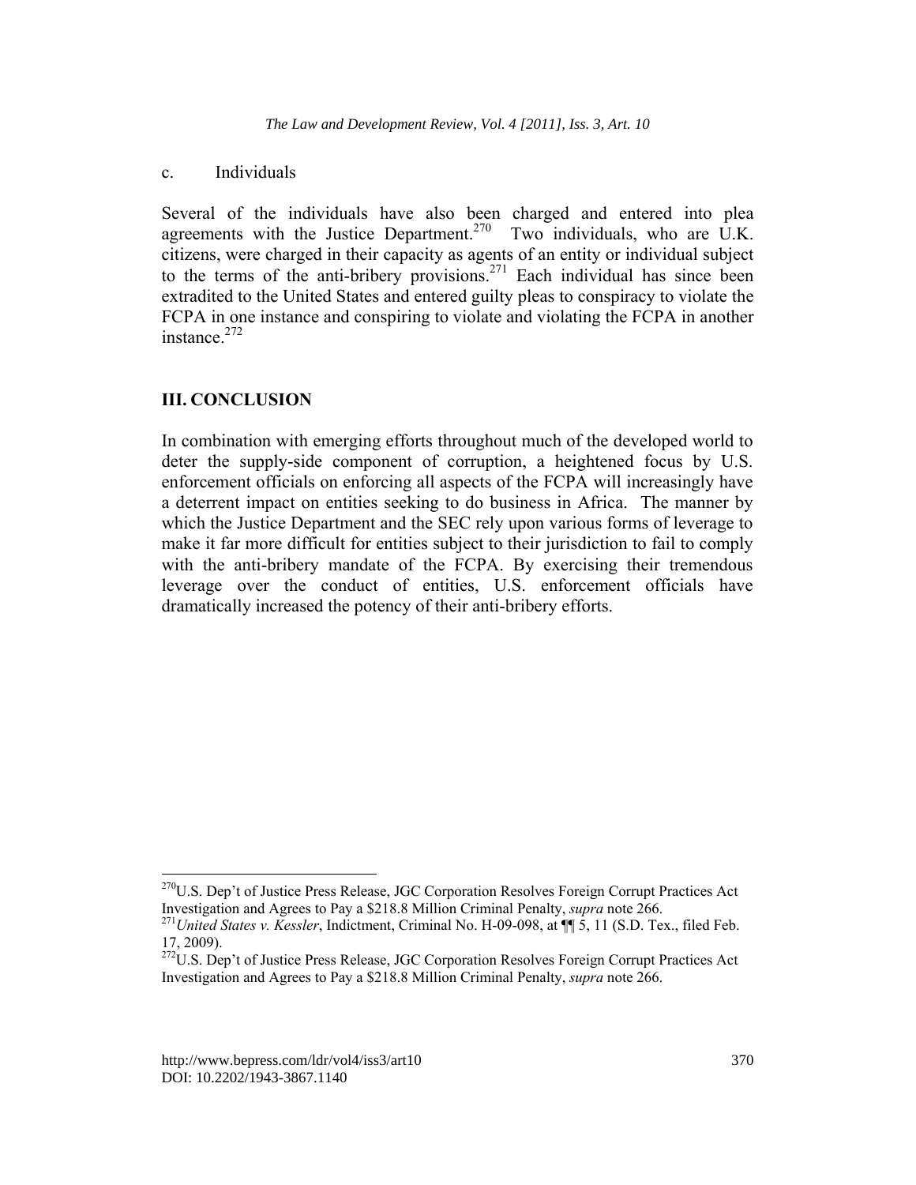c. Individuals

Several of the individuals have also been charged and entered into plea agreements with the Justice Department.[270] Two individuals, who are U.K. citizens, were charged in their capacity as agents of an entity or individual subject to the terms of the anti-bribery provisions.[271] Each individual has since been extradited to the United States and entered guilty pleas to conspiracy to violate the FCPA in one instance and conspiring to violate and violating the FCPA in another instance.[272]

## III. CONCLUSION

In combination with emerging efforts throughout much of the developed world to deter the supply-side component of corruption, a heightened focus by U.S. enforcement officials on enforcing all aspects of the FCPA will increasingly have a deterrent impact on entities seeking to do business in Africa. The manner by which the Justice Department and the SEC rely upon various forms of leverage to make it far more difficult for entities subject to their jurisdiction to fail to comply with the anti-bribery mandate of the FCPA. By exercising their tremendous leverage over the conduct of entities, U.S. enforcement officials have dramatically increased the potency of their anti-bribery efforts.

---

[270] U.S. Dep't of Justice Press Release, JGC Corporation Resolves Foreign Corrupt Practices Act Investigation and Agrees to Pay a $218.8 Million Criminal Penalty, *supra* note 266.

[271] *United States v. Kessler*, Indictment, Criminal No. H-09-098, at ¶¶ 5, 11 (S.D. Tex., filed Feb. 17, 2009).

[272] U.S. Dep't of Justice Press Release, JGC Corporation Resolves Foreign Corrupt Practices Act Investigation and Agrees to Pay a $218.8 Million Criminal Penalty, *supra* note 266.